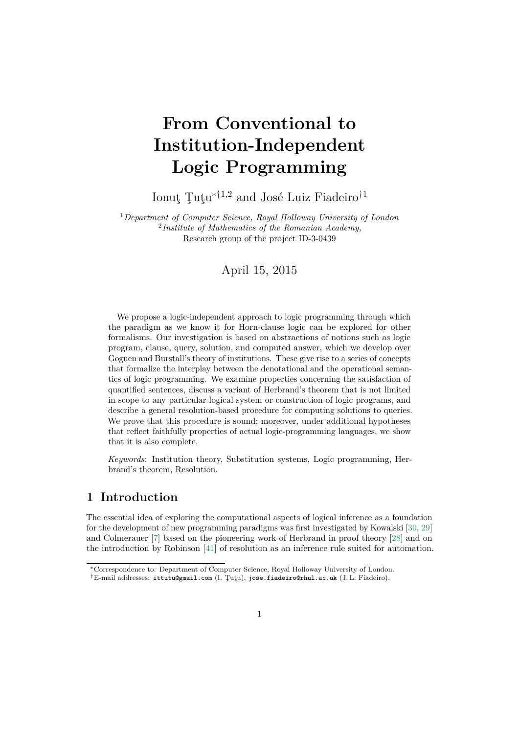# From Conventional to Institution-Independent Logic Programming

Ionuţ Ţuţu[*†1,2] and José Luiz Fiadeiro[†1]

[1] *Department of Computer Science, Royal Holloway University of London*
[2] *Institute of Mathematics of the Romanian Academy,*
Research group of the project ID-3-0439

April 15, 2015

We propose a logic-independent approach to logic programming through which the paradigm as we know it for Horn-clause logic can be explored for other formalisms. Our investigation is based on abstractions of notions such as logic program, clause, query, solution, and computed answer, which we develop over Goguen and Burstall's theory of institutions. These give rise to a series of concepts that formalize the interplay between the denotational and the operational semantics of logic programming. We examine properties concerning the satisfaction of quantified sentences, discuss a variant of Herbrand's theorem that is not limited in scope to any particular logical system or construction of logic programs, and describe a general resolution-based procedure for computing solutions to queries. We prove that this procedure is sound; moreover, under additional hypotheses that reflect faithfully properties of actual logic-programming languages, we show that it is also complete.

*Keywords*: Institution theory, Substitution systems, Logic programming, Herbrand's theorem, Resolution.

## 1 Introduction

The essential idea of exploring the computational aspects of logical inference as a foundation for the development of new programming paradigms was first investigated by Kowalski [30, 29] and Colmerauer [7] based on the pioneering work of Herbrand in proof theory [28] and on the introduction by Robinson [41] of resolution as an inference rule suited for automation.

[*] Correspondence to: Department of Computer Science, Royal Holloway University of London.
[†] E-mail addresses: ittutu@gmail.com (I. Ţuţu), jose.fiadeiro@rhul.ac.uk (J. L. Fiadeiro).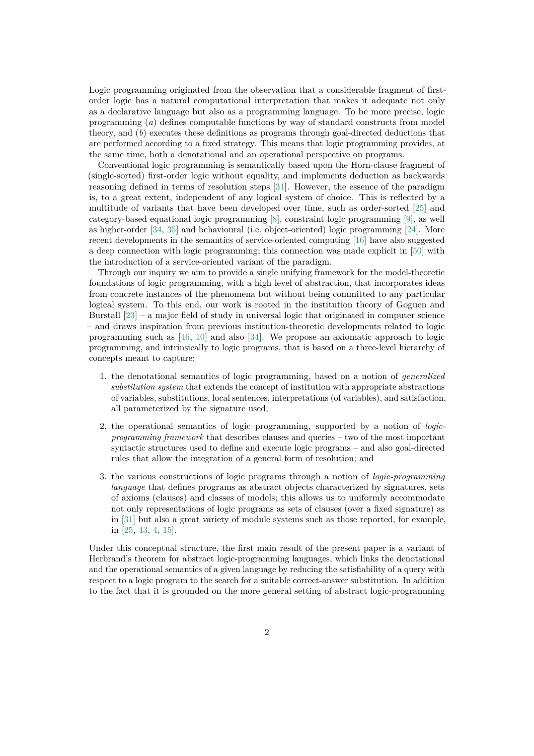Logic programming originated from the observation that a considerable fragment of first-order logic has a natural computational interpretation that makes it adequate not only as a declarative language but also as a programming language. To be more precise, logic programming (*a*) defines computable functions by way of standard constructs from model theory, and (*b*) executes these definitions as programs through goal-directed deductions that are performed according to a fixed strategy. This means that logic programming provides, at the same time, both a denotational and an operational perspective on programs.

Conventional logic programming is semantically based upon the Horn-clause fragment of (single-sorted) first-order logic without equality, and implements deduction as backwards reasoning defined in terms of resolution steps [31]. However, the essence of the paradigm is, to a great extent, independent of any logical system of choice. This is reflected by a multitude of variants that have been developed over time, such as order-sorted [25] and category-based equational logic programming [8], constraint logic programming [9], as well as higher-order [34, 35] and behavioural (i.e. object-oriented) logic programming [24]. More recent developments in the semantics of service-oriented computing [16] have also suggested a deep connection with logic programming; this connection was made explicit in [50] with the introduction of a service-oriented variant of the paradigm.

Through our inquiry we aim to provide a single unifying framework for the model-theoretic foundations of logic programming, with a high level of abstraction, that incorporates ideas from concrete instances of the phenomena but without being committed to any particular logical system. To this end, our work is rooted in the institution theory of Goguen and Burstall [23] – a major field of study in universal logic that originated in computer science – and draws inspiration from previous institution-theoretic developments related to logic programming such as [46, 10] and also [34]. We propose an axiomatic approach to logic programming, and intrinsically to logic programs, that is based on a three-level hierarchy of concepts meant to capture:

1. the denotational semantics of logic programming, based on a notion of *generalized substitution system* that extends the concept of institution with appropriate abstractions of variables, substitutions, local sentences, interpretations (of variables), and satisfaction, all parameterized by the signature used;

2. the operational semantics of logic programming, supported by a notion of *logic-programming framework* that describes clauses and queries – two of the most important syntactic structures used to define and execute logic programs – and also goal-directed rules that allow the integration of a general form of resolution; and

3. the various constructions of logic programs through a notion of *logic-programming language* that defines programs as abstract objects characterized by signatures, sets of axioms (clauses) and classes of models; this allows us to uniformly accommodate not only representations of logic programs as sets of clauses (over a fixed signature) as in [31] but also a great variety of module systems such as those reported, for example, in [25, 43, 4, 15].

Under this conceptual structure, the first main result of the present paper is a variant of Herbrand's theorem for abstract logic-programming languages, which links the denotational and the operational semantics of a given language by reducing the satisfiability of a query with respect to a logic program to the search for a suitable correct-answer substitution. In addition to the fact that it is grounded on the more general setting of abstract logic-programming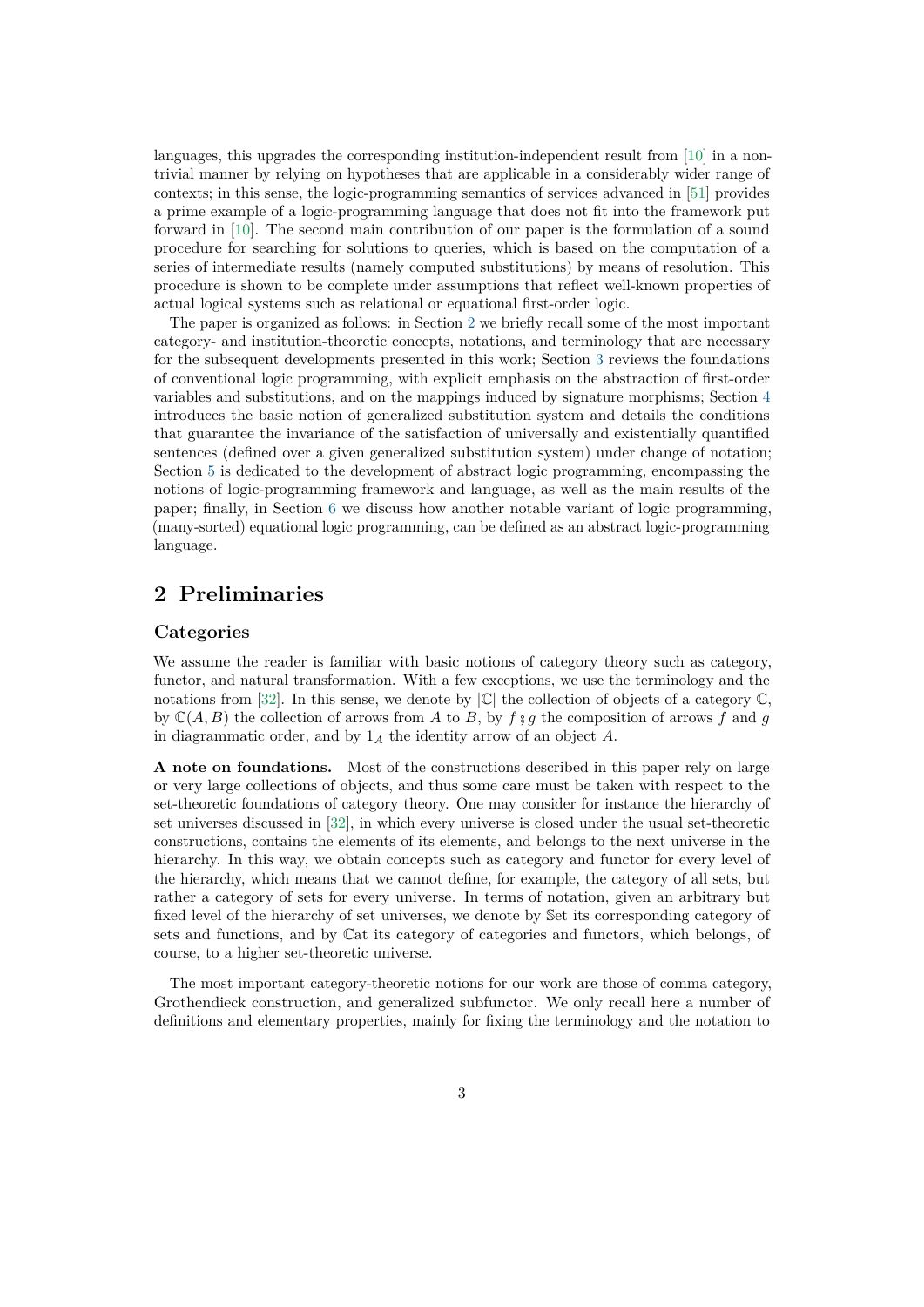languages, this upgrades the corresponding institution-independent result from [10] in a non-trivial manner by relying on hypotheses that are applicable in a considerably wider range of contexts; in this sense, the logic-programming semantics of services advanced in [51] provides a prime example of a logic-programming language that does not fit into the framework put forward in [10]. The second main contribution of our paper is the formulation of a sound procedure for searching for solutions to queries, which is based on the computation of a series of intermediate results (namely computed substitutions) by means of resolution. This procedure is shown to be complete under assumptions that reflect well-known properties of actual logical systems such as relational or equational first-order logic.

The paper is organized as follows: in Section 2 we briefly recall some of the most important category- and institution-theoretic concepts, notations, and terminology that are necessary for the subsequent developments presented in this work; Section 3 reviews the foundations of conventional logic programming, with explicit emphasis on the abstraction of first-order variables and substitutions, and on the mappings induced by signature morphisms; Section 4 introduces the basic notion of generalized substitution system and details the conditions that guarantee the invariance of the satisfaction of universally and existentially quantified sentences (defined over a given generalized substitution system) under change of notation; Section 5 is dedicated to the development of abstract logic programming, encompassing the notions of logic-programming framework and language, as well as the main results of the paper; finally, in Section 6 we discuss how another notable variant of logic programming, (many-sorted) equational logic programming, can be defined as an abstract logic-programming language.

## 2 Preliminaries

### Categories

We assume the reader is familiar with basic notions of category theory such as category, functor, and natural transformation. With a few exceptions, we use the terminology and the notations from [32]. In this sense, we denote by $|\mathbb{C}|$ the collection of objects of a category $\mathbb{C}$, by $\mathbb{C}(A, B)$ the collection of arrows from $A$ to $B$, by $f \mathbin{;} g$ the composition of arrows $f$ and $g$ in diagrammatic order, and by $1_A$ the identity arrow of an object $A$.

**A note on foundations.** Most of the constructions described in this paper rely on large or very large collections of objects, and thus some care must be taken with respect to the set-theoretic foundations of category theory. One may consider for instance the hierarchy of set universes discussed in [32], in which every universe is closed under the usual set-theoretic constructions, contains the elements of its elements, and belongs to the next universe in the hierarchy. In this way, we obtain concepts such as category and functor for every level of the hierarchy, which means that we cannot define, for example, the category of all sets, but rather a category of sets for every universe. In terms of notation, given an arbitrary but fixed level of the hierarchy of set universes, we denote by $\mathbb{S}\mathrm{et}$ its corresponding category of sets and functions, and by $\mathbb{C}\mathrm{at}$ its category of categories and functors, which belongs, of course, to a higher set-theoretic universe.

The most important category-theoretic notions for our work are those of comma category, Grothendieck construction, and generalized subfunctor. We only recall here a number of definitions and elementary properties, mainly for fixing the terminology and the notation to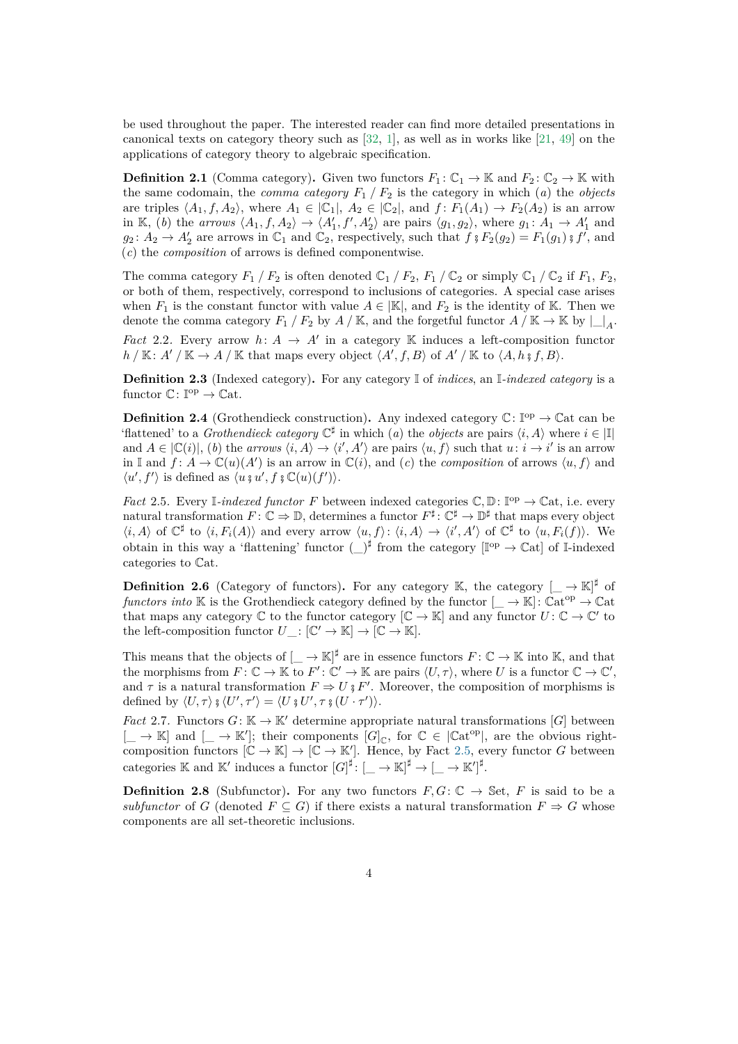be used throughout the paper. The interested reader can find more detailed presentations in canonical texts on category theory such as [32, 1], as well as in works like [21, 49] on the applications of category theory to algebraic specification.

**Definition 2.1** (Comma category)**.** Given two functors $F_1 : \mathbb{C}_1 \to \mathbb{K}$ and $F_2 : \mathbb{C}_2 \to \mathbb{K}$ with the same codomain, the *comma category* $F_1 \,/\, F_2$ is the category in which $(a)$ the *objects* are triples $\langle A_1, f, A_2 \rangle$, where $A_1 \in |\mathbb{C}_1|$, $A_2 \in |\mathbb{C}_2|$, and $f : F_1(A_1) \to F_2(A_2)$ is an arrow in $\mathbb{K}$, $(b)$ the *arrows* $\langle A_1, f, A_2 \rangle \to \langle A_1', f', A_2' \rangle$ are pairs $\langle g_1, g_2 \rangle$, where $g_1 : A_1 \to A_1'$ and $g_2 : A_2 \to A_2'$ are arrows in $\mathbb{C}_1$ and $\mathbb{C}_2$, respectively, such that $f \mathbin{⨾} F_2(g_2) = F_1(g_1) \mathbin{⨾} f'$, and $(c)$ the *composition* of arrows is defined componentwise.

The comma category $F_1 \,/\, F_2$ is often denoted $\mathbb{C}_1 \,/\, F_2$, $F_1 \,/\, \mathbb{C}_2$ or simply $\mathbb{C}_1 \,/\, \mathbb{C}_2$ if $F_1$, $F_2$, or both of them, respectively, correspond to inclusions of categories. A special case arises when $F_1$ is the constant functor with value $A \in |\mathbb{K}|$, and $F_2$ is the identity of $\mathbb{K}$. Then we denote the comma category $F_1 \,/\, F_2$ by $A \,/\, \mathbb{K}$, and the forgetful functor $A \,/\, \mathbb{K} \to \mathbb{K}$ by $|\_|_A$.

*Fact* 2.2. Every arrow $h : A \to A'$ in a category $\mathbb{K}$ induces a left-composition functor $h \,/\, \mathbb{K} : A' \,/\, \mathbb{K} \to A \,/\, \mathbb{K}$ that maps every object $\langle A', f, B \rangle$ of $A' \,/\, \mathbb{K}$ to $\langle A, h \mathbin{⨾} f, B \rangle$.

**Definition 2.3** (Indexed category)**.** For any category $\mathbb{I}$ of *indices*, an $\mathbb{I}$*-indexed category* is a functor $\mathbb{C} : \mathbb{I}^{\mathrm{op}} \to \mathbb{C}\mathrm{at}$.

**Definition 2.4** (Grothendieck construction)**.** Any indexed category $\mathbb{C} : \mathbb{I}^{\mathrm{op}} \to \mathbb{C}\mathrm{at}$ can be 'flattened' to a *Grothendieck category* $\mathbb{C}^\sharp$ in which $(a)$ the *objects* are pairs $\langle i, A \rangle$ where $i \in |\mathbb{I}|$ and $A \in |\mathbb{C}(i)|$, $(b)$ the *arrows* $\langle i, A \rangle \to \langle i', A' \rangle$ are pairs $\langle u, f \rangle$ such that $u : i \to i'$ is an arrow in $\mathbb{I}$ and $f : A \to \mathbb{C}(u)(A')$ is an arrow in $\mathbb{C}(i)$, and $(c)$ the *composition* of arrows $\langle u, f \rangle$ and $\langle u', f' \rangle$ is defined as $\langle u \mathbin{⨾} u', f \mathbin{⨾} \mathbb{C}(u)(f') \rangle$.

*Fact* 2.5. Every $\mathbb{I}$*-indexed functor* $F$ between indexed categories $\mathbb{C}, \mathbb{D} : \mathbb{I}^{\mathrm{op}} \to \mathbb{C}\mathrm{at}$, i.e. every natural transformation $F : \mathbb{C} \Rightarrow \mathbb{D}$, determines a functor $F^\sharp : \mathbb{C}^\sharp \to \mathbb{D}^\sharp$ that maps every object $\langle i, A \rangle$ of $\mathbb{C}^\sharp$ to $\langle i, F_i(A) \rangle$ and every arrow $\langle u, f \rangle : \langle i, A \rangle \to \langle i', A' \rangle$ of $\mathbb{C}^\sharp$ to $\langle u, F_i(f) \rangle$. We obtain in this way a 'flattening' functor $(\_)^\sharp$ from the category $[\mathbb{I}^{\mathrm{op}} \to \mathbb{C}\mathrm{at}]$ of $\mathbb{I}$-indexed categories to $\mathbb{C}\mathrm{at}$.

**Definition 2.6** (Category of functors)**.** For any category $\mathbb{K}$, the category $[\_ \to \mathbb{K}]^\sharp$ of *functors into* $\mathbb{K}$ is the Grothendieck category defined by the functor $[\_ \to \mathbb{K}] : \mathbb{C}\mathrm{at}^{\mathrm{op}} \to \mathbb{C}\mathrm{at}$ that maps any category $\mathbb{C}$ to the functor category $[\mathbb{C} \to \mathbb{K}]$ and any functor $U : \mathbb{C} \to \mathbb{C}'$ to the left-composition functor $U\_ : [\mathbb{C}' \to \mathbb{K}] \to [\mathbb{C} \to \mathbb{K}]$.

This means that the objects of $[\_ \to \mathbb{K}]^\sharp$ are in essence functors $F : \mathbb{C} \to \mathbb{K}$ into $\mathbb{K}$, and that the morphisms from $F : \mathbb{C} \to \mathbb{K}$ to $F' : \mathbb{C}' \to \mathbb{K}$ are pairs $\langle U, \tau \rangle$, where $U$ is a functor $\mathbb{C} \to \mathbb{C}'$, and $\tau$ is a natural transformation $F \Rightarrow U \mathbin{⨾} F'$. Moreover, the composition of morphisms is defined by $\langle U, \tau \rangle \mathbin{⨾} \langle U', \tau' \rangle = \langle U \mathbin{⨾} U', \tau \mathbin{⨾} (U \cdot \tau') \rangle$.

*Fact* 2.7. Functors $G : \mathbb{K} \to \mathbb{K}'$ determine appropriate natural transformations $[G]$ between $[\_ \to \mathbb{K}]$ and $[\_ \to \mathbb{K}']$; their components $[G]_{\mathbb{C}}$, for $\mathbb{C} \in |\mathbb{C}\mathrm{at}^{\mathrm{op}}|$, are the obvious right-composition functors $[\mathbb{C} \to \mathbb{K}] \to [\mathbb{C} \to \mathbb{K}']$. Hence, by Fact 2.5, every functor $G$ between categories $\mathbb{K}$ and $\mathbb{K}'$ induces a functor $[G]^\sharp : [\_ \to \mathbb{K}]^\sharp \to [\_ \to \mathbb{K}']^\sharp$.

**Definition 2.8** (Subfunctor)**.** For any two functors $F, G : \mathbb{C} \to \mathbb{S}\mathrm{et}$, $F$ is said to be a *subfunctor* of $G$ (denoted $F \subseteq G$) if there exists a natural transformation $F \Rightarrow G$ whose components are all set-theoretic inclusions.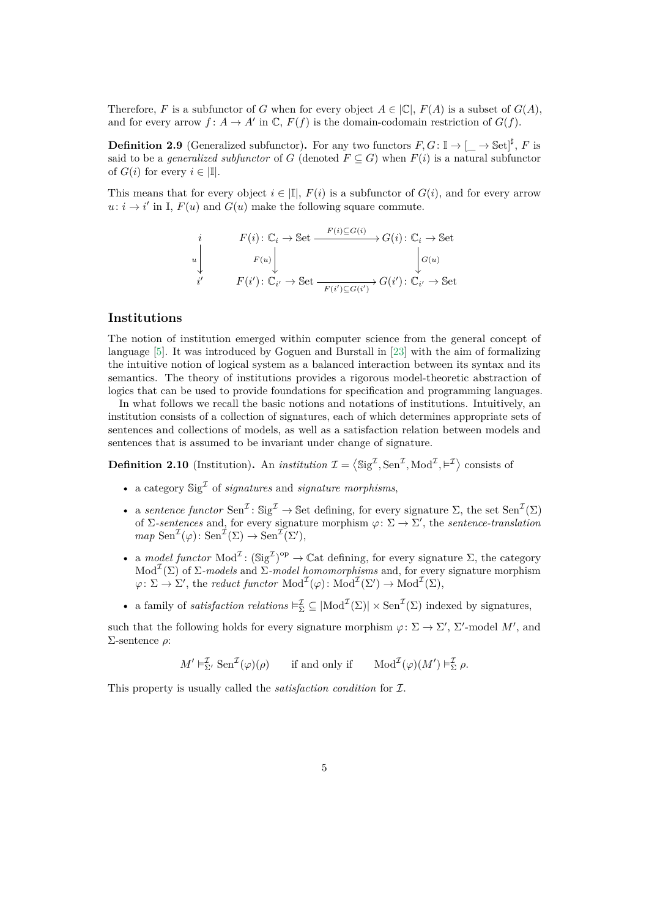Therefore, $F$ is a subfunctor of $G$ when for every object $A \in |\mathbb{C}|$, $F(A)$ is a subset of $G(A)$, and for every arrow $f\colon A \to A'$ in $\mathbb{C}$, $F(f)$ is the domain-codomain restriction of $G(f)$.

**Definition 2.9** (Generalized subfunctor)**.** For any two functors $F, G\colon \mathbb{I} \to [\_ \to \mathbb{S}\mathrm{et}]^\sharp$, $F$ is said to be a *generalized subfunctor* of $G$ (denoted $F \subseteq G$) when $F(i)$ is a natural subfunctor of $G(i)$ for every $i \in |\mathbb{I}|$.

This means that for every object $i \in |\mathbb{I}|$, $F(i)$ is a subfunctor of $G(i)$, and for every arrow $u\colon i \to i'$ in $\mathbb{I}$, $F(u)$ and $G(u)$ make the following square commute.

$$
\begin{array}{ccccc}
i & & F(i)\colon \mathbb{C}_i \to \mathbb{S}\mathrm{et} & \xrightarrow{F(i) \subseteq G(i)} & G(i)\colon \mathbb{C}_i \to \mathbb{S}\mathrm{et} \\
{\scriptstyle u}\big\downarrow & & {\scriptstyle F(u)}\big\downarrow & & \big\downarrow{\scriptstyle G(u)} \\
i' & & F(i')\colon \mathbb{C}_{i'} \to \mathbb{S}\mathrm{et} & \xrightarrow[F(i') \subseteq G(i')]{} & G(i')\colon \mathbb{C}_{i'} \to \mathbb{S}\mathrm{et}
\end{array}
$$

## Institutions

The notion of institution emerged within computer science from the general concept of language [5]. It was introduced by Goguen and Burstall in [23] with the aim of formalizing the intuitive notion of logical system as a balanced interaction between its syntax and its semantics. The theory of institutions provides a rigorous model-theoretic abstraction of logics that can be used to provide foundations for specification and programming languages.

In what follows we recall the basic notions and notations of institutions. Intuitively, an institution consists of a collection of signatures, each of which determines appropriate sets of sentences and collections of models, as well as a satisfaction relation between models and sentences that is assumed to be invariant under change of signature.

**Definition 2.10** (Institution)**.** An *institution* $\mathcal{I} = \langle \mathbb{S}\mathrm{ig}^{\mathcal{I}}, \mathrm{Sen}^{\mathcal{I}}, \mathrm{Mod}^{\mathcal{I}}, \vDash^{\mathcal{I}} \rangle$ consists of

- a category $\mathbb{S}\mathrm{ig}^{\mathcal{I}}$ of *signatures* and *signature morphisms*,
- a *sentence functor* $\mathrm{Sen}^{\mathcal{I}}\colon \mathbb{S}\mathrm{ig}^{\mathcal{I}} \to \mathbb{S}\mathrm{et}$ defining, for every signature $\Sigma$, the set $\mathrm{Sen}^{\mathcal{I}}(\Sigma)$ of $\Sigma$-*sentences* and, for every signature morphism $\varphi\colon \Sigma \to \Sigma'$, the *sentence-translation map* $\mathrm{Sen}^{\mathcal{I}}(\varphi)\colon \mathrm{Sen}^{\mathcal{I}}(\Sigma) \to \mathrm{Sen}^{\mathcal{I}}(\Sigma')$,
- a *model functor* $\mathrm{Mod}^{\mathcal{I}}\colon (\mathbb{S}\mathrm{ig}^{\mathcal{I}})^{\mathrm{op}} \to \mathbb{C}\mathrm{at}$ defining, for every signature $\Sigma$, the category $\mathrm{Mod}^{\mathcal{I}}(\Sigma)$ of $\Sigma$-*models* and $\Sigma$-*model homomorphisms* and, for every signature morphism $\varphi\colon \Sigma \to \Sigma'$, the *reduct functor* $\mathrm{Mod}^{\mathcal{I}}(\varphi)\colon \mathrm{Mod}^{\mathcal{I}}(\Sigma') \to \mathrm{Mod}^{\mathcal{I}}(\Sigma)$,
- a family of *satisfaction relations* $\vDash^{\mathcal{I}}_{\Sigma} \subseteq |\mathrm{Mod}^{\mathcal{I}}(\Sigma)| \times \mathrm{Sen}^{\mathcal{I}}(\Sigma)$ indexed by signatures,

such that the following holds for every signature morphism $\varphi\colon \Sigma \to \Sigma'$, $\Sigma'$-model $M'$, and $\Sigma$-sentence $\rho$:

$$M' \vDash^{\mathcal{I}}_{\Sigma'} \mathrm{Sen}^{\mathcal{I}}(\varphi)(\rho) \qquad \text{if and only if} \qquad \mathrm{Mod}^{\mathcal{I}}(\varphi)(M') \vDash^{\mathcal{I}}_{\Sigma} \rho.$$

This property is usually called the *satisfaction condition* for $\mathcal{I}$.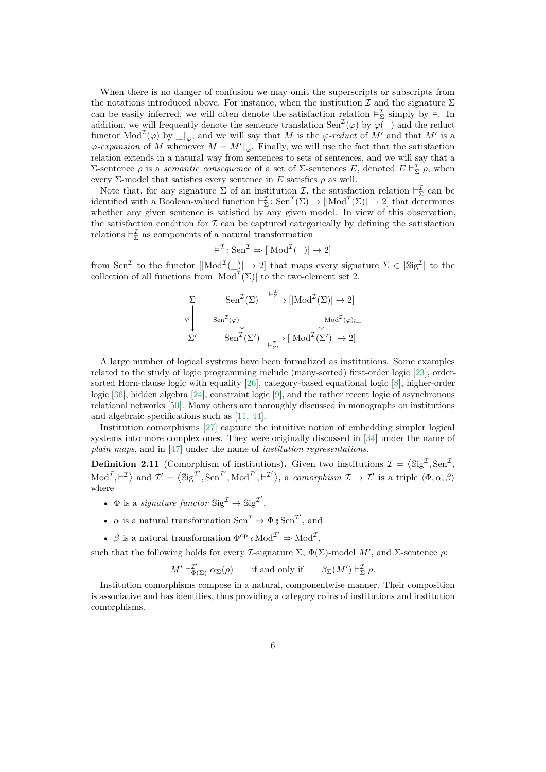When there is no danger of confusion we may omit the superscripts or subscripts from the notations introduced above. For instance, when the institution $\mathcal{I}$ and the signature $\Sigma$ can be easily inferred, we will often denote the satisfaction relation $\vDash^{\mathcal{I}}_{\Sigma}$ simply by $\vDash$. In addition, we will frequently denote the sentence translation $\mathrm{Sen}^{\mathcal{I}}(\varphi)$ by $\varphi(\_)$ and the reduct functor $\mathrm{Mod}^{\mathcal{I}}(\varphi)$ by $\_\!\upharpoonright_{\varphi}$; and we will say that $M$ is the *$\varphi$-reduct* of $M'$ and that $M'$ is a *$\varphi$-expansion* of $M$ whenever $M = M'\!\upharpoonright_{\varphi}$. Finally, we will use the fact that the satisfaction relation extends in a natural way from sentences to sets of sentences, and we will say that a $\Sigma$-sentence $\rho$ is a *semantic consequence* of a set of $\Sigma$-sentences $E$, denoted $E \vDash^{\mathcal{I}}_{\Sigma} \rho$, when every $\Sigma$-model that satisfies every sentence in $E$ satisfies $\rho$ as well.

Note that, for any signature $\Sigma$ of an institution $\mathcal{I}$, the satisfaction relation $\vDash^{\mathcal{I}}_{\Sigma}$ can be identified with a Boolean-valued function $\vDash^{\mathcal{I}}_{\Sigma} \colon \mathrm{Sen}^{\mathcal{I}}(\Sigma) \to [|\mathrm{Mod}^{\mathcal{I}}(\Sigma)| \to 2]$ that determines whether any given sentence is satisfied by any given model. In view of this observation, the satisfaction condition for $\mathcal{I}$ can be captured categorically by defining the satisfaction relations $\vDash^{\mathcal{I}}_{\Sigma}$ as components of a natural transformation

$$\vDash^{\mathcal{I}} \colon \mathrm{Sen}^{\mathcal{I}} \Rightarrow [|\mathrm{Mod}^{\mathcal{I}}(\_)| \to 2]$$

from $\mathrm{Sen}^{\mathcal{I}}$ to the functor $[|\mathrm{Mod}^{\mathcal{I}}(\_)| \to 2]$ that maps every signature $\Sigma \in |\mathbb{S}\mathrm{ig}^{\mathcal{I}}|$ to the collection of all functions from $|\mathrm{Mod}^{\mathcal{I}}(\Sigma)|$ to the two-element set 2.

$$\begin{array}{ccc}
\Sigma & \mathrm{Sen}^{\mathcal{I}}(\Sigma) \xrightarrow{\ \vDash^{\mathcal{I}}_{\Sigma}\ } & [|\mathrm{Mod}^{\mathcal{I}}(\Sigma)| \to 2] \\
\varphi \big\downarrow & \mathrm{Sen}^{\mathcal{I}}(\varphi) \big\downarrow & \big\downarrow \mathrm{Mod}^{\mathcal{I}}(\varphi) ⨟ \_ \\
\Sigma' & \mathrm{Sen}^{\mathcal{I}}(\Sigma') \xrightarrow[\ \vDash^{\mathcal{I}}_{\Sigma'}\ ]{} & [|\mathrm{Mod}^{\mathcal{I}}(\Sigma')| \to 2]
\end{array}$$

A large number of logical systems have been formalized as institutions. Some examples related to the study of logic programming include (many-sorted) first-order logic [23], order-sorted Horn-clause logic with equality [26], category-based equational logic [8], higher-order logic [36], hidden algebra [24], constraint logic [9], and the rather recent logic of asynchronous relational networks [50]. Many others are thoroughly discussed in monographs on institutions and algebraic specifications such as [11, 44].

Institution comorphisms [27] capture the intuitive notion of embedding simpler logical systems into more complex ones. They were originally discussed in [34] under the name of *plain maps*, and in [47] under the name of *institution representations*.

**Definition 2.11** (Comorphism of institutions)**.** Given two institutions $\mathcal{I} = \langle \mathbb{S}\mathrm{ig}^{\mathcal{I}}, \mathrm{Sen}^{\mathcal{I}}, \mathrm{Mod}^{\mathcal{I}}, \vDash^{\mathcal{I}} \rangle$ and $\mathcal{I}' = \langle \mathbb{S}\mathrm{ig}^{\mathcal{I}'}, \mathrm{Sen}^{\mathcal{I}'}, \mathrm{Mod}^{\mathcal{I}'}, \vDash^{\mathcal{I}'} \rangle$, a *comorphism* $\mathcal{I} \to \mathcal{I}'$ is a triple $\langle \Phi, \alpha, \beta \rangle$ where

- $\Phi$ is a *signature functor* $\mathbb{S}\mathrm{ig}^{\mathcal{I}} \to \mathbb{S}\mathrm{ig}^{\mathcal{I}'}$,
- $\alpha$ is a natural transformation $\mathrm{Sen}^{\mathcal{I}} \Rightarrow \Phi ⨟ \mathrm{Sen}^{\mathcal{I}'}$, and
- $\beta$ is a natural transformation $\Phi^{\mathrm{op}} ⨟ \mathrm{Mod}^{\mathcal{I}'} \Rightarrow \mathrm{Mod}^{\mathcal{I}}$,

such that the following holds for every $\mathcal{I}$-signature $\Sigma$, $\Phi(\Sigma)$-model $M'$, and $\Sigma$-sentence $\rho$:

$$M' \vDash^{\mathcal{I}'}_{\Phi(\Sigma)} \alpha_{\Sigma}(\rho) \qquad \text{if and only if} \qquad \beta_{\Sigma}(M') \vDash^{\mathcal{I}}_{\Sigma} \rho.$$

Institution comorphisms compose in a natural, componentwise manner. Their composition is associative and has identities, thus providing a category $\mathbb{c}\mathbb{o}\mathbb{I}\mathbb{n}\mathbb{s}$ of institutions and institution comorphisms.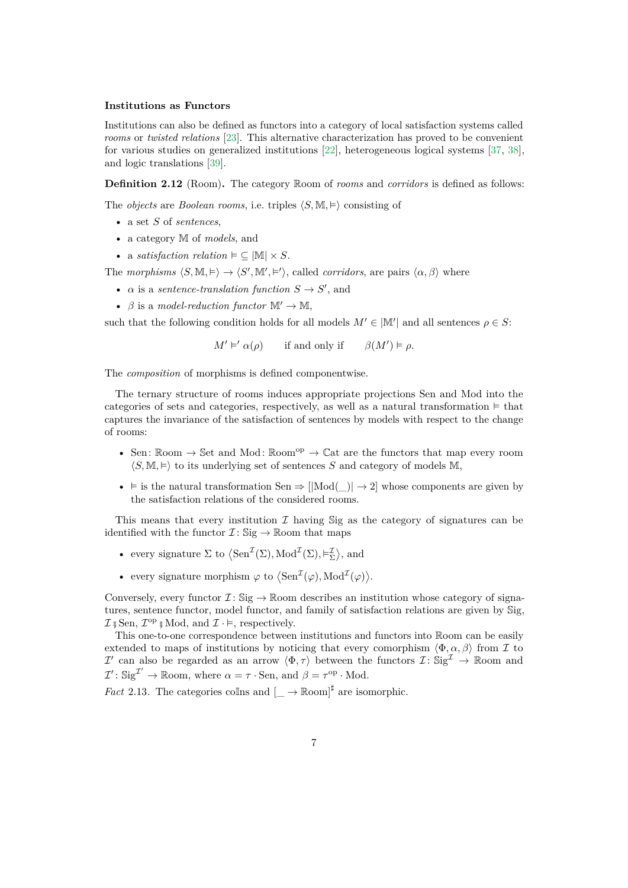### Institutions as Functors

Institutions can also be defined as functors into a category of local satisfaction systems called *rooms* or *twisted relations* [23]. This alternative characterization has proved to be convenient for various studies on generalized institutions [22], heterogeneous logical systems [37, 38], and logic translations [39].

**Definition 2.12** (Room)**.** The category $\mathbb{R}\text{oom}$ of *rooms* and *corridors* is defined as follows:

The *objects* are *Boolean rooms*, i.e. triples $\langle S, \mathbb{M}, \vDash \rangle$ consisting of

- a set $S$ of *sentences*,
- a category $\mathbb{M}$ of *models*, and
- a *satisfaction relation* $\vDash \subseteq |\mathbb{M}| \times S$.

The *morphisms* $\langle S, \mathbb{M}, \vDash \rangle \to \langle S', \mathbb{M}', \vDash' \rangle$, called *corridors*, are pairs $\langle \alpha, \beta \rangle$ where

- $\alpha$ is a *sentence-translation function* $S \to S'$, and
- $\beta$ is a *model-reduction functor* $\mathbb{M}' \to \mathbb{M}$,

such that the following condition holds for all models $M' \in |\mathbb{M}'|$ and all sentences $\rho \in S$:

$$M' \vDash' \alpha(\rho) \qquad \text{if and only if} \qquad \beta(M') \vDash \rho.$$

The *composition* of morphisms is defined componentwise.

The ternary structure of rooms induces appropriate projections Sen and Mod into the categories of sets and categories, respectively, as well as a natural transformation $\vDash$ that captures the invariance of the satisfaction of sentences by models with respect to the change of rooms:

- $\mathrm{Sen}\colon \mathbb{R}\text{oom} \to \mathbb{S}\text{et}$ and $\mathrm{Mod}\colon \mathbb{R}\text{oom}^{\mathrm{op}} \to \mathbb{C}\text{at}$ are the functors that map every room $\langle S, \mathbb{M}, \vDash \rangle$ to its underlying set of sentences $S$ and category of models $\mathbb{M}$,
- $\vDash$ is the natural transformation $\mathrm{Sen} \Rightarrow [|\mathrm{Mod}(\_)| \to 2]$ whose components are given by the satisfaction relations of the considered rooms.

This means that every institution $\mathcal{I}$ having $\mathbb{S}\text{ig}$ as the category of signatures can be identified with the functor $\mathcal{I}\colon \mathbb{S}\text{ig} \to \mathbb{R}\text{oom}$ that maps

- every signature $\Sigma$ to $\langle \mathrm{Sen}^{\mathcal{I}}(\Sigma), \mathrm{Mod}^{\mathcal{I}}(\Sigma), \vDash^{\mathcal{I}}_{\Sigma} \rangle$, and
- every signature morphism $\varphi$ to $\langle \mathrm{Sen}^{\mathcal{I}}(\varphi), \mathrm{Mod}^{\mathcal{I}}(\varphi) \rangle$.

Conversely, every functor $\mathcal{I}\colon \mathbb{S}\text{ig} \to \mathbb{R}\text{oom}$ describes an institution whose category of signatures, sentence functor, model functor, and family of satisfaction relations are given by $\mathbb{S}\text{ig}$, $\mathcal{I} \mathbin{⨾} \mathrm{Sen}$, $\mathcal{I}^{\mathrm{op}} \mathbin{⨾} \mathrm{Mod}$, and $\mathcal{I} \cdot \vDash$, respectively.

This one-to-one correspondence between institutions and functors into $\mathbb{R}\text{oom}$ can be easily extended to maps of institutions by noticing that every comorphism $\langle \Phi, \alpha, \beta \rangle$ from $\mathcal{I}$ to $\mathcal{I}'$ can also be regarded as an arrow $\langle \Phi, \tau \rangle$ between the functors $\mathcal{I}\colon \mathbb{S}\text{ig}^{\mathcal{I}} \to \mathbb{R}\text{oom}$ and $\mathcal{I}'\colon \mathbb{S}\text{ig}^{\mathcal{I}'} \to \mathbb{R}\text{oom}$, where $\alpha = \tau \cdot \mathrm{Sen}$, and $\beta = \tau^{\mathrm{op}} \cdot \mathrm{Mod}$.

*Fact* 2.13. The categories $\mathrm{co}\mathbb{I}\text{ns}$ and $[\_ \to \mathbb{R}\text{oom}]^{\sharp}$ are isomorphic.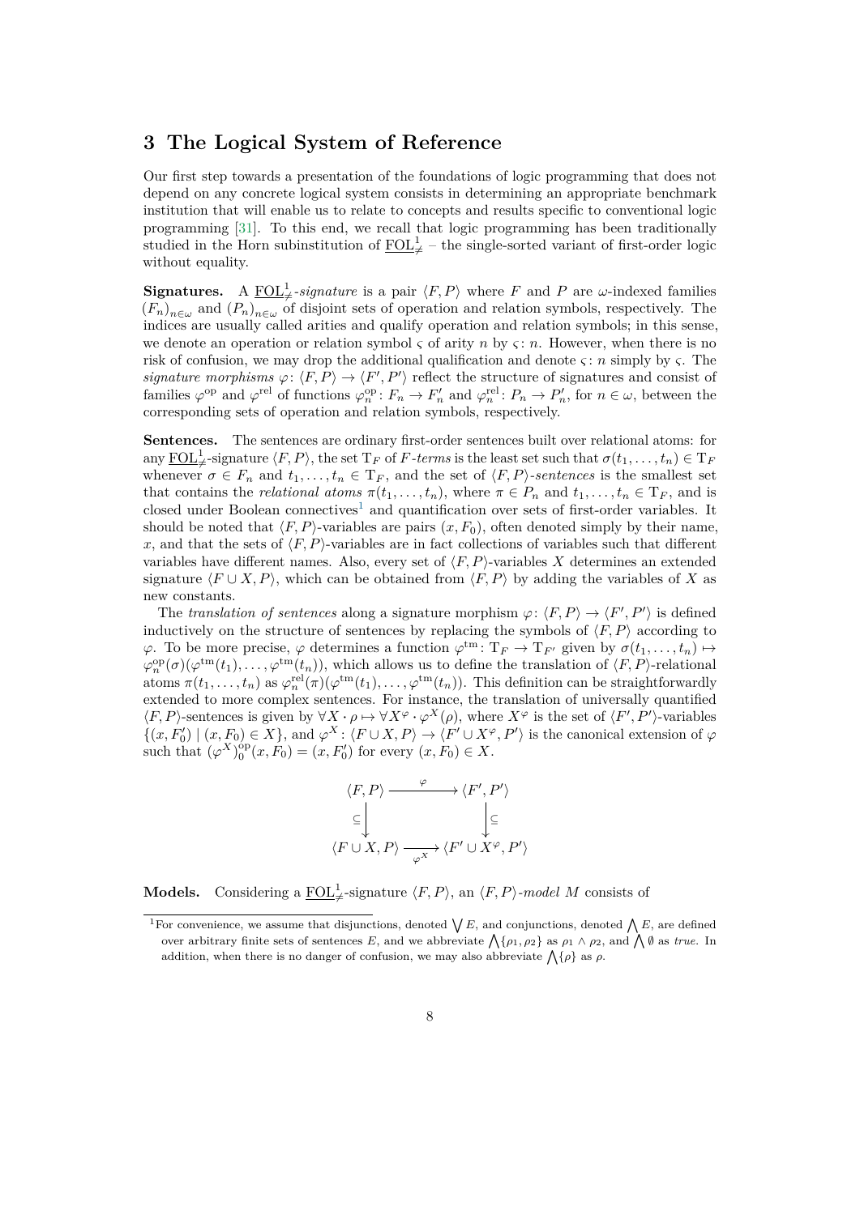## 3 The Logical System of Reference

Our first step towards a presentation of the foundations of logic programming that does not depend on any concrete logical system consists in determining an appropriate benchmark institution that will enable us to relate to concepts and results specific to conventional logic programming [31]. To this end, we recall that logic programming has been traditionally studied in the Horn subinstitution of $\underline{\mathrm{FOL}}^1_{\neq}$ – the single-sorted variant of first-order logic without equality.

**Signatures.** A $\underline{\mathrm{FOL}}^1_{\neq}$*-signature* is a pair $\langle F, P\rangle$ where $F$ and $P$ are $\omega$-indexed families $(F_n)_{n\in\omega}$ and $(P_n)_{n\in\omega}$ of disjoint sets of operation and relation symbols, respectively. The indices are usually called arities and qualify operation and relation symbols; in this sense, we denote an operation or relation symbol $\varsigma$ of arity $n$ by $\varsigma\colon n$. However, when there is no risk of confusion, we may drop the additional qualification and denote $\varsigma\colon n$ simply by $\varsigma$. The *signature morphisms* $\varphi\colon \langle F, P\rangle \to \langle F', P'\rangle$ reflect the structure of signatures and consist of families $\varphi^{\mathrm{op}}$ and $\varphi^{\mathrm{rel}}$ of functions $\varphi^{\mathrm{op}}_n\colon F_n \to F'_n$ and $\varphi^{\mathrm{rel}}_n\colon P_n \to P'_n$, for $n \in \omega$, between the corresponding sets of operation and relation symbols, respectively.

**Sentences.** The sentences are ordinary first-order sentences built over relational atoms: for any $\underline{\mathrm{FOL}}^1_{\neq}$-signature $\langle F, P\rangle$, the set $\mathrm{T}_F$ of $F$*-terms* is the least set such that $\sigma(t_1,\dots,t_n) \in \mathrm{T}_F$ whenever $\sigma \in F_n$ and $t_1,\dots,t_n \in \mathrm{T}_F$, and the set of $\langle F, P\rangle$*-sentences* is the smallest set that contains the *relational atoms* $\pi(t_1,\dots,t_n)$, where $\pi \in P_n$ and $t_1,\dots,t_n \in \mathrm{T}_F$, and is closed under Boolean connectives[1] and quantification over sets of first-order variables. It should be noted that $\langle F, P\rangle$-variables are pairs $(x, F_0)$, often denoted simply by their name, $x$, and that the sets of $\langle F, P\rangle$-variables are in fact collections of variables such that different variables have different names. Also, every set of $\langle F, P\rangle$-variables $X$ determines an extended signature $\langle F \cup X, P\rangle$, which can be obtained from $\langle F, P\rangle$ by adding the variables of $X$ as new constants.

The *translation of sentences* along a signature morphism $\varphi\colon \langle F, P\rangle \to \langle F', P'\rangle$ is defined inductively on the structure of sentences by replacing the symbols of $\langle F, P\rangle$ according to $\varphi$. To be more precise, $\varphi$ determines a function $\varphi^{\mathrm{tm}}\colon \mathrm{T}_F \to \mathrm{T}_{F'}$ given by $\sigma(t_1,\dots,t_n) \mapsto \varphi^{\mathrm{op}}_n(\sigma)(\varphi^{\mathrm{tm}}(t_1),\dots,\varphi^{\mathrm{tm}}(t_n))$, which allows us to define the translation of $\langle F, P\rangle$-relational atoms $\pi(t_1,\dots,t_n)$ as $\varphi^{\mathrm{rel}}_n(\pi)(\varphi^{\mathrm{tm}}(t_1),\dots,\varphi^{\mathrm{tm}}(t_n))$. This definition can be straightforwardly extended to more complex sentences. For instance, the translation of universally quantified $\langle F, P\rangle$-sentences is given by $\forall X \cdot \rho \mapsto \forall X^{\varphi} \cdot \varphi^X(\rho)$, where $X^{\varphi}$ is the set of $\langle F', P'\rangle$-variables $\{(x, F'_0) \mid (x, F_0) \in X\}$, and $\varphi^X\colon \langle F \cup X, P\rangle \to \langle F' \cup X^{\varphi}, P'\rangle$ is the canonical extension of $\varphi$ such that $(\varphi^X)^{\mathrm{op}}_0(x, F_0) = (x, F'_0)$ for every $(x, F_0) \in X$.

$$
\begin{array}{ccc}
\langle F, P\rangle & \xrightarrow{\quad\varphi\quad} & \langle F', P'\rangle \\
\big\downarrow{\scriptstyle\subseteq} & & \big\downarrow{\scriptstyle\subseteq} \\
\langle F \cup X, P\rangle & \xrightarrow[\varphi^X]{} & \langle F' \cup X^{\varphi}, P'\rangle
\end{array}
$$

**Models.** Considering a $\underline{\mathrm{FOL}}^1_{\neq}$-signature $\langle F, P\rangle$, an $\langle F, P\rangle$*-model* $M$ consists of

[1] For convenience, we assume that disjunctions, denoted $\bigvee E$, and conjunctions, denoted $\bigwedge E$, are defined over arbitrary finite sets of sentences $E$, and we abbreviate $\bigwedge\{\rho_1, \rho_2\}$ as $\rho_1 \wedge \rho_2$, and $\bigwedge \emptyset$ as *true*. In addition, when there is no danger of confusion, we may also abbreviate $\bigwedge\{\rho\}$ as $\rho$.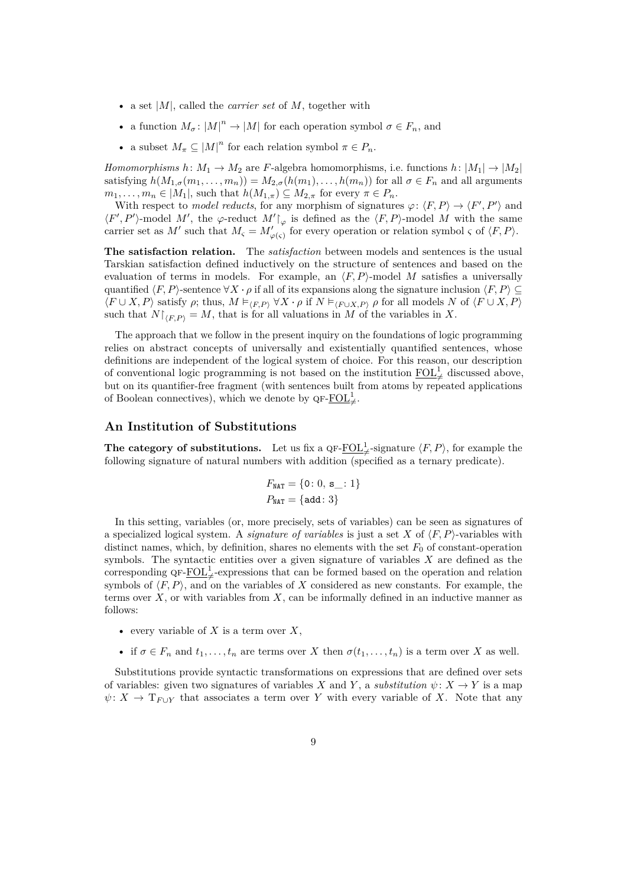- a set $|M|$, called the *carrier set* of $M$, together with
- a function $M_\sigma \colon |M|^n \to |M|$ for each operation symbol $\sigma \in F_n$, and
- a subset $M_\pi \subseteq |M|^n$ for each relation symbol $\pi \in P_n$.

*Homomorphisms* $h \colon M_1 \to M_2$ are $F$-algebra homomorphisms, i.e. functions $h \colon |M_1| \to |M_2|$ satisfying $h(M_{1,\sigma}(m_1, \ldots, m_n)) = M_{2,\sigma}(h(m_1), \ldots, h(m_n))$ for all $\sigma \in F_n$ and all arguments $m_1, \ldots, m_n \in |M_1|$, such that $h(M_{1,\pi}) \subseteq M_{2,\pi}$ for every $\pi \in P_n$.

With respect to *model reducts*, for any morphism of signatures $\varphi \colon \langle F, P \rangle \to \langle F', P' \rangle$ and $\langle F', P' \rangle$-model $M'$, the $\varphi$-reduct $M' \restriction_\varphi$ is defined as the $\langle F, P \rangle$-model $M$ with the same carrier set as $M'$ such that $M_\varsigma = M'_{\varphi(\varsigma)}$ for every operation or relation symbol $\varsigma$ of $\langle F, P \rangle$.

**The satisfaction relation.** The *satisfaction* between models and sentences is the usual Tarskian satisfaction defined inductively on the structure of sentences and based on the evaluation of terms in models. For example, an $\langle F, P \rangle$-model $M$ satisfies a universally quantified $\langle F, P \rangle$-sentence $\forall X \cdot \rho$ if all of its expansions along the signature inclusion $\langle F, P \rangle \subseteq \langle F \cup X, P \rangle$ satisfy $\rho$; thus, $M \vDash_{\langle F, P \rangle} \forall X \cdot \rho$ if $N \vDash_{\langle F \cup X, P \rangle} \rho$ for all models $N$ of $\langle F \cup X, P \rangle$ such that $N \restriction_{\langle F, P \rangle} = M$, that is for all valuations in $M$ of the variables in $X$.

The approach that we follow in the present inquiry on the foundations of logic programming relies on abstract concepts of universally and existentially quantified sentences, whose definitions are independent of the logical system of choice. For this reason, our description of conventional logic programming is not based on the institution $\underline{\mathrm{FOL}}^1_{\neq}$ discussed above, but on its quantifier-free fragment (with sentences built from atoms by repeated applications of Boolean connectives), which we denote by QF-$\underline{\mathrm{FOL}}^1_{\neq}$.

## An Institution of Substitutions

**The category of substitutions.** Let us fix a QF-$\underline{\mathrm{FOL}}^1_{\neq}$-signature $\langle F, P \rangle$, for example the following signature of natural numbers with addition (specified as a ternary predicate).

$$F_{\mathtt{NAT}} = \{\mathtt{0} \colon 0,\ \mathtt{s\_} \colon 1\}$$
$$P_{\mathtt{NAT}} = \{\mathtt{add} \colon 3\}$$

In this setting, variables (or, more precisely, sets of variables) can be seen as signatures of a specialized logical system. A *signature of variables* is just a set $X$ of $\langle F, P \rangle$-variables with distinct names, which, by definition, shares no elements with the set $F_0$ of constant-operation symbols. The syntactic entities over a given signature of variables $X$ are defined as the corresponding QF-$\underline{\mathrm{FOL}}^1_{\neq}$-expressions that can be formed based on the operation and relation symbols of $\langle F, P \rangle$, and on the variables of $X$ considered as new constants. For example, the terms over $X$, or with variables from $X$, can be informally defined in an inductive manner as follows:

- every variable of $X$ is a term over $X$,
- if $\sigma \in F_n$ and $t_1, \ldots, t_n$ are terms over $X$ then $\sigma(t_1, \ldots, t_n)$ is a term over $X$ as well.

Substitutions provide syntactic transformations on expressions that are defined over sets of variables: given two signatures of variables $X$ and $Y$, a *substitution* $\psi \colon X \to Y$ is a map $\psi \colon X \to \mathrm{T}_{F \cup Y}$ that associates a term over $Y$ with every variable of $X$. Note that any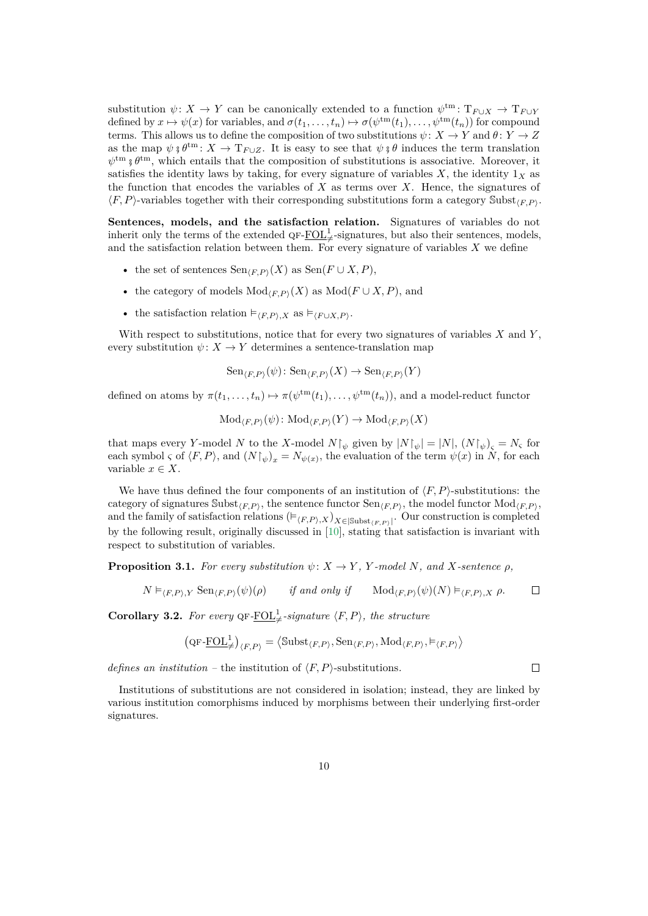substitution $\psi\colon X \to Y$ can be canonically extended to a function $\psi^{\mathrm{tm}}\colon \mathrm{T}_{F\cup X} \to \mathrm{T}_{F\cup Y}$ defined by $x \mapsto \psi(x)$ for variables, and $\sigma(t_1,\ldots,t_n) \mapsto \sigma(\psi^{\mathrm{tm}}(t_1),\ldots,\psi^{\mathrm{tm}}(t_n))$ for compound terms. This allows us to define the composition of two substitutions $\psi\colon X \to Y$ and $\theta\colon Y \to Z$ as the map $\psi \mathbin{⨾} \theta^{\mathrm{tm}}\colon X \to \mathrm{T}_{F\cup Z}$. It is easy to see that $\psi \mathbin{⨾} \theta$ induces the term translation $\psi^{\mathrm{tm}} \mathbin{⨾} \theta^{\mathrm{tm}}$, which entails that the composition of substitutions is associative. Moreover, it satisfies the identity laws by taking, for every signature of variables $X$, the identity $1_X$ as the function that encodes the variables of $X$ as terms over $X$. Hence, the signatures of $\langle F,P\rangle$-variables together with their corresponding substitutions form a category $\mathbb{S}\mathrm{ubst}_{\langle F,P\rangle}$.

**Sentences, models, and the satisfaction relation.** Signatures of variables do not inherit only the terms of the extended QF-$\underline{\mathrm{FOL}}^1_{\neq}$-signatures, but also their sentences, models, and the satisfaction relation between them. For every signature of variables $X$ we define

- the set of sentences $\mathrm{Sen}_{\langle F,P\rangle}(X)$ as $\mathrm{Sen}(F\cup X, P)$,
- the category of models $\mathrm{Mod}_{\langle F,P\rangle}(X)$ as $\mathrm{Mod}(F \cup X, P)$, and
- the satisfaction relation $\vDash_{\langle F,P\rangle,X}$ as $\vDash_{\langle F\cup X,P\rangle}$.

With respect to substitutions, notice that for every two signatures of variables $X$ and $Y$, every substitution $\psi\colon X \to Y$ determines a sentence-translation map

$$\mathrm{Sen}_{\langle F,P\rangle}(\psi)\colon \mathrm{Sen}_{\langle F,P\rangle}(X) \to \mathrm{Sen}_{\langle F,P\rangle}(Y)$$

defined on atoms by $\pi(t_1,\ldots,t_n) \mapsto \pi(\psi^{\mathrm{tm}}(t_1),\ldots,\psi^{\mathrm{tm}}(t_n))$, and a model-reduct functor

$$\mathrm{Mod}_{\langle F,P\rangle}(\psi)\colon \mathrm{Mod}_{\langle F,P\rangle}(Y) \to \mathrm{Mod}_{\langle F,P\rangle}(X)$$

that maps every $Y$-model $N$ to the $X$-model $N{\restriction_\psi}$ given by $|N{\restriction_\psi}| = |N|$, $(N{\restriction_\psi})_\varsigma = N_\varsigma$ for each symbol $\varsigma$ of $\langle F,P\rangle$, and $(N{\restriction_\psi})_x = N_{\psi(x)}$, the evaluation of the term $\psi(x)$ in $N$, for each variable $x \in X$.

We have thus defined the four components of an institution of $\langle F,P\rangle$-substitutions: the category of signatures $\mathbb{S}\mathrm{ubst}_{\langle F,P\rangle}$, the sentence functor $\mathrm{Sen}_{\langle F,P\rangle}$, the model functor $\mathrm{Mod}_{\langle F,P\rangle}$, and the family of satisfaction relations $(\vDash_{\langle F,P\rangle,X})_{X\in|\mathbb{S}\mathrm{ubst}_{\langle F,P\rangle}|}$. Our construction is completed by the following result, originally discussed in [10], stating that satisfaction is invariant with respect to substitution of variables.

**Proposition 3.1.** *For every substitution $\psi\colon X \to Y$, $Y$-model $N$, and $X$-sentence $\rho$,*

$$N \vDash_{\langle F,P\rangle,Y} \mathrm{Sen}_{\langle F,P\rangle}(\psi)(\rho) \qquad \text{if and only if} \qquad \mathrm{Mod}_{\langle F,P\rangle}(\psi)(N) \vDash_{\langle F,P\rangle,X} \rho. \qquad \square$$

**Corollary 3.2.** *For every QF-$\underline{\mathrm{FOL}}^1_{\neq}$-signature $\langle F,P\rangle$, the structure*

$$\left(\text{QF-}\underline{\mathrm{FOL}}^1_{\neq}\right)_{\langle F,P\rangle} = \left\langle \mathbb{S}\mathrm{ubst}_{\langle F,P\rangle}, \mathrm{Sen}_{\langle F,P\rangle}, \mathrm{Mod}_{\langle F,P\rangle}, \vDash_{\langle F,P\rangle}\right\rangle$$

*defines an institution – the institution of $\langle F,P\rangle$-substitutions.* $\square$

Institutions of substitutions are not considered in isolation; instead, they are linked by various institution comorphisms induced by morphisms between their underlying first-order signatures.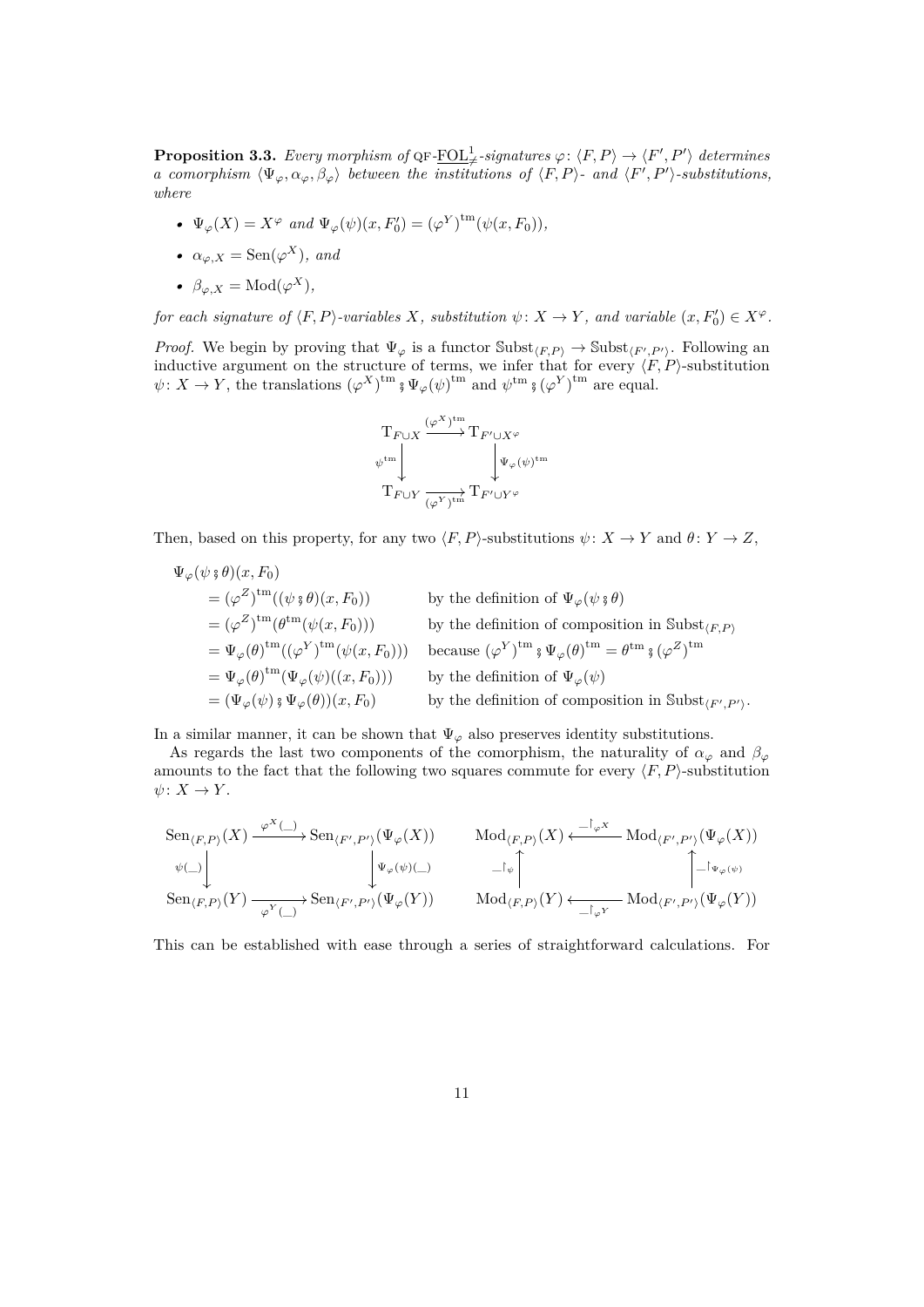**Proposition 3.3.** *Every morphism of* QF-$\underline{\mathrm{FOL}}^1_{\neq}$*-signatures* $\varphi\colon \langle F, P\rangle \to \langle F', P'\rangle$ *determines a comorphism* $\langle \Psi_\varphi, \alpha_\varphi, \beta_\varphi\rangle$ *between the institutions of* $\langle F, P\rangle$*- and* $\langle F', P'\rangle$*-substitutions, where*

- $\Psi_\varphi(X) = X^\varphi$ *and* $\Psi_\varphi(\psi)(x, F_0') = (\varphi^Y)^{\mathrm{tm}}(\psi(x, F_0))$,
- $\alpha_{\varphi,X} = \mathrm{Sen}(\varphi^X)$, *and*
- $\beta_{\varphi,X} = \mathrm{Mod}(\varphi^X)$,

*for each signature of* $\langle F, P\rangle$*-variables* $X$*, substitution* $\psi\colon X \to Y$*, and variable* $(x, F_0') \in X^\varphi$*.*

*Proof.* We begin by proving that $\Psi_\varphi$ is a functor $\mathbb{S}\mathrm{ubst}_{\langle F,P\rangle} \to \mathbb{S}\mathrm{ubst}_{\langle F',P'\rangle}$. Following an inductive argument on the structure of terms, we infer that for every $\langle F, P\rangle$-substitution $\psi\colon X \to Y$, the translations $(\varphi^X)^{\mathrm{tm}} \mathbin{;} \Psi_\varphi(\psi)^{\mathrm{tm}}$ and $\psi^{\mathrm{tm}} \mathbin{;} (\varphi^Y)^{\mathrm{tm}}$ are equal.

$$\begin{array}{ccc}
\mathrm{T}_{F\cup X} & \xrightarrow{(\varphi^X)^{\mathrm{tm}}} & \mathrm{T}_{F'\cup X^\varphi} \\
{\scriptstyle \psi^{\mathrm{tm}}}\big\downarrow & & \big\downarrow{\scriptstyle \Psi_\varphi(\psi)^{\mathrm{tm}}} \\
\mathrm{T}_{F\cup Y} & \xrightarrow[(\varphi^Y)^{\mathrm{tm}}]{} & \mathrm{T}_{F'\cup Y^\varphi}
\end{array}$$

Then, based on this property, for any two $\langle F, P\rangle$-substitutions $\psi\colon X \to Y$ and $\theta\colon Y \to Z$,

$$\begin{aligned}
&\Psi_\varphi(\psi \mathbin{;} \theta)(x, F_0) \\
&\quad = (\varphi^Z)^{\mathrm{tm}}((\psi \mathbin{;} \theta)(x, F_0)) && \text{by the definition of } \Psi_\varphi(\psi \mathbin{;} \theta) \\
&\quad = (\varphi^Z)^{\mathrm{tm}}(\theta^{\mathrm{tm}}(\psi(x, F_0))) && \text{by the definition of composition in } \mathbb{S}\mathrm{ubst}_{\langle F,P\rangle} \\
&\quad = \Psi_\varphi(\theta)^{\mathrm{tm}}((\varphi^Y)^{\mathrm{tm}}(\psi(x, F_0))) && \text{because } (\varphi^Y)^{\mathrm{tm}} \mathbin{;} \Psi_\varphi(\theta)^{\mathrm{tm}} = \theta^{\mathrm{tm}} \mathbin{;} (\varphi^Z)^{\mathrm{tm}} \\
&\quad = \Psi_\varphi(\theta)^{\mathrm{tm}}(\Psi_\varphi(\psi)((x, F_0))) && \text{by the definition of } \Psi_\varphi(\psi) \\
&\quad = (\Psi_\varphi(\psi) \mathbin{;} \Psi_\varphi(\theta))(x, F_0) && \text{by the definition of composition in } \mathbb{S}\mathrm{ubst}_{\langle F',P'\rangle}.
\end{aligned}$$

In a similar manner, it can be shown that $\Psi_\varphi$ also preserves identity substitutions.

As regards the last two components of the comorphism, the naturality of $\alpha_\varphi$ and $\beta_\varphi$ amounts to the fact that the following two squares commute for every $\langle F, P\rangle$-substitution $\psi\colon X \to Y$.

$$\begin{array}{ccc}
\mathrm{Sen}_{\langle F,P\rangle}(X) & \xrightarrow{\varphi^X(\_)} & \mathrm{Sen}_{\langle F',P'\rangle}(\Psi_\varphi(X)) \\
{\scriptstyle \psi(\_)}\big\downarrow & & \big\downarrow{\scriptstyle \Psi_\varphi(\psi)(\_)} \\
\mathrm{Sen}_{\langle F,P\rangle}(Y) & \xrightarrow[\varphi^Y(\_)]{} & \mathrm{Sen}_{\langle F',P'\rangle}(\Psi_\varphi(Y))
\end{array}
\qquad
\begin{array}{ccc}
\mathrm{Mod}_{\langle F,P\rangle}(X) & \xleftarrow{\_\upharpoonright_{\varphi^X}} & \mathrm{Mod}_{\langle F',P'\rangle}(\Psi_\varphi(X)) \\
{\scriptstyle \_\upharpoonright_\psi}\big\uparrow & & \big\uparrow{\scriptstyle \_\upharpoonright_{\Psi_\varphi(\psi)}} \\
\mathrm{Mod}_{\langle F,P\rangle}(Y) & \xleftarrow[\_\upharpoonright_{\varphi^Y}]{} & \mathrm{Mod}_{\langle F',P'\rangle}(\Psi_\varphi(Y))
\end{array}$$

This can be established with ease through a series of straightforward calculations. For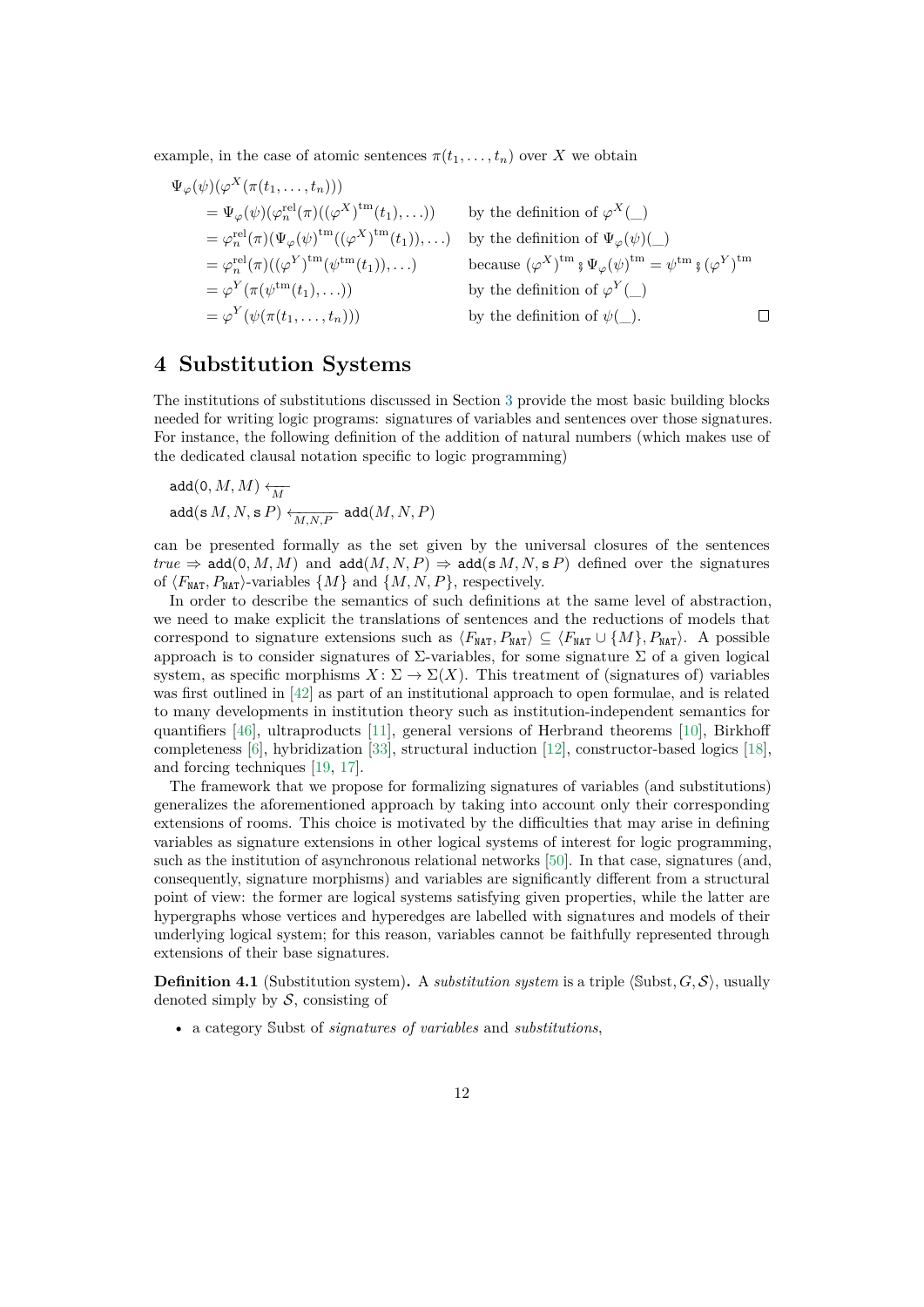example, in the case of atomic sentences $\pi(t_1, \ldots, t_n)$ over $X$ we obtain

$$
\begin{aligned}
&\Psi_\varphi(\psi)(\varphi^X(\pi(t_1,\ldots,t_n))) \\
&\quad = \Psi_\varphi(\psi)(\varphi^{\mathrm{rel}}_n(\pi)((\varphi^X)^{\mathrm{tm}}(t_1),\ldots)) && \text{by the definition of } \varphi^X(\_) \\
&\quad = \varphi^{\mathrm{rel}}_n(\pi)(\Psi_\varphi(\psi)^{\mathrm{tm}}((\varphi^X)^{\mathrm{tm}}(t_1)),\ldots) && \text{by the definition of } \Psi_\varphi(\psi)(\_) \\
&\quad = \varphi^{\mathrm{rel}}_n(\pi)((\varphi^Y)^{\mathrm{tm}}(\psi^{\mathrm{tm}}(t_1)),\ldots) && \text{because } (\varphi^X)^{\mathrm{tm}} \mathbin{⨾} \Psi_\varphi(\psi)^{\mathrm{tm}} = \psi^{\mathrm{tm}} \mathbin{⨾} (\varphi^Y)^{\mathrm{tm}} \\
&\quad = \varphi^Y(\pi(\psi^{\mathrm{tm}}(t_1),\ldots)) && \text{by the definition of } \varphi^Y(\_) \\
&\quad = \varphi^Y(\psi(\pi(t_1,\ldots,t_n))) && \text{by the definition of } \psi(\_). \qquad \square
\end{aligned}
$$

## 4 Substitution Systems

The institutions of substitutions discussed in Section 3 provide the most basic building blocks needed for writing logic programs: signatures of variables and sentences over those signatures. For instance, the following definition of the addition of natural numbers (which makes use of the dedicated clausal notation specific to logic programming)

$$
\begin{aligned}
&\mathtt{add}(\mathtt{0}, M, M) \xleftarrow[M]{} \\
&\mathtt{add}(\mathtt{s}\, M, N, \mathtt{s}\, P) \xleftarrow[M,N,P]{} \mathtt{add}(M, N, P)
\end{aligned}
$$

can be presented formally as the set given by the universal closures of the sentences $\mathit{true} \Rightarrow \mathtt{add}(\mathtt{0}, M, M)$ and $\mathtt{add}(M, N, P) \Rightarrow \mathtt{add}(\mathtt{s}\, M, N, \mathtt{s}\, P)$ defined over the signatures of $\langle F_{\mathtt{NAT}}, P_{\mathtt{NAT}} \rangle$-variables $\{M\}$ and $\{M, N, P\}$, respectively.

In order to describe the semantics of such definitions at the same level of abstraction, we need to make explicit the translations of sentences and the reductions of models that correspond to signature extensions such as $\langle F_{\mathtt{NAT}}, P_{\mathtt{NAT}} \rangle \subseteq \langle F_{\mathtt{NAT}} \cup \{M\}, P_{\mathtt{NAT}} \rangle$. A possible approach is to consider signatures of $\Sigma$-variables, for some signature $\Sigma$ of a given logical system, as specific morphisms $X \colon \Sigma \to \Sigma(X)$. This treatment of (signatures of) variables was first outlined in [42] as part of an institutional approach to open formulae, and is related to many developments in institution theory such as institution-independent semantics for quantifiers [46], ultraproducts [11], general versions of Herbrand theorems [10], Birkhoff completeness [6], hybridization [33], structural induction [12], constructor-based logics [18], and forcing techniques [19, 17].

The framework that we propose for formalizing signatures of variables (and substitutions) generalizes the aforementioned approach by taking into account only their corresponding extensions of rooms. This choice is motivated by the difficulties that may arise in defining variables as signature extensions in other logical systems of interest for logic programming, such as the institution of asynchronous relational networks [50]. In that case, signatures (and, consequently, signature morphisms) and variables are significantly different from a structural point of view: the former are logical systems satisfying given properties, while the latter are hypergraphs whose vertices and hyperedges are labelled with signatures and models of their underlying logical system; for this reason, variables cannot be faithfully represented through extensions of their base signatures.

**Definition 4.1** (Substitution system)**.** A *substitution system* is a triple $\langle \mathbb{S}\mathrm{ubst}, G, \mathcal{S} \rangle$, usually denoted simply by $\mathcal{S}$, consisting of

- a category $\mathbb{S}\mathrm{ubst}$ of *signatures of variables* and *substitutions*,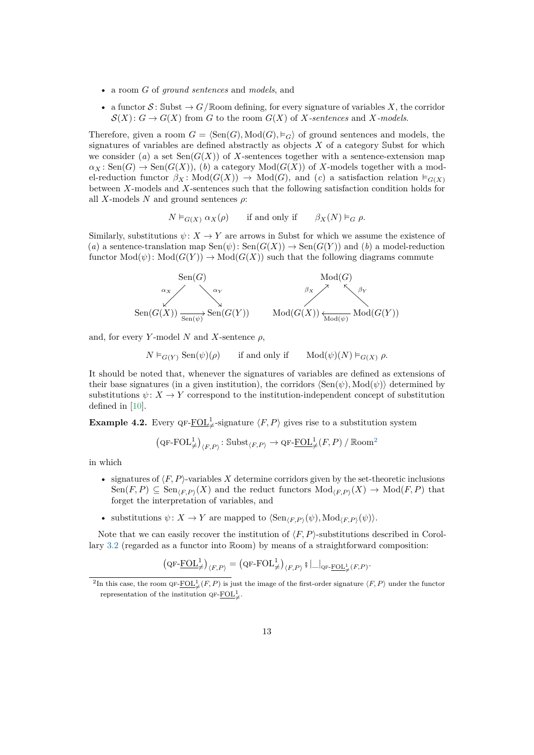- a room $G$ of *ground sentences* and *models*, and
- a functor $\mathcal{S}\colon \mathbb{S}\mathrm{ubst} \to G / \mathbb{R}\mathrm{oom}$ defining, for every signature of variables $X$, the corridor $\mathcal{S}(X)\colon G \to G(X)$ from $G$ to the room $G(X)$ of $X$*-sentences* and $X$*-models*.

Therefore, given a room $G = \langle \mathrm{Sen}(G), \mathrm{Mod}(G), \vDash_G \rangle$ of ground sentences and models, the signatures of variables are defined abstractly as objects $X$ of a category $\mathbb{S}\mathrm{ubst}$ for which we consider $(a)$ a set $\mathrm{Sen}(G(X))$ of $X$-sentences together with a sentence-extension map $\alpha_X \colon \mathrm{Sen}(G) \to \mathrm{Sen}(G(X))$, $(b)$ a category $\mathrm{Mod}(G(X))$ of $X$-models together with a model-reduction functor $\beta_X \colon \mathrm{Mod}(G(X)) \to \mathrm{Mod}(G)$, and $(c)$ a satisfaction relation $\vDash_{G(X)}$ between $X$-models and $X$-sentences such that the following satisfaction condition holds for all $X$-models $N$ and ground sentences $\rho$:

$$N \vDash_{G(X)} \alpha_X(\rho) \qquad \text{if and only if} \qquad \beta_X(N) \vDash_G \rho.$$

Similarly, substitutions $\psi\colon X \to Y$ are arrows in $\mathbb{S}\mathrm{ubst}$ for which we assume the existence of $(a)$ a sentence-translation map $\mathrm{Sen}(\psi)\colon \mathrm{Sen}(G(X)) \to \mathrm{Sen}(G(Y))$ and $(b)$ a model-reduction functor $\mathrm{Mod}(\psi)\colon \mathrm{Mod}(G(Y)) \to \mathrm{Mod}(G(X))$ such that the following diagrams commute

$$\begin{array}{ccc} & \mathrm{Sen}(G) & \\ {}^{\alpha_X}\swarrow & & \searrow^{\alpha_Y} \\ \mathrm{Sen}(G(X)) & \xrightarrow[\mathrm{Sen}(\psi)]{} & \mathrm{Sen}(G(Y)) \end{array} \qquad\qquad \begin{array}{ccc} & \mathrm{Mod}(G) & \\ {}^{\beta_X}\nearrow & & \nwarrow^{\beta_Y} \\ \mathrm{Mod}(G(X)) & \xleftarrow[\mathrm{Mod}(\psi)]{} & \mathrm{Mod}(G(Y)) \end{array}$$

and, for every $Y$-model $N$ and $X$-sentence $\rho$,

$$N \vDash_{G(Y)} \mathrm{Sen}(\psi)(\rho) \qquad \text{if and only if} \qquad \mathrm{Mod}(\psi)(N) \vDash_{G(X)} \rho.$$

It should be noted that, whenever the signatures of variables are defined as extensions of their base signatures (in a given institution), the corridors $\langle \mathrm{Sen}(\psi), \mathrm{Mod}(\psi)\rangle$ determined by substitutions $\psi\colon X \to Y$ correspond to the institution-independent concept of substitution defined in [10].

**Example 4.2.** Every QF-$\underline{\mathrm{FOL}}^1_{\neq}$-signature $\langle F, P\rangle$ gives rise to a substitution system

$$\left(\text{QF-}\mathrm{FOL}^1_{\neq}\right)_{\langle F,P\rangle} \colon \mathbb{S}\mathrm{ubst}_{\langle F,P\rangle} \to \text{QF-}\underline{\mathrm{FOL}}^1_{\neq}(F,P) \,/\, \mathbb{R}\mathrm{oom}^{2}$$

in which

- signatures of $\langle F, P\rangle$-variables $X$ determine corridors given by the set-theoretic inclusions $\mathrm{Sen}(F,P) \subseteq \mathrm{Sen}_{\langle F,P\rangle}(X)$ and the reduct functors $\mathrm{Mod}_{\langle F,P\rangle}(X) \to \mathrm{Mod}(F,P)$ that forget the interpretation of variables, and
- substitutions $\psi\colon X \to Y$ are mapped to $\langle \mathrm{Sen}_{\langle F,P\rangle}(\psi), \mathrm{Mod}_{\langle F,P\rangle}(\psi)\rangle$.

Note that we can easily recover the institution of $\langle F, P\rangle$-substitutions described in Corollary 3.2 (regarded as a functor into $\mathbb{R}\mathrm{oom}$) by means of a straightforward composition:

$$\left(\text{QF-}\underline{\mathrm{FOL}}^1_{\neq}\right)_{\langle F,P\rangle} = \left(\text{QF-}\mathrm{FOL}^1_{\neq}\right)_{\langle F,P\rangle} ⨾ \lvert\_\rvert_{\text{QF-}\underline{\mathrm{FOL}}^1_{\neq}(F,P)}.$$

[2] In this case, the room QF-$\underline{\mathrm{FOL}}^1_{\neq}(F,P)$ is just the image of the first-order signature $\langle F, P\rangle$ under the functor representation of the institution QF-$\underline{\mathrm{FOL}}^1_{\neq}$.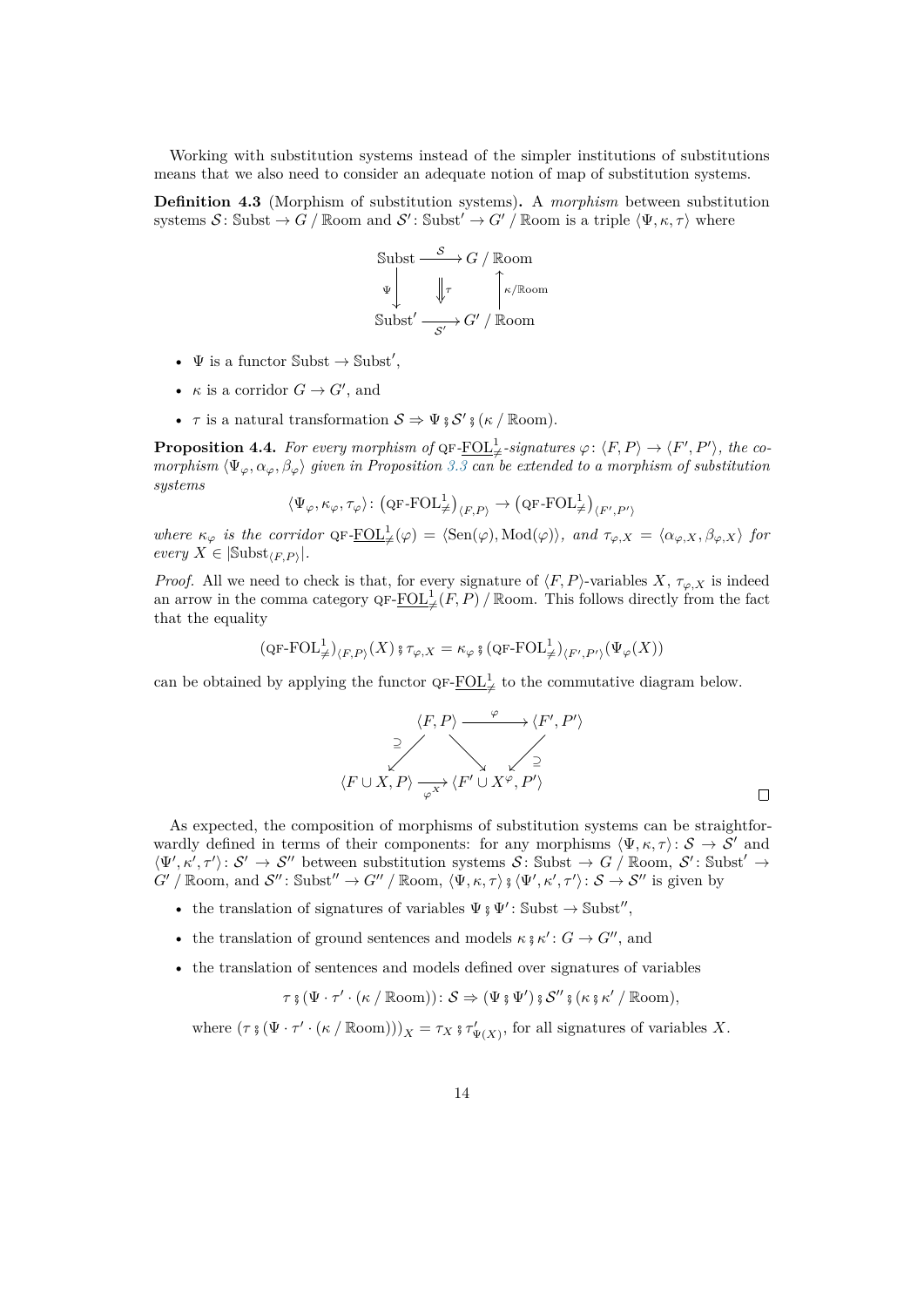Working with substitution systems instead of the simpler institutions of substitutions means that we also need to consider an adequate notion of map of substitution systems.

**Definition 4.3** (Morphism of substitution systems)**.** A *morphism* between substitution systems $\mathcal{S}\colon \mathbb{S}\mathrm{ubst} \to G \,/\, \mathbb{R}\mathrm{oom}$ and $\mathcal{S}'\colon \mathbb{S}\mathrm{ubst}' \to G' \,/\, \mathbb{R}\mathrm{oom}$ is a triple $\langle \Psi, \kappa, \tau \rangle$ where

$$
\begin{array}{ccc}
\mathbb{S}\mathrm{ubst} & \xrightarrow{\mathcal{S}} & G \,/\, \mathbb{R}\mathrm{oom} \\
{\scriptstyle\Psi}\big\downarrow & \Downarrow{\scriptstyle\tau} & \big\uparrow{\scriptstyle\kappa/\mathbb{R}\mathrm{oom}} \\
\mathbb{S}\mathrm{ubst}' & \xrightarrow[\mathcal{S}']{} & G' \,/\, \mathbb{R}\mathrm{oom}
\end{array}
$$

- $\Psi$ is a functor $\mathbb{S}\mathrm{ubst} \to \mathbb{S}\mathrm{ubst}'$,
- $\kappa$ is a corridor $G \to G'$, and
- $\tau$ is a natural transformation $\mathcal{S} \Rightarrow \Psi \mathbin{⨾} \mathcal{S}' \mathbin{⨾} (\kappa \,/\, \mathbb{R}\mathrm{oom})$.

**Proposition 4.4.** *For every morphism of* QF-$\underline{\mathrm{FOL}}^1_{\neq}$*-signatures* $\varphi\colon \langle F, P\rangle \to \langle F', P'\rangle$*, the comorphism* $\langle \Psi_\varphi, \alpha_\varphi, \beta_\varphi\rangle$ *given in Proposition 3.3 can be extended to a morphism of substitution systems*

$$\langle \Psi_\varphi, \kappa_\varphi, \tau_\varphi\rangle \colon \left(\text{QF-FOL}^1_{\neq}\right)_{\langle F,P\rangle} \to \left(\text{QF-FOL}^1_{\neq}\right)_{\langle F',P'\rangle}$$

*where* $\kappa_\varphi$ *is the corridor* QF-$\underline{\mathrm{FOL}}^1_{\neq}(\varphi) = \langle \mathrm{Sen}(\varphi), \mathrm{Mod}(\varphi)\rangle$*, and* $\tau_{\varphi,X} = \langle \alpha_{\varphi,X}, \beta_{\varphi,X}\rangle$ *for every* $X \in |\mathbb{S}\mathrm{ubst}_{\langle F,P\rangle}|$*.*

*Proof.* All we need to check is that, for every signature of $\langle F, P\rangle$-variables $X$, $\tau_{\varphi,X}$ is indeed an arrow in the comma category QF-$\underline{\mathrm{FOL}}^1_{\neq}(F, P) \,/\, \mathbb{R}\mathrm{oom}$. This follows directly from the fact that the equality

$$(\text{QF-FOL}^1_{\neq})_{\langle F,P\rangle}(X) \mathbin{⨾} \tau_{\varphi,X} = \kappa_\varphi \mathbin{⨾} (\text{QF-FOL}^1_{\neq})_{\langle F',P'\rangle}(\Psi_\varphi(X))$$

can be obtained by applying the functor QF-$\underline{\mathrm{FOL}}^1_{\neq}$ to the commutative diagram below.

$$
\begin{array}{ccc}
\langle F, P\rangle & \xrightarrow{\quad\varphi\quad} & \langle F', P'\rangle \\
{\scriptstyle\supseteq}\swarrow & \searrow & \swarrow{\scriptstyle\supseteq} \\
\langle F \cup X, P\rangle & \xrightarrow[\varphi^X]{} & \langle F' \cup X^\varphi, P'\rangle
\end{array}
$$

$\square$

As expected, the composition of morphisms of substitution systems can be straightforwardly defined in terms of their components: for any morphisms $\langle \Psi, \kappa, \tau\rangle\colon \mathcal{S} \to \mathcal{S}'$ and $\langle \Psi', \kappa', \tau'\rangle\colon \mathcal{S}' \to \mathcal{S}''$ between substitution systems $\mathcal{S}\colon \mathbb{S}\mathrm{ubst} \to G \,/\, \mathbb{R}\mathrm{oom}$, $\mathcal{S}'\colon \mathbb{S}\mathrm{ubst}' \to G' \,/\, \mathbb{R}\mathrm{oom}$, and $\mathcal{S}''\colon \mathbb{S}\mathrm{ubst}'' \to G'' \,/\, \mathbb{R}\mathrm{oom}$, $\langle \Psi, \kappa, \tau\rangle \mathbin{⨾} \langle \Psi', \kappa', \tau'\rangle\colon \mathcal{S} \to \mathcal{S}''$ is given by

- the translation of signatures of variables $\Psi \mathbin{⨾} \Psi'\colon \mathbb{S}\mathrm{ubst} \to \mathbb{S}\mathrm{ubst}''$,
- the translation of ground sentences and models $\kappa \mathbin{⨾} \kappa'\colon G \to G''$, and
- the translation of sentences and models defined over signatures of variables

$$\tau \mathbin{⨾} (\Psi \cdot \tau' \cdot (\kappa \,/\, \mathbb{R}\mathrm{oom}))\colon \mathcal{S} \Rightarrow (\Psi \mathbin{⨾} \Psi') \mathbin{⨾} \mathcal{S}'' \mathbin{⨾} (\kappa \mathbin{⨾} \kappa' \,/\, \mathbb{R}\mathrm{oom}),$$

where $(\tau \mathbin{⨾} (\Psi \cdot \tau' \cdot (\kappa \,/\, \mathbb{R}\mathrm{oom})))_X = \tau_X \mathbin{⨾} \tau'_{\Psi(X)}$, for all signatures of variables $X$.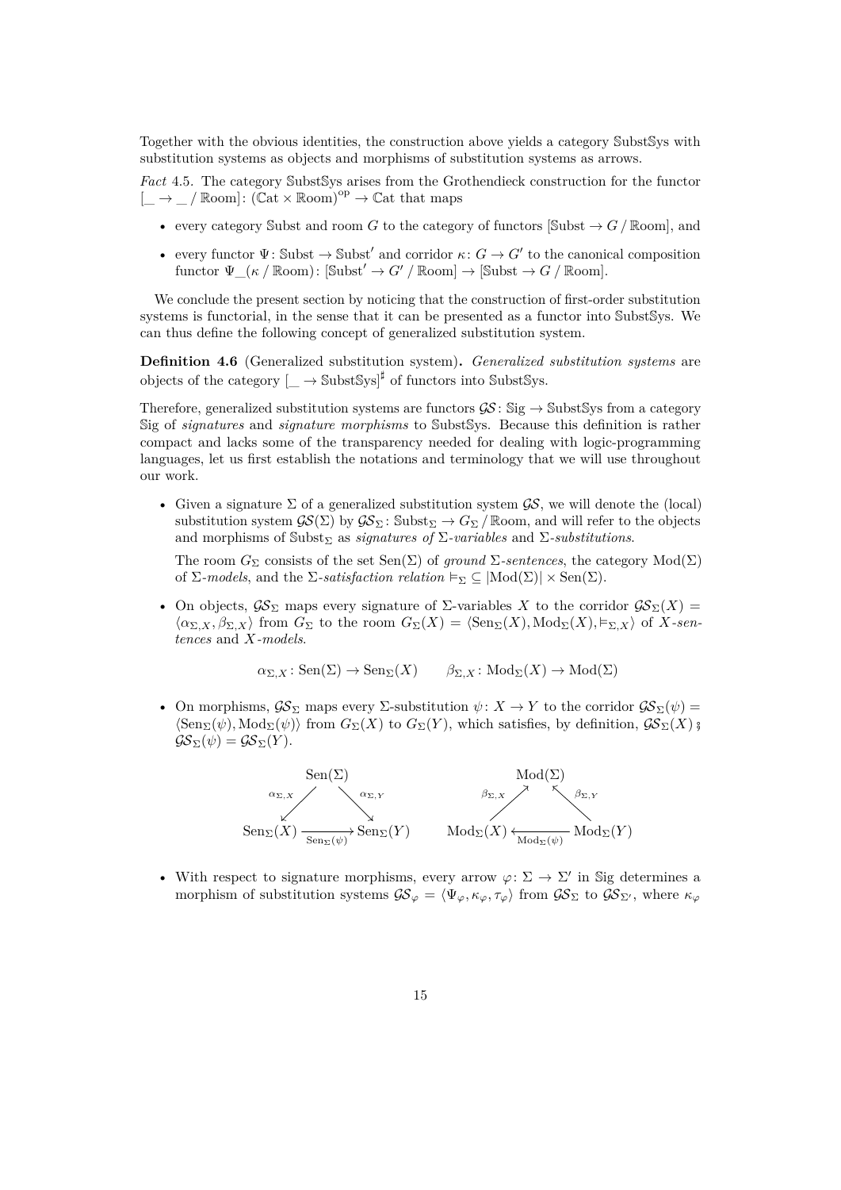Together with the obvious identities, the construction above yields a category $\mathbb{S}\mathrm{ubst}\mathbb{S}\mathrm{ys}$ with substitution systems as objects and morphisms of substitution systems as arrows.

*Fact* 4.5. The category $\mathbb{S}\mathrm{ubst}\mathbb{S}\mathrm{ys}$ arises from the Grothendieck construction for the functor $[\_ \to \_ \,/\, \mathbb{R}\mathrm{oom}] \colon (\mathbb{C}\mathrm{at} \times \mathbb{R}\mathrm{oom})^{\mathrm{op}} \to \mathbb{C}\mathrm{at}$ that maps

- every category $\mathbb{S}\mathrm{ubst}$ and room $G$ to the category of functors $[\mathbb{S}\mathrm{ubst} \to G \,/\, \mathbb{R}\mathrm{oom}]$, and
- every functor $\Psi \colon \mathbb{S}\mathrm{ubst} \to \mathbb{S}\mathrm{ubst}'$ and corridor $\kappa \colon G \to G'$ to the canonical composition functor $\Psi\_(\kappa \,/\, \mathbb{R}\mathrm{oom}) \colon [\mathbb{S}\mathrm{ubst}' \to G' \,/\, \mathbb{R}\mathrm{oom}] \to [\mathbb{S}\mathrm{ubst} \to G \,/\, \mathbb{R}\mathrm{oom}]$.

We conclude the present section by noticing that the construction of first-order substitution systems is functorial, in the sense that it can be presented as a functor into $\mathbb{S}\mathrm{ubst}\mathbb{S}\mathrm{ys}$. We can thus define the following concept of generalized substitution system.

**Definition 4.6** (Generalized substitution system)**.** *Generalized substitution systems* are objects of the category $[\_ \to \mathbb{S}\mathrm{ubst}\mathbb{S}\mathrm{ys}]^{\sharp}$ of functors into $\mathbb{S}\mathrm{ubst}\mathbb{S}\mathrm{ys}$.

Therefore, generalized substitution systems are functors $\mathcal{GS} \colon \mathbb{S}\mathrm{ig} \to \mathbb{S}\mathrm{ubst}\mathbb{S}\mathrm{ys}$ from a category $\mathbb{S}\mathrm{ig}$ of *signatures* and *signature morphisms* to $\mathbb{S}\mathrm{ubst}\mathbb{S}\mathrm{ys}$. Because this definition is rather compact and lacks some of the transparency needed for dealing with logic-programming languages, let us first establish the notations and terminology that we will use throughout our work.

- Given a signature $\Sigma$ of a generalized substitution system $\mathcal{GS}$, we will denote the (local) substitution system $\mathcal{GS}(\Sigma)$ by $\mathcal{GS}_\Sigma \colon \mathbb{S}\mathrm{ubst}_\Sigma \to G_\Sigma \,/\, \mathbb{R}\mathrm{oom}$, and will refer to the objects and morphisms of $\mathbb{S}\mathrm{ubst}_\Sigma$ as *signatures of* $\Sigma$*-variables* and $\Sigma$*-substitutions*.

  The room $G_\Sigma$ consists of the set $\mathrm{Sen}(\Sigma)$ of *ground* $\Sigma$*-sentences*, the category $\mathrm{Mod}(\Sigma)$ of $\Sigma$*-models*, and the $\Sigma$*-satisfaction relation* $\vDash_\Sigma \subseteq |\mathrm{Mod}(\Sigma)| \times \mathrm{Sen}(\Sigma)$.

- On objects, $\mathcal{GS}_\Sigma$ maps every signature of $\Sigma$-variables $X$ to the corridor $\mathcal{GS}_\Sigma(X) = \langle \alpha_{\Sigma,X}, \beta_{\Sigma,X} \rangle$ from $G_\Sigma$ to the room $G_\Sigma(X) = \langle \mathrm{Sen}_\Sigma(X), \mathrm{Mod}_\Sigma(X), \vDash_{\Sigma,X} \rangle$ of $X$*-sentences* and $X$*-models*.

$$\alpha_{\Sigma,X} \colon \mathrm{Sen}(\Sigma) \to \mathrm{Sen}_\Sigma(X) \qquad \beta_{\Sigma,X} \colon \mathrm{Mod}_\Sigma(X) \to \mathrm{Mod}(\Sigma)$$

- On morphisms, $\mathcal{GS}_\Sigma$ maps every $\Sigma$-substitution $\psi \colon X \to Y$ to the corridor $\mathcal{GS}_\Sigma(\psi) = \langle \mathrm{Sen}_\Sigma(\psi), \mathrm{Mod}_\Sigma(\psi) \rangle$ from $G_\Sigma(X)$ to $G_\Sigma(Y)$, which satisfies, by definition, $\mathcal{GS}_\Sigma(X) \mathbin{;} \mathcal{GS}_\Sigma(\psi) = \mathcal{GS}_\Sigma(Y)$.

$$\begin{array}{ccc} & \mathrm{Sen}(\Sigma) & \\ {}^{\alpha_{\Sigma,X}}\swarrow & & \searrow^{\alpha_{\Sigma,Y}} \\ \mathrm{Sen}_\Sigma(X) & \xrightarrow[\mathrm{Sen}_\Sigma(\psi)]{} & \mathrm{Sen}_\Sigma(Y) \end{array} \qquad \begin{array}{ccc} & \mathrm{Mod}(\Sigma) & \\ {}^{\beta_{\Sigma,X}}\nearrow & & \nwarrow^{\beta_{\Sigma,Y}} \\ \mathrm{Mod}_\Sigma(X) & \xleftarrow[\mathrm{Mod}_\Sigma(\psi)]{} & \mathrm{Mod}_\Sigma(Y) \end{array}$$

- With respect to signature morphisms, every arrow $\varphi \colon \Sigma \to \Sigma'$ in $\mathbb{S}\mathrm{ig}$ determines a morphism of substitution systems $\mathcal{GS}_\varphi = \langle \Psi_\varphi, \kappa_\varphi, \tau_\varphi \rangle$ from $\mathcal{GS}_\Sigma$ to $\mathcal{GS}_{\Sigma'}$, where $\kappa_\varphi$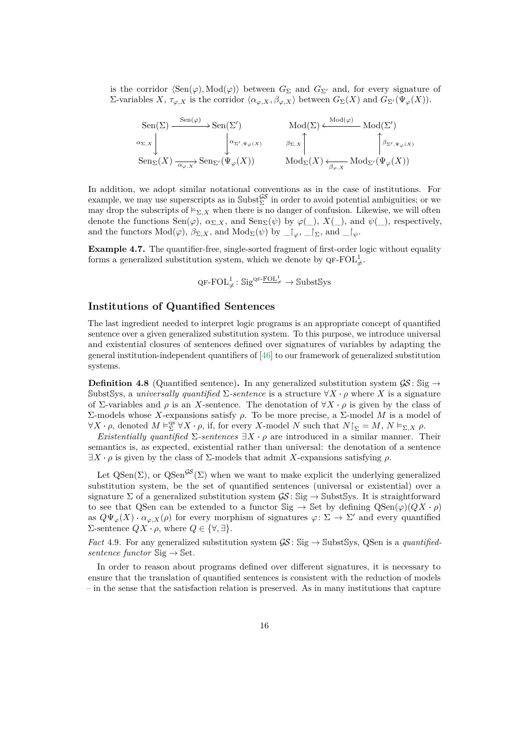is the corridor $\langle \mathrm{Sen}(\varphi), \mathrm{Mod}(\varphi)\rangle$ between $G_\Sigma$ and $G_{\Sigma'}$ and, for every signature of $\Sigma$-variables $X$, $\tau_{\varphi,X}$ is the corridor $\langle \alpha_{\varphi,X}, \beta_{\varphi,X}\rangle$ between $G_\Sigma(X)$ and $G_{\Sigma'}(\Psi_\varphi(X))$.

$$
\begin{array}{ccc}
\mathrm{Sen}(\Sigma) & \xrightarrow{\mathrm{Sen}(\varphi)} & \mathrm{Sen}(\Sigma') \\
{\scriptstyle \alpha_{\Sigma,X}}\downarrow & & \downarrow{\scriptstyle \alpha_{\Sigma',\Psi_\varphi(X)}} \\
\mathrm{Sen}_\Sigma(X) & \xrightarrow[\alpha_{\varphi,X}]{} & \mathrm{Sen}_{\Sigma'}(\Psi_\varphi(X))
\end{array}
\qquad
\begin{array}{ccc}
\mathrm{Mod}(\Sigma) & \xleftarrow{\mathrm{Mod}(\varphi)} & \mathrm{Mod}(\Sigma') \\
{\scriptstyle \beta_{\Sigma,X}}\uparrow & & \uparrow{\scriptstyle \beta_{\Sigma',\Psi_\varphi(X)}} \\
\mathrm{Mod}_\Sigma(X) & \xleftarrow[\beta_{\varphi,X}]{} & \mathrm{Mod}_{\Sigma'}(\Psi_\varphi(X))
\end{array}
$$

In addition, we adopt similar notational conventions as in the case of institutions. For example, we may use superscripts as in $\mathbb{S}\mathrm{ubst}^{\mathcal{GS}}_\Sigma$ in order to avoid potential ambiguities; or we may drop the subscripts of $\vDash_{\Sigma,X}$ when there is no danger of confusion. Likewise, we will often denote the functions $\mathrm{Sen}(\varphi)$, $\alpha_{\Sigma,X}$, and $\mathrm{Sen}_\Sigma(\psi)$ by $\varphi(\_)$, $X(\_)$, and $\psi(\_)$, respectively, and the functors $\mathrm{Mod}(\varphi)$, $\beta_{\Sigma,X}$, and $\mathrm{Mod}_\Sigma(\psi)$ by $\_\!\upharpoonright_\varphi$, $\_\!\upharpoonright_\Sigma$, and $\_\!\upharpoonright_\psi$.

**Example 4.7.** The quantifier-free, single-sorted fragment of first-order logic without equality forms a generalized substitution system, which we denote by $\mathrm{QF}\text{-}\mathrm{FOL}^1_{\neq}$.

$$\mathrm{QF}\text{-}\mathrm{FOL}^1_{\neq} \colon \mathbb{S}\mathrm{ig}^{\mathrm{QF}\text{-}\underline{\mathrm{FOL}}^1_{\neq}} \to \mathbb{S}\mathrm{ubst}\mathbb{S}\mathrm{ys}$$

## Institutions of Quantified Sentences

The last ingredient needed to interpret logic programs is an appropriate concept of quantified sentence over a given generalized substitution system. To this purpose, we introduce universal and existential closures of sentences defined over signatures of variables by adapting the general institution-independent quantifiers of [46] to our framework of generalized substitution systems.

**Definition 4.8** (Quantified sentence)**.** In any generalized substitution system $\mathcal{GS} \colon \mathbb{S}\mathrm{ig} \to \mathbb{S}\mathrm{ubst}\mathbb{S}\mathrm{ys}$, a *universally quantified* $\Sigma$*-sentence* is a structure $\forall X \cdot \rho$ where $X$ is a signature of $\Sigma$-variables and $\rho$ is an $X$-sentence. The denotation of $\forall X \cdot \rho$ is given by the class of $\Sigma$-models whose $X$-expansions satisfy $\rho$. To be more precise, a $\Sigma$-model $M$ is a model of $\forall X \cdot \rho$, denoted $M \vDash^{\mathrm{qs}}_\Sigma \forall X \cdot \rho$, if, for every $X$-model $N$ such that $N\!\upharpoonright_\Sigma = M$, $N \vDash_{\Sigma,X} \rho$.

*Existentially quantified* $\Sigma$*-sentences* $\exists X \cdot \rho$ are introduced in a similar manner. Their semantics is, as expected, existential rather than universal: the denotation of a sentence $\exists X \cdot \rho$ is given by the class of $\Sigma$-models that admit $X$-expansions satisfying $\rho$.

Let $\mathrm{QSen}(\Sigma)$, or $\mathrm{QSen}^{\mathcal{GS}}(\Sigma)$ when we want to make explicit the underlying generalized substitution system, be the set of quantified sentences (universal or existential) over a signature $\Sigma$ of a generalized substitution system $\mathcal{GS} \colon \mathbb{S}\mathrm{ig} \to \mathbb{S}\mathrm{ubst}\mathbb{S}\mathrm{ys}$. It is straightforward to see that QSen can be extended to a functor $\mathbb{S}\mathrm{ig} \to \mathbb{S}\mathrm{et}$ by defining $\mathrm{QSen}(\varphi)(QX \cdot \rho)$ as $Q\Psi_\varphi(X) \cdot \alpha_{\varphi,X}(\rho)$ for every morphism of signatures $\varphi \colon \Sigma \to \Sigma'$ and every quantified $\Sigma$-sentence $QX \cdot \rho$, where $Q \in \{\forall, \exists\}$.

*Fact* 4.9. For any generalized substitution system $\mathcal{GS} \colon \mathbb{S}\mathrm{ig} \to \mathbb{S}\mathrm{ubst}\mathbb{S}\mathrm{ys}$, QSen is a *quantified-sentence functor* $\mathbb{S}\mathrm{ig} \to \mathbb{S}\mathrm{et}$.

In order to reason about programs defined over different signatures, it is necessary to ensure that the translation of quantified sentences is consistent with the reduction of models – in the sense that the satisfaction relation is preserved. As in many institutions that capture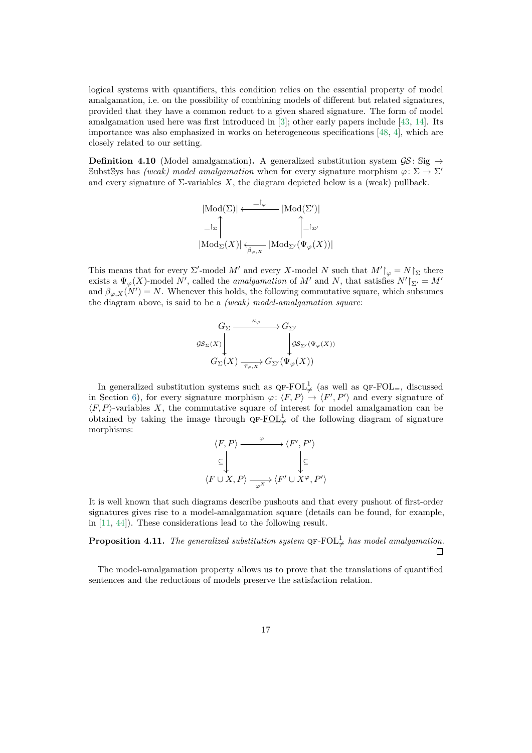logical systems with quantifiers, this condition relies on the essential property of model amalgamation, i.e. on the possibility of combining models of different but related signatures, provided that they have a common reduct to a given shared signature. The form of model amalgamation used here was first introduced in [3]; other early papers include [43, 14]. Its importance was also emphasized in works on heterogeneous specifications [48, 4], which are closely related to our setting.

**Definition 4.10** (Model amalgamation)**.** A generalized substitution system $\mathcal{GS}\colon \mathbb{S}\mathrm{ig} \to \mathbb{S}\mathrm{ubst}\mathbb{S}\mathrm{ys}$ has *(weak) model amalgamation* when for every signature morphism $\varphi\colon \Sigma \to \Sigma'$ and every signature of $\Sigma$-variables $X$, the diagram depicted below is a (weak) pullback.

$$\begin{array}{ccc}
|\mathrm{Mod}(\Sigma)| & \xleftarrow{\;-\restriction_\varphi\;} & |\mathrm{Mod}(\Sigma')| \\
\uparrow{\scriptstyle -\restriction_\Sigma} & & \uparrow{\scriptstyle -\restriction_{\Sigma'}} \\
|\mathrm{Mod}_\Sigma(X)| & \xleftarrow[\beta_{\varphi,X}]{} & |\mathrm{Mod}_{\Sigma'}(\Psi_\varphi(X))|
\end{array}$$

This means that for every $\Sigma'$-model $M'$ and every $X$-model $N$ such that $M'\restriction_\varphi = N\restriction_\Sigma$ there exists a $\Psi_\varphi(X)$-model $N'$, called the *amalgamation* of $M'$ and $N$, that satisfies $N'\restriction_{\Sigma'} = M'$ and $\beta_{\varphi,X}(N') = N$. Whenever this holds, the following commutative square, which subsumes the diagram above, is said to be a *(weak) model-amalgamation square*:

$$\begin{array}{ccc}
G_\Sigma & \xrightarrow{\;\kappa_\varphi\;} & G_{\Sigma'} \\
\downarrow{\scriptstyle \mathcal{GS}_\Sigma(X)} & & \downarrow{\scriptstyle \mathcal{GS}_{\Sigma'}(\Psi_\varphi(X))} \\
G_\Sigma(X) & \xrightarrow[\tau_{\varphi,X}]{} & G_{\Sigma'}(\Psi_\varphi(X))
\end{array}$$

In generalized substitution systems such as QF-$\mathrm{FOL}^1_{\neq}$ (as well as QF-$\mathrm{FOL}_=$, discussed in Section 6), for every signature morphism $\varphi\colon \langle F, P\rangle \to \langle F', P'\rangle$ and every signature of $\langle F, P\rangle$-variables $X$, the commutative square of interest for model amalgamation can be obtained by taking the image through QF-$\underline{\mathrm{FOL}}^1_{\neq}$ of the following diagram of signature morphisms:

$$\begin{array}{ccc}
\langle F, P\rangle & \xrightarrow{\;\varphi\;} & \langle F', P'\rangle \\
\downarrow{\scriptstyle \subseteq} & & \downarrow{\scriptstyle \subseteq} \\
\langle F \cup X, P\rangle & \xrightarrow[\varphi^X]{} & \langle F' \cup X^\varphi, P'\rangle
\end{array}$$

It is well known that such diagrams describe pushouts and that every pushout of first-order signatures gives rise to a model-amalgamation square (details can be found, for example, in [11, 44]). These considerations lead to the following result.

**Proposition 4.11.** *The generalized substitution system* QF-$\mathrm{FOL}^1_{\neq}$ *has model amalgamation.* □

The model-amalgamation property allows us to prove that the translations of quantified sentences and the reductions of models preserve the satisfaction relation.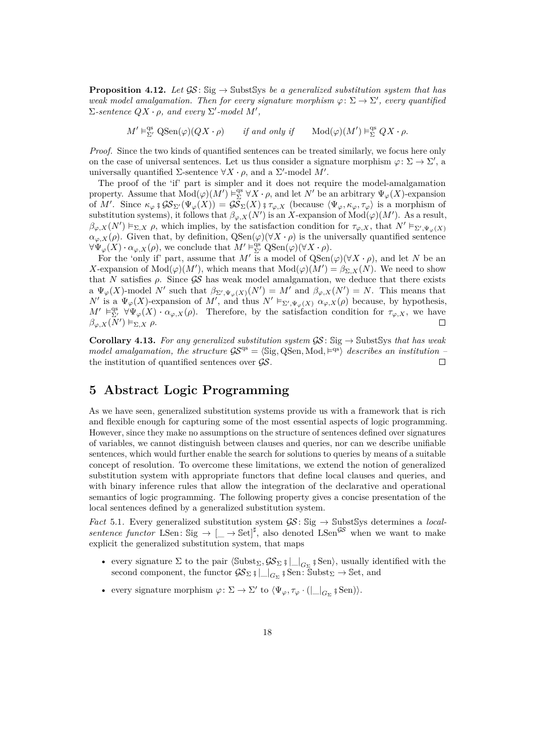**Proposition 4.12.** *Let $\mathcal{GS}\colon \mathbb{S}\mathrm{ig} \to \mathbb{S}\mathrm{ubst}\mathbb{S}\mathrm{ys}$ be a generalized substitution system that has weak model amalgamation. Then for every signature morphism $\varphi\colon \Sigma \to \Sigma'$, every quantified $\Sigma$-sentence $QX \cdot \rho$, and every $\Sigma'$-model $M'$,*

$$M' \vDash^{\mathrm{qs}}_{\Sigma'} \mathrm{QSen}(\varphi)(QX \cdot \rho) \qquad \textit{if and only if} \qquad \mathrm{Mod}(\varphi)(M') \vDash^{\mathrm{qs}}_{\Sigma} QX \cdot \rho.$$

*Proof.* Since the two kinds of quantified sentences can be treated similarly, we focus here only on the case of universal sentences. Let us thus consider a signature morphism $\varphi\colon \Sigma \to \Sigma'$, a universally quantified $\Sigma$-sentence $\forall X \cdot \rho$, and a $\Sigma'$-model $M'$.

The proof of the 'if' part is simpler and it does not require the model-amalgamation property. Assume that $\mathrm{Mod}(\varphi)(M') \vDash^{\mathrm{qs}}_{\Sigma} \forall X \cdot \rho$, and let $N'$ be an arbitrary $\Psi_\varphi(X)$-expansion of $M'$. Since $\kappa_\varphi \mathbin{⨟} \mathcal{GS}_{\Sigma'}(\Psi_\varphi(X)) = \mathcal{GS}_\Sigma(X) \mathbin{⨟} \tau_{\varphi,X}$ (because $\langle \Psi_\varphi, \kappa_\varphi, \tau_\varphi \rangle$ is a morphism of substitution systems), it follows that $\beta_{\varphi,X}(N')$ is an $X$-expansion of $\mathrm{Mod}(\varphi)(M')$. As a result, $\beta_{\varphi,X}(N') \vDash_{\Sigma,X} \rho$, which implies, by the satisfaction condition for $\tau_{\varphi,X}$, that $N' \vDash_{\Sigma',\Psi_\varphi(X)} \alpha_{\varphi,X}(\rho)$. Given that, by definition, $\mathrm{QSen}(\varphi)(\forall X \cdot \rho)$ is the universally quantified sentence $\forall \Psi_\varphi(X) \cdot \alpha_{\varphi,X}(\rho)$, we conclude that $M' \vDash^{\mathrm{qs}}_{\Sigma'} \mathrm{QSen}(\varphi)(\forall X \cdot \rho)$.

For the 'only if' part, assume that $M'$ is a model of $\mathrm{QSen}(\varphi)(\forall X \cdot \rho)$, and let $N$ be an $X$-expansion of $\mathrm{Mod}(\varphi)(M')$, which means that $\mathrm{Mod}(\varphi)(M') = \beta_{\Sigma,X}(N)$. We need to show that $N$ satisfies $\rho$. Since $\mathcal{GS}$ has weak model amalgamation, we deduce that there exists a $\Psi_\varphi(X)$-model $N'$ such that $\beta_{\Sigma',\Psi_\varphi(X)}(N') = M'$ and $\beta_{\varphi,X}(N') = N$. This means that $N'$ is a $\Psi_\varphi(X)$-expansion of $M'$, and thus $N' \vDash_{\Sigma',\Psi_\varphi(X)} \alpha_{\varphi,X}(\rho)$ because, by hypothesis, $M' \vDash^{\mathrm{qs}}_{\Sigma'} \forall \Psi_\varphi(X) \cdot \alpha_{\varphi,X}(\rho)$. Therefore, by the satisfaction condition for $\tau_{\varphi,X}$, we have $\beta_{\varphi,X}(N') \vDash_{\Sigma,X} \rho$. ◻

**Corollary 4.13.** *For any generalized substitution system $\mathcal{GS}\colon \mathbb{S}\mathrm{ig} \to \mathbb{S}\mathrm{ubst}\mathbb{S}\mathrm{ys}$ that has weak model amalgamation, the structure $\mathcal{GS}^{\mathrm{qs}} = \langle \mathbb{S}\mathrm{ig}, \mathrm{QSen}, \mathrm{Mod}, \vDash^{\mathrm{qs}} \rangle$ describes an institution –* the institution of quantified sentences over $\mathcal{GS}$. ◻

# 5 Abstract Logic Programming

As we have seen, generalized substitution systems provide us with a framework that is rich and flexible enough for capturing some of the most essential aspects of logic programming. However, since they make no assumptions on the structure of sentences defined over signatures of variables, we cannot distinguish between clauses and queries, nor can we describe unifiable sentences, which would further enable the search for solutions to queries by means of a suitable concept of resolution. To overcome these limitations, we extend the notion of generalized substitution system with appropriate functors that define local clauses and queries, and with binary inference rules that allow the integration of the declarative and operational semantics of logic programming. The following property gives a concise presentation of the local sentences defined by a generalized substitution system.

*Fact* 5.1. Every generalized substitution system $\mathcal{GS}\colon \mathbb{S}\mathrm{ig} \to \mathbb{S}\mathrm{ubst}\mathbb{S}\mathrm{ys}$ determines a *local-sentence functor* $\mathrm{LSen}\colon \mathbb{S}\mathrm{ig} \to [\_ \to \mathbb{S}\mathrm{et}]^\sharp$, also denoted $\mathrm{LSen}^{\mathcal{GS}}$ when we want to make explicit the generalized substitution system, that maps

- every signature $\Sigma$ to the pair $\langle \mathbb{S}\mathrm{ubst}_\Sigma, \mathcal{GS}_\Sigma \mathbin{⨟} |\_|_{G_\Sigma} \mathbin{⨟} \mathrm{Sen} \rangle$, usually identified with the second component, the functor $\mathcal{GS}_\Sigma \mathbin{⨟} |\_|_{G_\Sigma} \mathbin{⨟} \mathrm{Sen}\colon \mathbb{S}\mathrm{ubst}_\Sigma \to \mathbb{S}\mathrm{et}$, and
- every signature morphism $\varphi\colon \Sigma \to \Sigma'$ to $\langle \Psi_\varphi, \tau_\varphi \cdot (|\_|_{G_\Sigma} \mathbin{⨟} \mathrm{Sen}) \rangle$.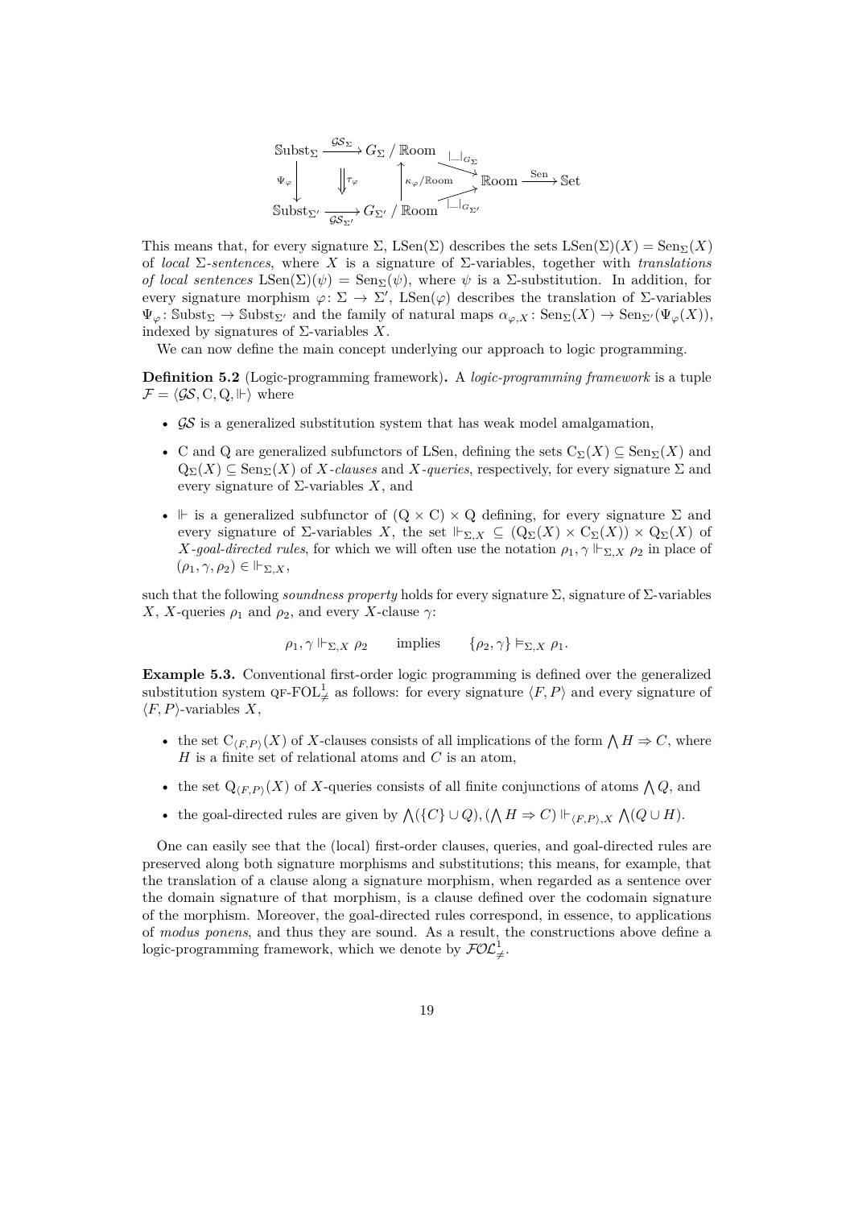$$
\begin{array}{ccccc}
\mathbb{S}\mathrm{ubst}_\Sigma & \xrightarrow{\mathcal{GS}_\Sigma} & G_\Sigma \,/\, \mathbb{R}\mathrm{oom} & \xrightarrow{|\_|_{G_\Sigma}} & \\
{\scriptstyle \Psi_\varphi}\big\downarrow & \big\Downarrow{\scriptstyle \tau_\varphi} & \big\uparrow{\scriptstyle \kappa_\varphi/\mathbb{R}\mathrm{oom}} & & \mathbb{R}\mathrm{oom} \xrightarrow{\mathrm{Sen}} \mathbb{S}\mathrm{et} \\
\mathbb{S}\mathrm{ubst}_{\Sigma'} & \xrightarrow[\mathcal{GS}_{\Sigma'}]{} & G_{\Sigma'} \,/\, \mathbb{R}\mathrm{oom} & \xrightarrow{|\_|_{G_{\Sigma'}}} &
\end{array}
$$

This means that, for every signature $\Sigma$, $\mathrm{LSen}(\Sigma)$ describes the sets $\mathrm{LSen}(\Sigma)(X) = \mathrm{Sen}_\Sigma(X)$ of *local* $\Sigma$*-sentences*, where $X$ is a signature of $\Sigma$-variables, together with *translations of local sentences* $\mathrm{LSen}(\Sigma)(\psi) = \mathrm{Sen}_\Sigma(\psi)$, where $\psi$ is a $\Sigma$-substitution. In addition, for every signature morphism $\varphi\colon \Sigma \to \Sigma'$, $\mathrm{LSen}(\varphi)$ describes the translation of $\Sigma$-variables $\Psi_\varphi\colon \mathbb{S}\mathrm{ubst}_\Sigma \to \mathbb{S}\mathrm{ubst}_{\Sigma'}$ and the family of natural maps $\alpha_{\varphi,X}\colon \mathrm{Sen}_\Sigma(X) \to \mathrm{Sen}_{\Sigma'}(\Psi_\varphi(X))$, indexed by signatures of $\Sigma$-variables $X$.

We can now define the main concept underlying our approach to logic programming.

**Definition 5.2** (Logic-programming framework)**.** A *logic-programming framework* is a tuple $\mathcal{F} = \langle \mathcal{GS}, \mathrm{C}, \mathrm{Q}, \Vdash \rangle$ where

- $\mathcal{GS}$ is a generalized substitution system that has weak model amalgamation,
- C and Q are generalized subfunctors of LSen, defining the sets $\mathrm{C}_\Sigma(X) \subseteq \mathrm{Sen}_\Sigma(X)$ and $\mathrm{Q}_\Sigma(X) \subseteq \mathrm{Sen}_\Sigma(X)$ of $X$*-clauses* and $X$*-queries*, respectively, for every signature $\Sigma$ and every signature of $\Sigma$-variables $X$, and
- $\Vdash$ is a generalized subfunctor of $(\mathrm{Q} \times \mathrm{C}) \times \mathrm{Q}$ defining, for every signature $\Sigma$ and every signature of $\Sigma$-variables $X$, the set $\Vdash_{\Sigma,X} \subseteq (\mathrm{Q}_\Sigma(X) \times \mathrm{C}_\Sigma(X)) \times \mathrm{Q}_\Sigma(X)$ of $X$*-goal-directed rules*, for which we will often use the notation $\rho_1, \gamma \Vdash_{\Sigma,X} \rho_2$ in place of $(\rho_1, \gamma, \rho_2) \in \Vdash_{\Sigma,X}$,

such that the following *soundness property* holds for every signature $\Sigma$, signature of $\Sigma$-variables $X$, $X$-queries $\rho_1$ and $\rho_2$, and every $X$-clause $\gamma$:

$$\rho_1, \gamma \Vdash_{\Sigma,X} \rho_2 \qquad \text{implies} \qquad \{\rho_2, \gamma\} \vDash_{\Sigma,X} \rho_1.$$

**Example 5.3.** Conventional first-order logic programming is defined over the generalized substitution system $\text{QF-FOL}^1_{\neq}$ as follows: for every signature $\langle F, P\rangle$ and every signature of $\langle F, P\rangle$-variables $X$,

- the set $\mathrm{C}_{\langle F,P\rangle}(X)$ of $X$-clauses consists of all implications of the form $\bigwedge H \Rightarrow C$, where $H$ is a finite set of relational atoms and $C$ is an atom,
- the set $\mathrm{Q}_{\langle F,P\rangle}(X)$ of $X$-queries consists of all finite conjunctions of atoms $\bigwedge Q$, and
- the goal-directed rules are given by $\bigwedge(\{C\} \cup Q), (\bigwedge H \Rightarrow C) \Vdash_{\langle F,P\rangle,X} \bigwedge(Q \cup H)$.

One can easily see that the (local) first-order clauses, queries, and goal-directed rules are preserved along both signature morphisms and substitutions; this means, for example, that the translation of a clause along a signature morphism, when regarded as a sentence over the domain signature of that morphism, is a clause defined over the codomain signature of the morphism. Moreover, the goal-directed rules correspond, in essence, to applications of *modus ponens*, and thus they are sound. As a result, the constructions above define a logic-programming framework, which we denote by $\mathcal{FOL}^1_{\neq}$.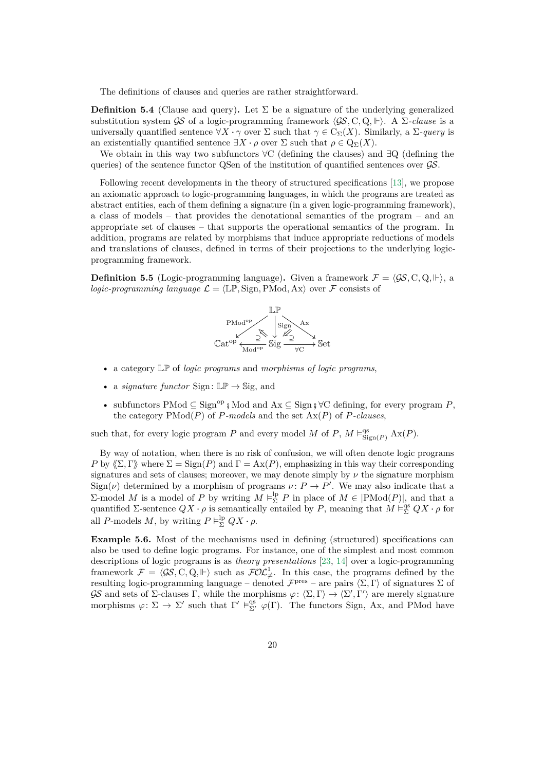The definitions of clauses and queries are rather straightforward.

**Definition 5.4** (Clause and query)**.** Let $\Sigma$ be a signature of the underlying generalized substitution system $\mathcal{GS}$ of a logic-programming framework $\langle \mathcal{GS}, \mathrm{C}, \mathrm{Q}, \Vdash \rangle$. A $\Sigma$-*clause* is a universally quantified sentence $\forall X \cdot \gamma$ over $\Sigma$ such that $\gamma \in \mathrm{C}_\Sigma(X)$. Similarly, a $\Sigma$-*query* is an existentially quantified sentence $\exists X \cdot \rho$ over $\Sigma$ such that $\rho \in \mathrm{Q}_\Sigma(X)$.

We obtain in this way two subfunctors $\forall\mathrm{C}$ (defining the clauses) and $\exists\mathrm{Q}$ (defining the queries) of the sentence functor QSen of the institution of quantified sentences over $\mathcal{GS}$.

Following recent developments in the theory of structured specifications [13], we propose an axiomatic approach to logic-programming languages, in which the programs are treated as abstract entities, each of them defining a signature (in a given logic-programming framework), a class of models – that provides the denotational semantics of the program – and an appropriate set of clauses – that supports the operational semantics of the program. In addition, programs are related by morphisms that induce appropriate reductions of models and translations of clauses, defined in terms of their projections to the underlying logic-programming framework.

**Definition 5.5** (Logic-programming language)**.** Given a framework $\mathcal{F} = \langle \mathcal{GS}, \mathrm{C}, \mathrm{Q}, \Vdash \rangle$, a *logic-programming language* $\mathcal{L} = \langle \mathbb{LP}, \mathrm{Sign}, \mathrm{PMod}, \mathrm{Ax} \rangle$ over $\mathcal{F}$ consists of

$$\begin{array}{ccccc} & & \mathbb{LP} & & \\ & \swarrow^{\mathrm{PMod}^{\mathrm{op}}} & \downarrow^{\mathrm{Sign}} & \searrow^{\mathrm{Ax}} & \\ \mathbb{C}\mathrm{at}^{\mathrm{op}} & \xleftarrow[\mathrm{Mod}^{\mathrm{op}}]{\supseteq} & \mathbb{S}\mathrm{ig} & \xrightarrow[\forall\mathrm{C}]{\supseteq} & \mathbb{S}\mathrm{et} \end{array}$$

- a category $\mathbb{LP}$ of *logic programs* and *morphisms of logic programs*,
- a *signature functor* $\mathrm{Sign} \colon \mathbb{LP} \to \mathbb{S}\mathrm{ig}$, and
- subfunctors $\mathrm{PMod} \subseteq \mathrm{Sign}^{\mathrm{op}} \mathbin{⨾} \mathrm{Mod}$ and $\mathrm{Ax} \subseteq \mathrm{Sign} \mathbin{⨾} \forall\mathrm{C}$ defining, for every program $P$, the category $\mathrm{PMod}(P)$ of $P$-*models* and the set $\mathrm{Ax}(P)$ of $P$-*clauses*,

such that, for every logic program $P$ and every model $M$ of $P$, $M \vDash^{\mathrm{qs}}_{\mathrm{Sign}(P)} \mathrm{Ax}(P)$.

By way of notation, when there is no risk of confusion, we will often denote logic programs $P$ by $\langle\!\langle \Sigma, \Gamma \rangle\!\rangle$ where $\Sigma = \mathrm{Sign}(P)$ and $\Gamma = \mathrm{Ax}(P)$, emphasizing in this way their corresponding signatures and sets of clauses; moreover, we may denote simply by $\nu$ the signature morphism $\mathrm{Sign}(\nu)$ determined by a morphism of programs $\nu \colon P \to P'$. We may also indicate that a $\Sigma$-model $M$ is a model of $P$ by writing $M \vDash^{\mathrm{lp}}_\Sigma P$ in place of $M \in |\mathrm{PMod}(P)|$, and that a quantified $\Sigma$-sentence $QX \cdot \rho$ is semantically entailed by $P$, meaning that $M \vDash^{\mathrm{qs}}_\Sigma QX \cdot \rho$ for all $P$-models $M$, by writing $P \vDash^{\mathrm{lp}}_\Sigma QX \cdot \rho$.

**Example 5.6.** Most of the mechanisms used in defining (structured) specifications can also be used to define logic programs. For instance, one of the simplest and most common descriptions of logic programs is as *theory presentations* [23, 14] over a logic-programming framework $\mathcal{F} = \langle \mathcal{GS}, \mathrm{C}, \mathrm{Q}, \Vdash \rangle$ such as $\mathcal{FOL}^1_{\neq}$. In this case, the programs defined by the resulting logic-programming language – denoted $\mathcal{F}^{\mathrm{pres}}$ – are pairs $\langle \Sigma, \Gamma \rangle$ of signatures $\Sigma$ of $\mathcal{GS}$ and sets of $\Sigma$-clauses $\Gamma$, while the morphisms $\varphi \colon \langle \Sigma, \Gamma \rangle \to \langle \Sigma', \Gamma' \rangle$ are merely signature morphisms $\varphi \colon \Sigma \to \Sigma'$ such that $\Gamma' \vDash^{\mathrm{qs}}_{\Sigma'} \varphi(\Gamma)$. The functors Sign, Ax, and PMod have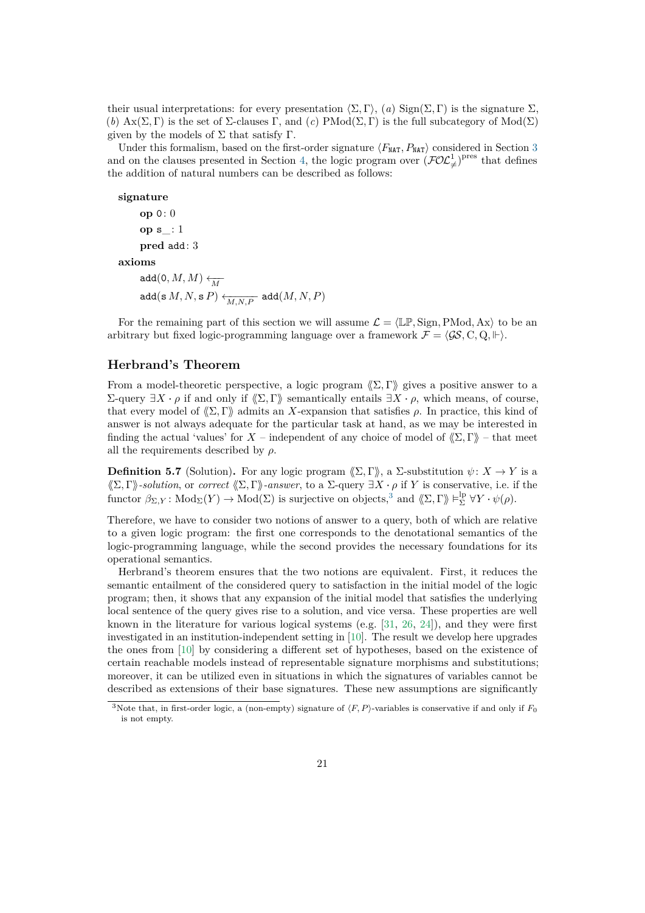their usual interpretations: for every presentation $\langle \Sigma, \Gamma \rangle$, $(a)$ $\mathrm{Sign}(\Sigma, \Gamma)$ is the signature $\Sigma$, $(b)$ $\mathrm{Ax}(\Sigma, \Gamma)$ is the set of $\Sigma$-clauses $\Gamma$, and $(c)$ $\mathrm{PMod}(\Sigma, \Gamma)$ is the full subcategory of $\mathrm{Mod}(\Sigma)$ given by the models of $\Sigma$ that satisfy $\Gamma$.

Under this formalism, based on the first-order signature $\langle F_{\mathtt{NAT}}, P_{\mathtt{NAT}} \rangle$ considered in Section 3 and on the clauses presented in Section 4, the logic program over $(\mathcal{FOL}^{1}_{\neq})^{\mathrm{pres}}$ that defines the addition of natural numbers can be described as follows:

**signature**

  **op** $\mathtt{0}\colon 0$

  **op** $\mathtt{s\_}\colon 1$

  **pred** $\mathtt{add}\colon 3$

**axioms**

  $\mathtt{add}(\mathtt{0}, M, M) \xleftarrow[M]{}$

  $\mathtt{add}(\mathtt{s}\, M, N, \mathtt{s}\, P) \xleftarrow[M,N,P]{} \mathtt{add}(M, N, P)$

For the remaining part of this section we will assume $\mathcal{L} = \langle \mathbb{LP}, \mathrm{Sign}, \mathrm{PMod}, \mathrm{Ax} \rangle$ to be an arbitrary but fixed logic-programming language over a framework $\mathcal{F} = \langle \mathcal{GS}, \mathrm{C}, \mathrm{Q}, \Vdash \rangle$.

## Herbrand's Theorem

From a model-theoretic perspective, a logic program $\langle\!\langle \Sigma, \Gamma \rangle\!\rangle$ gives a positive answer to a $\Sigma$-query $\exists X \cdot \rho$ if and only if $\langle\!\langle \Sigma, \Gamma \rangle\!\rangle$ semantically entails $\exists X \cdot \rho$, which means, of course, that every model of $\langle\!\langle \Sigma, \Gamma \rangle\!\rangle$ admits an $X$-expansion that satisfies $\rho$. In practice, this kind of answer is not always adequate for the particular task at hand, as we may be interested in finding the actual 'values' for $X$ – independent of any choice of model of $\langle\!\langle \Sigma, \Gamma \rangle\!\rangle$ – that meet all the requirements described by $\rho$.

**Definition 5.7** (Solution)**.** For any logic program $\langle\!\langle \Sigma, \Gamma \rangle\!\rangle$, a $\Sigma$-substitution $\psi\colon X \to Y$ is a *$\langle\!\langle \Sigma, \Gamma \rangle\!\rangle$-solution*, or *correct $\langle\!\langle \Sigma, \Gamma \rangle\!\rangle$-answer*, to a $\Sigma$-query $\exists X \cdot \rho$ if $Y$ is conservative, i.e. if the functor $\beta_{\Sigma,Y}\colon \mathrm{Mod}_{\Sigma}(Y) \to \mathrm{Mod}(\Sigma)$ is surjective on objects,[3] and $\langle\!\langle \Sigma, \Gamma \rangle\!\rangle \vDash^{\mathrm{lp}}_{\Sigma} \forall Y \cdot \psi(\rho)$.

Therefore, we have to consider two notions of answer to a query, both of which are relative to a given logic program: the first one corresponds to the denotational semantics of the logic-programming language, while the second provides the necessary foundations for its operational semantics.

Herbrand's theorem ensures that the two notions are equivalent. First, it reduces the semantic entailment of the considered query to satisfaction in the initial model of the logic program; then, it shows that any expansion of the initial model that satisfies the underlying local sentence of the query gives rise to a solution, and vice versa. These properties are well known in the literature for various logical systems (e.g. [31, 26, 24]), and they were first investigated in an institution-independent setting in [10]. The result we develop here upgrades the ones from [10] by considering a different set of hypotheses, based on the existence of certain reachable models instead of representable signature morphisms and substitutions; moreover, it can be utilized even in situations in which the signatures of variables cannot be described as extensions of their base signatures. These new assumptions are significantly

[3] Note that, in first-order logic, a (non-empty) signature of $\langle F, P \rangle$-variables is conservative if and only if $F_0$ is not empty.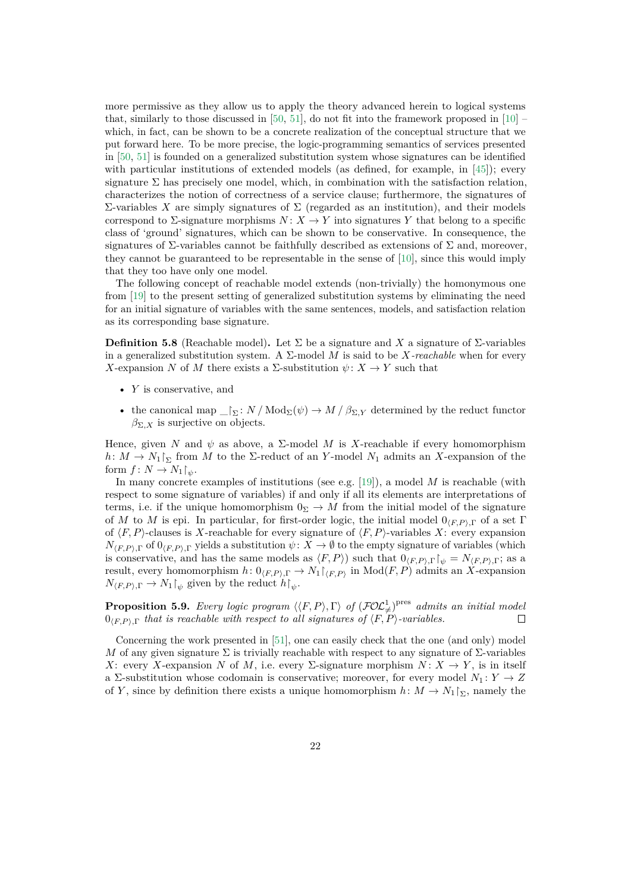more permissive as they allow us to apply the theory advanced herein to logical systems that, similarly to those discussed in [50, 51], do not fit into the framework proposed in [10] – which, in fact, can be shown to be a concrete realization of the conceptual structure that we put forward here. To be more precise, the logic-programming semantics of services presented in [50, 51] is founded on a generalized substitution system whose signatures can be identified with particular institutions of extended models (as defined, for example, in [45]); every signature $\Sigma$ has precisely one model, which, in combination with the satisfaction relation, characterizes the notion of correctness of a service clause; furthermore, the signatures of $\Sigma$-variables $X$ are simply signatures of $\Sigma$ (regarded as an institution), and their models correspond to $\Sigma$-signature morphisms $N\colon X \to Y$ into signatures $Y$ that belong to a specific class of 'ground' signatures, which can be shown to be conservative. In consequence, the signatures of $\Sigma$-variables cannot be faithfully described as extensions of $\Sigma$ and, moreover, they cannot be guaranteed to be representable in the sense of [10], since this would imply that they too have only one model.

The following concept of reachable model extends (non-trivially) the homonymous one from [19] to the present setting of generalized substitution systems by eliminating the need for an initial signature of variables with the same sentences, models, and satisfaction relation as its corresponding base signature.

**Definition 5.8** (Reachable model)**.** Let $\Sigma$ be a signature and $X$ a signature of $\Sigma$-variables in a generalized substitution system. A $\Sigma$-model $M$ is said to be $X$*-reachable* when for every $X$-expansion $N$ of $M$ there exists a $\Sigma$-substitution $\psi\colon X \to Y$ such that

- $Y$ is conservative, and
- the canonical map $\_\!\upharpoonright_\Sigma\colon N \,/\, \mathrm{Mod}_\Sigma(\psi) \to M \,/\, \beta_{\Sigma,Y}$ determined by the reduct functor $\beta_{\Sigma,X}$ is surjective on objects.

Hence, given $N$ and $\psi$ as above, a $\Sigma$-model $M$ is $X$-reachable if every homomorphism $h\colon M \to N_1\!\upharpoonright_\Sigma$ from $M$ to the $\Sigma$-reduct of an $Y$-model $N_1$ admits an $X$-expansion of the form $f\colon N \to N_1\!\upharpoonright_\psi$.

In many concrete examples of institutions (see e.g. [19]), a model $M$ is reachable (with respect to some signature of variables) if and only if all its elements are interpretations of terms, i.e. if the unique homomorphism $0_\Sigma \to M$ from the initial model of the signature of $M$ to $M$ is epi. In particular, for first-order logic, the initial model $0_{\langle F,P\rangle,\Gamma}$ of a set $\Gamma$ of $\langle F, P\rangle$-clauses is $X$-reachable for every signature of $\langle F, P\rangle$-variables $X$: every expansion $N_{\langle F,P\rangle,\Gamma}$ of $0_{\langle F,P\rangle,\Gamma}$ yields a substitution $\psi\colon X \to \emptyset$ to the empty signature of variables (which is conservative, and has the same models as $\langle F, P\rangle$) such that $0_{\langle F,P\rangle,\Gamma}\!\upharpoonright_\psi = N_{\langle F,P\rangle,\Gamma}$; as a result, every homomorphism $h\colon 0_{\langle F,P\rangle,\Gamma} \to N_1\!\upharpoonright_{\langle F,P\rangle}$ in $\mathrm{Mod}(F, P)$ admits an $X$-expansion $N_{\langle F,P\rangle,\Gamma} \to N_1\!\upharpoonright_\psi$ given by the reduct $h\!\upharpoonright_\psi$.

**Proposition 5.9.** *Every logic program $\langle\langle F, P\rangle, \Gamma\rangle$ of $(\mathcal{FOL}^1_{\neq})^{\mathrm{pres}}$ admits an initial model $0_{\langle F,P\rangle,\Gamma}$ that is reachable with respect to all signatures of $\langle F, P\rangle$-variables.* ◻

Concerning the work presented in [51], one can easily check that the one (and only) model $M$ of any given signature $\Sigma$ is trivially reachable with respect to any signature of $\Sigma$-variables $X$: every $X$-expansion $N$ of $M$, i.e. every $\Sigma$-signature morphism $N\colon X \to Y$, is in itself a $\Sigma$-substitution whose codomain is conservative; moreover, for every model $N_1\colon Y \to Z$ of $Y$, since by definition there exists a unique homomorphism $h\colon M \to N_1\!\upharpoonright_\Sigma$, namely the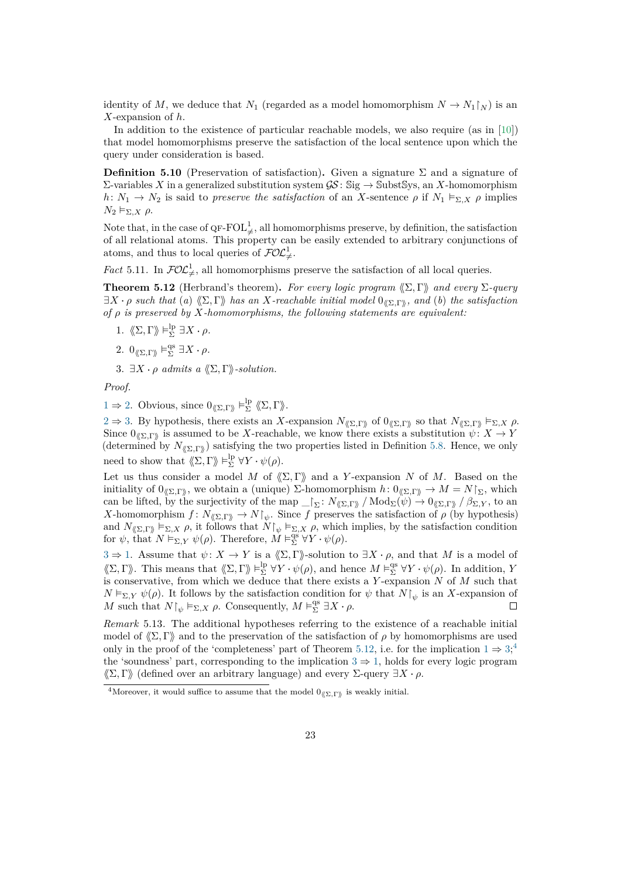identity of $M$, we deduce that $N_1$ (regarded as a model homomorphism $N \to N_1{\upharpoonright}_N$) is an $X$-expansion of $h$.

In addition to the existence of particular reachable models, we also require (as in [10]) that model homomorphisms preserve the satisfaction of the local sentence upon which the query under consideration is based.

**Definition 5.10** (Preservation of satisfaction)**.** Given a signature $\Sigma$ and a signature of $\Sigma$-variables $X$ in a generalized substitution system $\mathcal{GS}\colon \mathbb{S}\mathrm{ig} \to \mathbb{S}\mathrm{ubst}\mathbb{S}\mathrm{ys}$, an $X$-homomorphism $h\colon N_1 \to N_2$ is said to *preserve the satisfaction* of an $X$-sentence $\rho$ if $N_1 \vDash_{\Sigma,X} \rho$ implies $N_2 \vDash_{\Sigma,X} \rho$.

Note that, in the case of $\text{QF-FOL}^1_{\neq}$, all homomorphisms preserve, by definition, the satisfaction of all relational atoms. This property can be easily extended to arbitrary conjunctions of atoms, and thus to local queries of $\mathcal{FOL}^1_{\neq}$.

*Fact* 5.11. In $\mathcal{FOL}^1_{\neq}$, all homomorphisms preserve the satisfaction of all local queries.

**Theorem 5.12** (Herbrand's theorem)**.** *For every logic program $\langle\!\langle \Sigma, \Gamma \rangle\!\rangle$ and every $\Sigma$-query $\exists X \cdot \rho$ such that (a) $\langle\!\langle \Sigma, \Gamma \rangle\!\rangle$ has an $X$-reachable initial model $0_{\langle\!\langle \Sigma, \Gamma \rangle\!\rangle}$, and (b) the satisfaction of $\rho$ is preserved by $X$-homomorphisms, the following statements are equivalent:*

1. $\langle\!\langle \Sigma, \Gamma \rangle\!\rangle \vDash^{\mathrm{lp}}_{\Sigma} \exists X \cdot \rho$.
2. $0_{\langle\!\langle \Sigma, \Gamma \rangle\!\rangle} \vDash^{\mathrm{qs}}_{\Sigma} \exists X \cdot \rho$.
3. $\exists X \cdot \rho$ *admits a $\langle\!\langle \Sigma, \Gamma \rangle\!\rangle$-solution.*

*Proof.*

1 $\Rightarrow$ 2. Obvious, since $0_{\langle\!\langle \Sigma, \Gamma \rangle\!\rangle} \vDash^{\mathrm{lp}}_{\Sigma} \langle\!\langle \Sigma, \Gamma \rangle\!\rangle$.

2 $\Rightarrow$ 3. By hypothesis, there exists an $X$-expansion $N_{\langle\!\langle \Sigma, \Gamma \rangle\!\rangle}$ of $0_{\langle\!\langle \Sigma, \Gamma \rangle\!\rangle}$ so that $N_{\langle\!\langle \Sigma, \Gamma \rangle\!\rangle} \vDash_{\Sigma,X} \rho$. Since $0_{\langle\!\langle \Sigma, \Gamma \rangle\!\rangle}$ is assumed to be $X$-reachable, we know there exists a substitution $\psi\colon X \to Y$ (determined by $N_{\langle\!\langle \Sigma, \Gamma \rangle\!\rangle}$) satisfying the two properties listed in Definition 5.8. Hence, we only need to show that $\langle\!\langle \Sigma, \Gamma \rangle\!\rangle \vDash^{\mathrm{lp}}_{\Sigma} \forall Y \cdot \psi(\rho)$.

Let us thus consider a model $M$ of $\langle\!\langle \Sigma, \Gamma \rangle\!\rangle$ and a $Y$-expansion $N$ of $M$. Based on the initiality of $0_{\langle\!\langle \Sigma, \Gamma \rangle\!\rangle}$, we obtain a (unique) $\Sigma$-homomorphism $h\colon 0_{\langle\!\langle \Sigma, \Gamma \rangle\!\rangle} \to M = N{\upharpoonright}_{\Sigma}$, which can be lifted, by the surjectivity of the map $\_{\upharpoonright}_{\Sigma}\colon N_{\langle\!\langle \Sigma, \Gamma \rangle\!\rangle} \,/\, \mathrm{Mod}_{\Sigma}(\psi) \to 0_{\langle\!\langle \Sigma, \Gamma \rangle\!\rangle} \,/\, \beta_{\Sigma,Y}$, to an $X$-homomorphism $f\colon N_{\langle\!\langle \Sigma, \Gamma \rangle\!\rangle} \to N{\upharpoonright}_{\psi}$. Since $f$ preserves the satisfaction of $\rho$ (by hypothesis) and $N_{\langle\!\langle \Sigma, \Gamma \rangle\!\rangle} \vDash_{\Sigma,X} \rho$, it follows that $N{\upharpoonright}_{\psi} \vDash_{\Sigma,X} \rho$, which implies, by the satisfaction condition for $\psi$, that $N \vDash_{\Sigma,Y} \psi(\rho)$. Therefore, $M \vDash^{\mathrm{qs}}_{\Sigma} \forall Y \cdot \psi(\rho)$.

3 $\Rightarrow$ 1. Assume that $\psi\colon X \to Y$ is a $\langle\!\langle \Sigma, \Gamma \rangle\!\rangle$-solution to $\exists X \cdot \rho$, and that $M$ is a model of $\langle\!\langle \Sigma, \Gamma \rangle\!\rangle$. This means that $\langle\!\langle \Sigma, \Gamma \rangle\!\rangle \vDash^{\mathrm{lp}}_{\Sigma} \forall Y \cdot \psi(\rho)$, and hence $M \vDash^{\mathrm{qs}}_{\Sigma} \forall Y \cdot \psi(\rho)$. In addition, $Y$ is conservative, from which we deduce that there exists a $Y$-expansion $N$ of $M$ such that $N \vDash_{\Sigma,Y} \psi(\rho)$. It follows by the satisfaction condition for $\psi$ that $N{\upharpoonright}_{\psi}$ is an $X$-expansion of $M$ such that $N{\upharpoonright}_{\psi} \vDash_{\Sigma,X} \rho$. Consequently, $M \vDash^{\mathrm{qs}}_{\Sigma} \exists X \cdot \rho$. ∎

*Remark* 5.13. The additional hypotheses referring to the existence of a reachable initial model of $\langle\!\langle \Sigma, \Gamma \rangle\!\rangle$ and to the preservation of the satisfaction of $\rho$ by homomorphisms are used only in the proof of the 'completeness' part of Theorem 5.12, i.e. for the implication 1 $\Rightarrow$ 3;[4] the 'soundness' part, corresponding to the implication 3 $\Rightarrow$ 1, holds for every logic program $\langle\!\langle \Sigma, \Gamma \rangle\!\rangle$ (defined over an arbitrary language) and every $\Sigma$-query $\exists X \cdot \rho$.

[4] Moreover, it would suffice to assume that the model $0_{\langle\!\langle \Sigma, \Gamma \rangle\!\rangle}$ is weakly initial.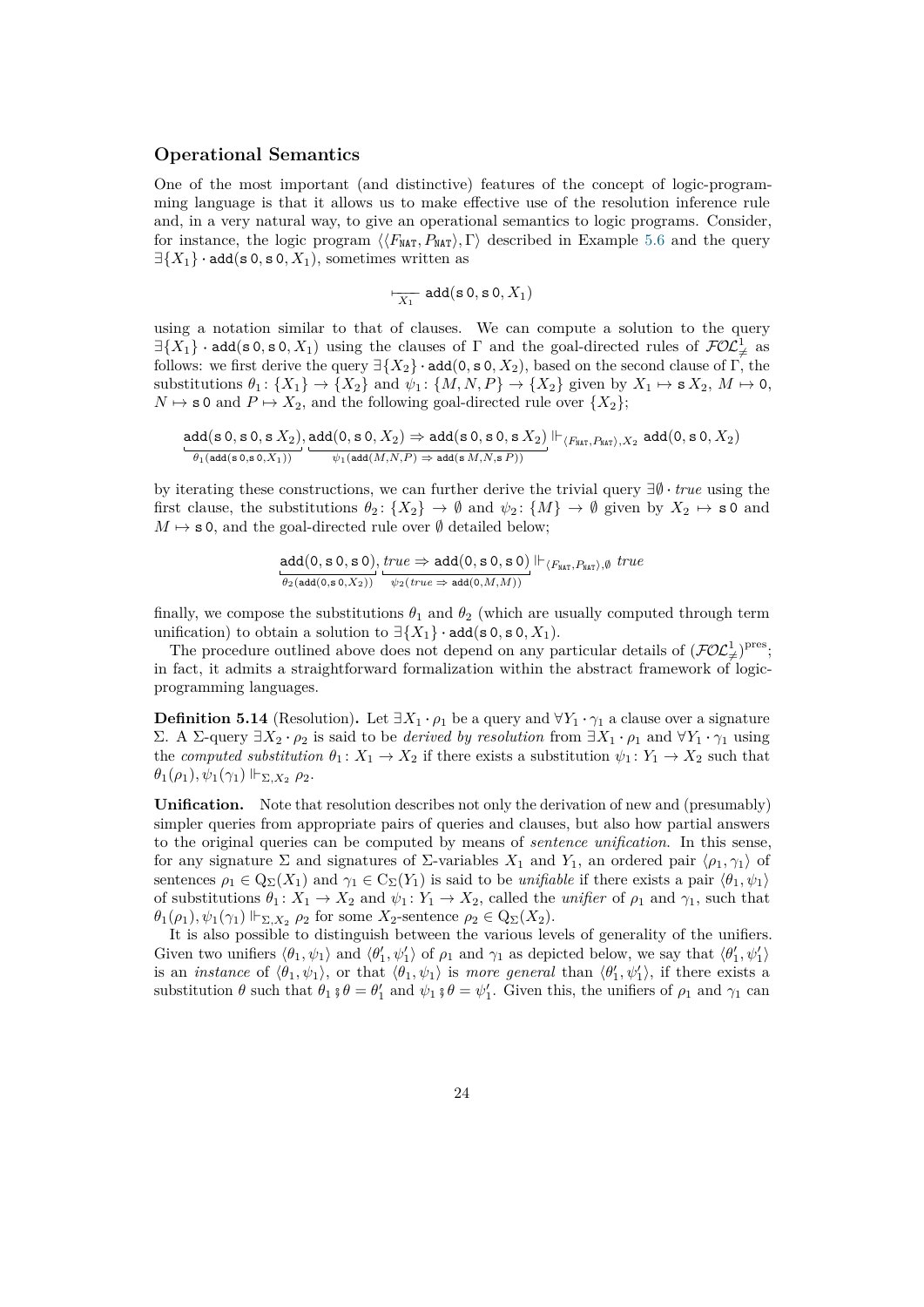### Operational Semantics

One of the most important (and distinctive) features of the concept of logic-programming language is that it allows us to make effective use of the resolution inference rule and, in a very natural way, to give an operational semantics to logic programs. Consider, for instance, the logic program $\langle\langle F_{\mathtt{NAT}}, P_{\mathtt{NAT}}\rangle, \Gamma\rangle$ described in Example 5.6 and the query $\exists\{X_1\} \cdot \mathtt{add}(\mathtt{s}\,0, \mathtt{s}\,0, X_1)$, sometimes written as

$$\vdash_{X_1} \mathtt{add}(\mathtt{s}\,0, \mathtt{s}\,0, X_1)$$

using a notation similar to that of clauses. We can compute a solution to the query $\exists\{X_1\} \cdot \mathtt{add}(\mathtt{s}\,0, \mathtt{s}\,0, X_1)$ using the clauses of $\Gamma$ and the goal-directed rules of $\mathcal{FOL}^1_{\neq}$ as follows: we first derive the query $\exists\{X_2\} \cdot \mathtt{add}(0, \mathtt{s}\,0, X_2)$, based on the second clause of $\Gamma$, the substitutions $\theta_1 \colon \{X_1\} \to \{X_2\}$ and $\psi_1 \colon \{M, N, P\} \to \{X_2\}$ given by $X_1 \mapsto \mathtt{s}\,X_2$, $M \mapsto 0$, $N \mapsto \mathtt{s}\,0$ and $P \mapsto X_2$, and the following goal-directed rule over $\{X_2\}$;

$$\underbrace{\mathtt{add}(\mathtt{s}\,0, \mathtt{s}\,0, \mathtt{s}\,X_2)}_{\theta_1(\mathtt{add}(\mathtt{s}\,0, \mathtt{s}\,0, X_1))}, \underbrace{\mathtt{add}(0, \mathtt{s}\,0, X_2) \Rightarrow \mathtt{add}(\mathtt{s}\,0, \mathtt{s}\,0, \mathtt{s}\,X_2)}_{\psi_1(\mathtt{add}(M,N,P) \Rightarrow \mathtt{add}(\mathtt{s}\,M, N, \mathtt{s}\,P))} \Vdash_{\langle F_{\mathtt{NAT}}, P_{\mathtt{NAT}}\rangle, X_2} \mathtt{add}(0, \mathtt{s}\,0, X_2)$$

by iterating these constructions, we can further derive the trivial query $\exists\emptyset \cdot \mathit{true}$ using the first clause, the substitutions $\theta_2 \colon \{X_2\} \to \emptyset$ and $\psi_2 \colon \{M\} \to \emptyset$ given by $X_2 \mapsto \mathtt{s}\,0$ and $M \mapsto \mathtt{s}\,0$, and the goal-directed rule over $\emptyset$ detailed below;

$$\underbrace{\mathtt{add}(0, \mathtt{s}\,0, \mathtt{s}\,0)}_{\theta_2(\mathtt{add}(0, \mathtt{s}\,0, X_2))}, \underbrace{\mathit{true} \Rightarrow \mathtt{add}(0, \mathtt{s}\,0, \mathtt{s}\,0)}_{\psi_2(\mathit{true} \Rightarrow \mathtt{add}(0, M, M))} \Vdash_{\langle F_{\mathtt{NAT}}, P_{\mathtt{NAT}}\rangle, \emptyset} \mathit{true}$$

finally, we compose the substitutions $\theta_1$ and $\theta_2$ (which are usually computed through term unification) to obtain a solution to $\exists\{X_1\} \cdot \mathtt{add}(\mathtt{s}\,0, \mathtt{s}\,0, X_1)$.

The procedure outlined above does not depend on any particular details of $(\mathcal{FOL}^1_{\neq})^{\mathrm{pres}}$; in fact, it admits a straightforward formalization within the abstract framework of logic-programming languages.

**Definition 5.14** (Resolution)**.** Let $\exists X_1 \cdot \rho_1$ be a query and $\forall Y_1 \cdot \gamma_1$ a clause over a signature $\Sigma$. A $\Sigma$-query $\exists X_2 \cdot \rho_2$ is said to be *derived by resolution* from $\exists X_1 \cdot \rho_1$ and $\forall Y_1 \cdot \gamma_1$ using the *computed substitution* $\theta_1 \colon X_1 \to X_2$ if there exists a substitution $\psi_1 \colon Y_1 \to X_2$ such that $\theta_1(\rho_1), \psi_1(\gamma_1) \Vdash_{\Sigma, X_2} \rho_2$.

**Unification.** Note that resolution describes not only the derivation of new and (presumably) simpler queries from appropriate pairs of queries and clauses, but also how partial answers to the original queries can be computed by means of *sentence unification*. In this sense, for any signature $\Sigma$ and signatures of $\Sigma$-variables $X_1$ and $Y_1$, an ordered pair $\langle \rho_1, \gamma_1 \rangle$ of sentences $\rho_1 \in \mathrm{Q}_\Sigma(X_1)$ and $\gamma_1 \in \mathrm{C}_\Sigma(Y_1)$ is said to be *unifiable* if there exists a pair $\langle \theta_1, \psi_1 \rangle$ of substitutions $\theta_1 \colon X_1 \to X_2$ and $\psi_1 \colon Y_1 \to X_2$, called the *unifier* of $\rho_1$ and $\gamma_1$, such that $\theta_1(\rho_1), \psi_1(\gamma_1) \Vdash_{\Sigma, X_2} \rho_2$ for some $X_2$-sentence $\rho_2 \in \mathrm{Q}_\Sigma(X_2)$.

It is also possible to distinguish between the various levels of generality of the unifiers. Given two unifiers $\langle \theta_1, \psi_1 \rangle$ and $\langle \theta_1', \psi_1' \rangle$ of $\rho_1$ and $\gamma_1$ as depicted below, we say that $\langle \theta_1', \psi_1' \rangle$ is an *instance* of $\langle \theta_1, \psi_1 \rangle$, or that $\langle \theta_1, \psi_1 \rangle$ is *more general* than $\langle \theta_1', \psi_1' \rangle$, if there exists a substitution $\theta$ such that $\theta_1 \mathbin{;} \theta = \theta_1'$ and $\psi_1 \mathbin{;} \theta = \psi_1'$. Given this, the unifiers of $\rho_1$ and $\gamma_1$ can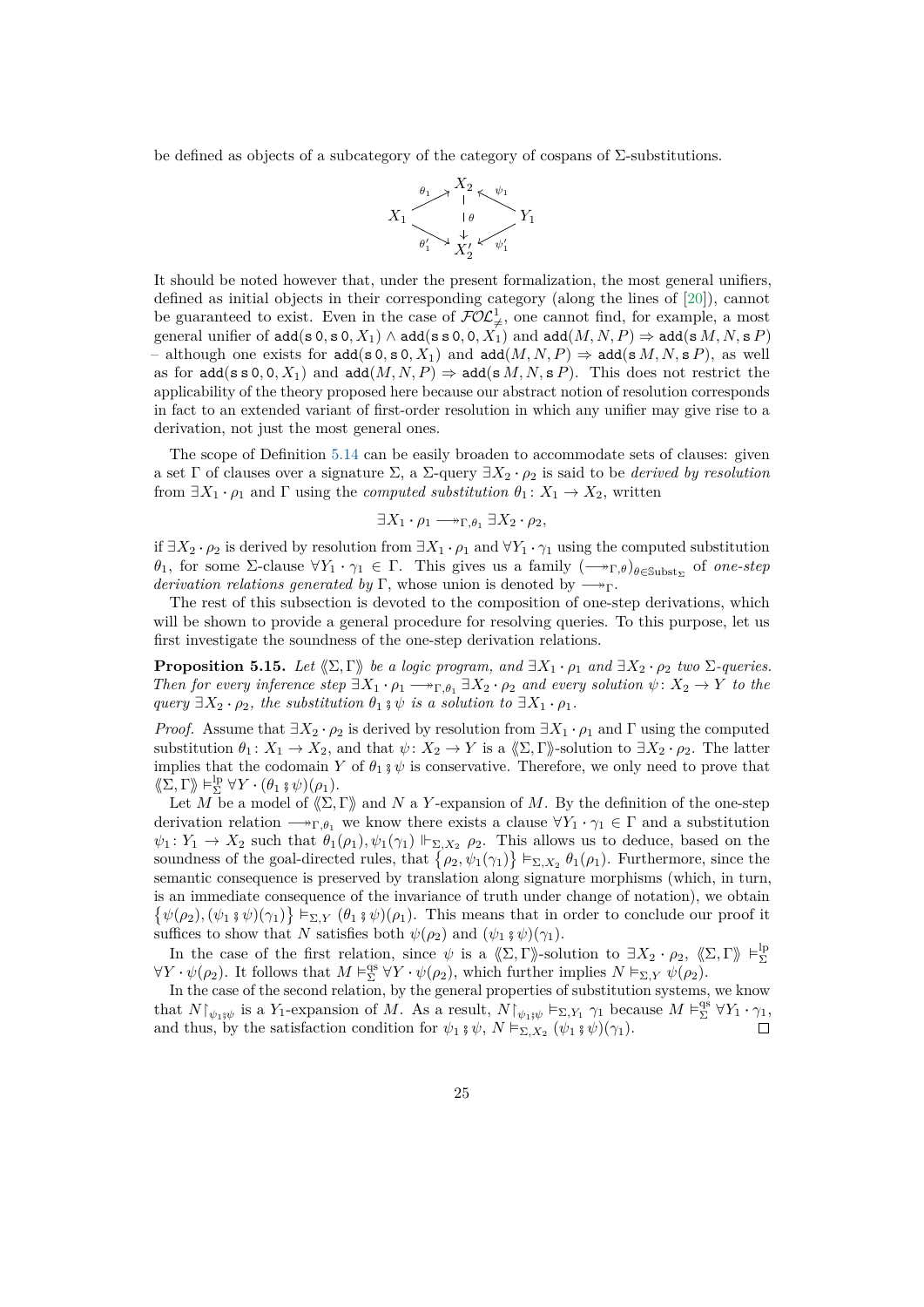be defined as objects of a subcategory of the category of cospans of Σ-substitutions.

$$\begin{array}{ccccc} & & X_2 & & \\ & \overset{\theta_1}{\nearrow} & \downarrow \theta & \overset{\psi_1}{\nwarrow} & \\ X_1 & & & & Y_1 \\ & \underset{\theta_1'}{\searrow} & X_2' & \underset{\psi_1'}{\swarrow} & \end{array}$$

It should be noted however that, under the present formalization, the most general unifiers, defined as initial objects in their corresponding category (along the lines of [20]), cannot be guaranteed to exist. Even in the case of $\mathcal{FOL}^1_{\neq}$, one cannot find, for example, a most general unifier of $\mathtt{add}(\mathtt{s}\,0, \mathtt{s}\,0, X_1) \wedge \mathtt{add}(\mathtt{s}\,\mathtt{s}\,0, 0, X_1)$ and $\mathtt{add}(M, N, P) \Rightarrow \mathtt{add}(\mathtt{s}\,M, N, \mathtt{s}\,P)$ – although one exists for $\mathtt{add}(\mathtt{s}\,0, \mathtt{s}\,0, X_1)$ and $\mathtt{add}(M, N, P) \Rightarrow \mathtt{add}(\mathtt{s}\,M, N, \mathtt{s}\,P)$, as well as for $\mathtt{add}(\mathtt{s}\,\mathtt{s}\,0, 0, X_1)$ and $\mathtt{add}(M, N, P) \Rightarrow \mathtt{add}(\mathtt{s}\,M, N, \mathtt{s}\,P)$. This does not restrict the applicability of the theory proposed here because our abstract notion of resolution corresponds in fact to an extended variant of first-order resolution in which any unifier may give rise to a derivation, not just the most general ones.

The scope of Definition 5.14 can be easily broaden to accommodate sets of clauses: given a set Γ of clauses over a signature Σ, a Σ-query $\exists X_2 \cdot \rho_2$ is said to be *derived by resolution* from $\exists X_1 \cdot \rho_1$ and Γ using the *computed substitution* $\theta_1 \colon X_1 \to X_2$, written

$$\exists X_1 \cdot \rho_1 \twoheadrightarrow_{\Gamma, \theta_1} \exists X_2 \cdot \rho_2,$$

if $\exists X_2 \cdot \rho_2$ is derived by resolution from $\exists X_1 \cdot \rho_1$ and $\forall Y_1 \cdot \gamma_1$ using the computed substitution $\theta_1$, for some Σ-clause $\forall Y_1 \cdot \gamma_1 \in \Gamma$. This gives us a family $(\twoheadrightarrow_{\Gamma,\theta})_{\theta \in \mathbb{S}\mathrm{ubst}_\Sigma}$ of *one-step derivation relations generated by* Γ, whose union is denoted by $\twoheadrightarrow_\Gamma$.

The rest of this subsection is devoted to the composition of one-step derivations, which will be shown to provide a general procedure for resolving queries. To this purpose, let us first investigate the soundness of the one-step derivation relations.

**Proposition 5.15.** *Let* $\langle\!\langle \Sigma, \Gamma \rangle\!\rangle$ *be a logic program, and* $\exists X_1 \cdot \rho_1$ *and* $\exists X_2 \cdot \rho_2$ *two* Σ*-queries. Then for every inference step* $\exists X_1 \cdot \rho_1 \twoheadrightarrow_{\Gamma,\theta_1} \exists X_2 \cdot \rho_2$ *and every solution* $\psi \colon X_2 \to Y$ *to the query* $\exists X_2 \cdot \rho_2$*, the substitution* $\theta_1 \mathbin{⨾} \psi$ *is a solution to* $\exists X_1 \cdot \rho_1$*.*

*Proof.* Assume that $\exists X_2 \cdot \rho_2$ is derived by resolution from $\exists X_1 \cdot \rho_1$ and Γ using the computed substitution $\theta_1 \colon X_1 \to X_2$, and that $\psi \colon X_2 \to Y$ is a $\langle\!\langle \Sigma, \Gamma \rangle\!\rangle$-solution to $\exists X_2 \cdot \rho_2$. The latter implies that the codomain $Y$ of $\theta_1 \mathbin{⨾} \psi$ is conservative. Therefore, we only need to prove that $\langle\!\langle \Sigma, \Gamma \rangle\!\rangle \vDash^{\mathrm{lp}}_\Sigma \forall Y \cdot (\theta_1 \mathbin{⨾} \psi)(\rho_1)$.

Let $M$ be a model of $\langle\!\langle \Sigma, \Gamma \rangle\!\rangle$ and $N$ a $Y$-expansion of $M$. By the definition of the one-step derivation relation $\twoheadrightarrow_{\Gamma,\theta_1}$ we know there exists a clause $\forall Y_1 \cdot \gamma_1 \in \Gamma$ and a substitution $\psi_1 \colon Y_1 \to X_2$ such that $\theta_1(\rho_1), \psi_1(\gamma_1) \Vdash_{\Sigma, X_2} \rho_2$. This allows us to deduce, based on the soundness of the goal-directed rules, that $\{\rho_2, \psi_1(\gamma_1)\} \vDash_{\Sigma, X_2} \theta_1(\rho_1)$. Furthermore, since the semantic consequence is preserved by translation along signature morphisms (which, in turn, is an immediate consequence of the invariance of truth under change of notation), we obtain $\{\psi(\rho_2), (\psi_1 \mathbin{⨾} \psi)(\gamma_1)\} \vDash_{\Sigma, Y} (\theta_1 \mathbin{⨾} \psi)(\rho_1)$. This means that in order to conclude our proof it suffices to show that $N$ satisfies both $\psi(\rho_2)$ and $(\psi_1 \mathbin{⨾} \psi)(\gamma_1)$.

In the case of the first relation, since $\psi$ is a $\langle\!\langle \Sigma, \Gamma \rangle\!\rangle$-solution to $\exists X_2 \cdot \rho_2$, $\langle\!\langle \Sigma, \Gamma \rangle\!\rangle \vDash^{\mathrm{lp}}_\Sigma \forall Y \cdot \psi(\rho_2)$. It follows that $M \vDash^{\mathrm{qs}}_\Sigma \forall Y \cdot \psi(\rho_2)$, which further implies $N \vDash_{\Sigma, Y} \psi(\rho_2)$.

In the case of the second relation, by the general properties of substitution systems, we know that $N{\restriction}_{\psi_1 ⨾ \psi}$ is a $Y_1$-expansion of $M$. As a result, $N{\restriction}_{\psi_1 ⨾ \psi} \vDash_{\Sigma, Y_1} \gamma_1$ because $M \vDash^{\mathrm{qs}}_\Sigma \forall Y_1 \cdot \gamma_1$, and thus, by the satisfaction condition for $\psi_1 \mathbin{⨾} \psi$, $N \vDash_{\Sigma, X_2} (\psi_1 \mathbin{⨾} \psi)(\gamma_1)$. ◻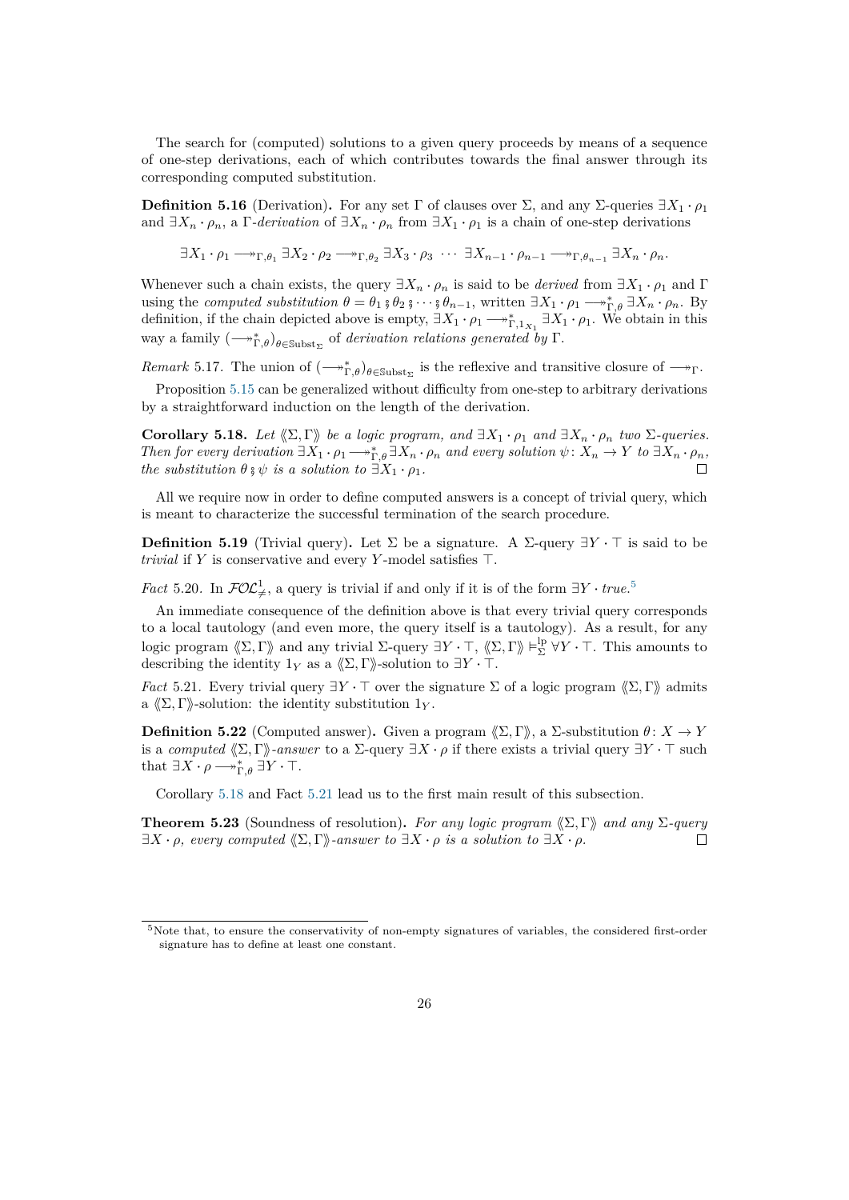The search for (computed) solutions to a given query proceeds by means of a sequence of one-step derivations, each of which contributes towards the final answer through its corresponding computed substitution.

**Definition 5.16** (Derivation)**.** For any set $\Gamma$ of clauses over $\Sigma$, and any $\Sigma$-queries $\exists X_1 \cdot \rho_1$ and $\exists X_n \cdot \rho_n$, a $\Gamma$-*derivation* of $\exists X_n \cdot \rho_n$ from $\exists X_1 \cdot \rho_1$ is a chain of one-step derivations

$$\exists X_1 \cdot \rho_1 \longrightarrow\!\!\!\!\!\rightarrow_{\Gamma,\theta_1} \exists X_2 \cdot \rho_2 \longrightarrow\!\!\!\!\!\rightarrow_{\Gamma,\theta_2} \exists X_3 \cdot \rho_3 \ \cdots \ \exists X_{n-1} \cdot \rho_{n-1} \longrightarrow\!\!\!\!\!\rightarrow_{\Gamma,\theta_{n-1}} \exists X_n \cdot \rho_n.$$

Whenever such a chain exists, the query $\exists X_n \cdot \rho_n$ is said to be *derived* from $\exists X_1 \cdot \rho_1$ and $\Gamma$ using the *computed substitution* $\theta = \theta_1 \mathbin{⨟} \theta_2 \mathbin{⨟} \cdots \mathbin{⨟} \theta_{n-1}$, written $\exists X_1 \cdot \rho_1 \longrightarrow\!\!\!\!\!\rightarrow^*_{\Gamma,\theta} \exists X_n \cdot \rho_n$. By definition, if the chain depicted above is empty, $\exists X_1 \cdot \rho_1 \longrightarrow\!\!\!\!\!\rightarrow^*_{\Gamma,1_{X_1}} \exists X_1 \cdot \rho_1$. We obtain in this way a family $(\longrightarrow\!\!\!\!\!\rightarrow^*_{\Gamma,\theta})_{\theta \in \mathbb{S}\mathrm{ubst}_\Sigma}$ of *derivation relations generated by* $\Gamma$.

*Remark* 5.17. The union of $(\longrightarrow\!\!\!\!\!\rightarrow^*_{\Gamma,\theta})_{\theta \in \mathbb{S}\mathrm{ubst}_\Sigma}$ is the reflexive and transitive closure of $\longrightarrow\!\!\!\!\!\rightarrow_\Gamma$.

Proposition 5.15 can be generalized without difficulty from one-step to arbitrary derivations by a straightforward induction on the length of the derivation.

**Corollary 5.18.** *Let $\langle\!\langle \Sigma, \Gamma \rangle\!\rangle$ be a logic program, and $\exists X_1 \cdot \rho_1$ and $\exists X_n \cdot \rho_n$ two $\Sigma$-queries. Then for every derivation $\exists X_1 \cdot \rho_1 \longrightarrow\!\!\!\!\!\rightarrow^*_{\Gamma,\theta} \exists X_n \cdot \rho_n$ and every solution $\psi \colon X_n \to Y$ to $\exists X_n \cdot \rho_n$, the substitution $\theta \mathbin{⨟} \psi$ is a solution to $\exists X_1 \cdot \rho_1$.* □

All we require now in order to define computed answers is a concept of trivial query, which is meant to characterize the successful termination of the search procedure.

**Definition 5.19** (Trivial query)**.** Let $\Sigma$ be a signature. A $\Sigma$-query $\exists Y \cdot \top$ is said to be *trivial* if $Y$ is conservative and every $Y$-model satisfies $\top$.

*Fact* 5.20. In $\mathcal{FOL}^1_{\neq}$, a query is trivial if and only if it is of the form $\exists Y \cdot \mathit{true}$.[5]

An immediate consequence of the definition above is that every trivial query corresponds to a local tautology (and even more, the query itself is a tautology). As a result, for any logic program $\langle\!\langle \Sigma, \Gamma \rangle\!\rangle$ and any trivial $\Sigma$-query $\exists Y \cdot \top$, $\langle\!\langle \Sigma, \Gamma \rangle\!\rangle \vDash^{\mathrm{lp}}_\Sigma \forall Y \cdot \top$. This amounts to describing the identity $1_Y$ as a $\langle\!\langle \Sigma, \Gamma \rangle\!\rangle$-solution to $\exists Y \cdot \top$.

*Fact* 5.21. Every trivial query $\exists Y \cdot \top$ over the signature $\Sigma$ of a logic program $\langle\!\langle \Sigma, \Gamma \rangle\!\rangle$ admits a $\langle\!\langle \Sigma, \Gamma \rangle\!\rangle$-solution: the identity substitution $1_Y$.

**Definition 5.22** (Computed answer)**.** Given a program $\langle\!\langle \Sigma, \Gamma \rangle\!\rangle$, a $\Sigma$-substitution $\theta \colon X \to Y$ is a *computed* $\langle\!\langle \Sigma, \Gamma \rangle\!\rangle$*-answer* to a $\Sigma$-query $\exists X \cdot \rho$ if there exists a trivial query $\exists Y \cdot \top$ such that $\exists X \cdot \rho \longrightarrow\!\!\!\!\!\rightarrow^*_{\Gamma,\theta} \exists Y \cdot \top$.

Corollary 5.18 and Fact 5.21 lead us to the first main result of this subsection.

**Theorem 5.23** (Soundness of resolution)**.** *For any logic program $\langle\!\langle \Sigma, \Gamma \rangle\!\rangle$ and any $\Sigma$-query $\exists X \cdot \rho$, every computed $\langle\!\langle \Sigma, \Gamma \rangle\!\rangle$-answer to $\exists X \cdot \rho$ is a solution to $\exists X \cdot \rho$.* □

---

[5] Note that, to ensure the conservativity of non-empty signatures of variables, the considered first-order signature has to define at least one constant.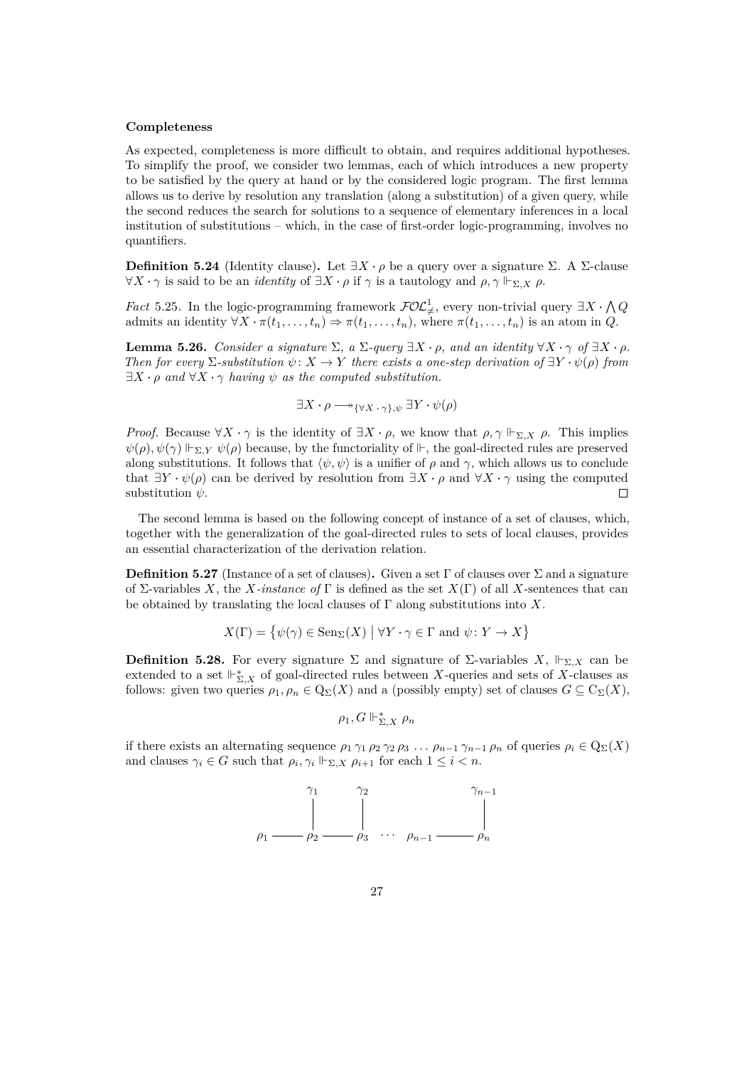**Completeness**

As expected, completeness is more difficult to obtain, and requires additional hypotheses. To simplify the proof, we consider two lemmas, each of which introduces a new property to be satisfied by the query at hand or by the considered logic program. The first lemma allows us to derive by resolution any translation (along a substitution) of a given query, while the second reduces the search for solutions to a sequence of elementary inferences in a local institution of substitutions – which, in the case of first-order logic-programming, involves no quantifiers.

**Definition 5.24** (Identity clause)**.** Let $\exists X \cdot \rho$ be a query over a signature $\Sigma$. A $\Sigma$-clause $\forall X \cdot \gamma$ is said to be an *identity* of $\exists X \cdot \rho$ if $\gamma$ is a tautology and $\rho, \gamma \Vdash_{\Sigma,X} \rho$.

*Fact* 5.25. In the logic-programming framework $\mathcal{FOL}^1_{\neq}$, every non-trivial query $\exists X \cdot \bigwedge Q$ admits an identity $\forall X \cdot \pi(t_1, \ldots, t_n) \Rightarrow \pi(t_1, \ldots, t_n)$, where $\pi(t_1, \ldots, t_n)$ is an atom in $Q$.

**Lemma 5.26.** *Consider a signature $\Sigma$, a $\Sigma$-query $\exists X \cdot \rho$, and an identity $\forall X \cdot \gamma$ of $\exists X \cdot \rho$. Then for every $\Sigma$-substitution $\psi \colon X \to Y$ there exists a one-step derivation of $\exists Y \cdot \psi(\rho)$ from $\exists X \cdot \rho$ and $\forall X \cdot \gamma$ having $\psi$ as the computed substitution.*

$$\exists X \cdot \rho \longrightarrow_{\{\forall X \cdot \gamma\}, \psi} \exists Y \cdot \psi(\rho)$$

*Proof.* Because $\forall X \cdot \gamma$ is the identity of $\exists X \cdot \rho$, we know that $\rho, \gamma \Vdash_{\Sigma,X} \rho$. This implies $\psi(\rho), \psi(\gamma) \Vdash_{\Sigma,Y} \psi(\rho)$ because, by the functoriality of $\Vdash$, the goal-directed rules are preserved along substitutions. It follows that $\langle \psi, \psi \rangle$ is a unifier of $\rho$ and $\gamma$, which allows us to conclude that $\exists Y \cdot \psi(\rho)$ can be derived by resolution from $\exists X \cdot \rho$ and $\forall X \cdot \gamma$ using the computed substitution $\psi$. $\square$

The second lemma is based on the following concept of instance of a set of clauses, which, together with the generalization of the goal-directed rules to sets of local clauses, provides an essential characterization of the derivation relation.

**Definition 5.27** (Instance of a set of clauses)**.** Given a set $\Gamma$ of clauses over $\Sigma$ and a signature of $\Sigma$-variables $X$, the *$X$-instance of* $\Gamma$ is defined as the set $X(\Gamma)$ of all $X$-sentences that can be obtained by translating the local clauses of $\Gamma$ along substitutions into $X$.

$$X(\Gamma) = \left\{ \psi(\gamma) \in \mathrm{Sen}_\Sigma(X) \;\middle|\; \forall Y \cdot \gamma \in \Gamma \text{ and } \psi \colon Y \to X \right\}$$

**Definition 5.28.** For every signature $\Sigma$ and signature of $\Sigma$-variables $X$, $\Vdash_{\Sigma,X}$ can be extended to a set $\Vdash^*_{\Sigma,X}$ of goal-directed rules between $X$-queries and sets of $X$-clauses as follows: given two queries $\rho_1, \rho_n \in \mathrm{Q}_\Sigma(X)$ and a (possibly empty) set of clauses $G \subseteq \mathrm{C}_\Sigma(X)$,

$$\rho_1, G \Vdash^*_{\Sigma,X} \rho_n$$

if there exists an alternating sequence $\rho_1\, \gamma_1\, \rho_2\, \gamma_2\, \rho_3\, \ldots\, \rho_{n-1}\, \gamma_{n-1}\, \rho_n$ of queries $\rho_i \in \mathrm{Q}_\Sigma(X)$ and clauses $\gamma_i \in G$ such that $\rho_i, \gamma_i \Vdash_{\Sigma,X} \rho_{i+1}$ for each $1 \leq i < n$.

$$\begin{array}{ccccccccc} & & \gamma_1 & & \gamma_2 & & & & \gamma_{n-1} \\ & & | & & | & & & & | \\ \rho_1 & \text{———} & \rho_2 & \text{———} & \rho_3 & \cdots & \rho_{n-1} & \text{———} & \rho_n \end{array}$$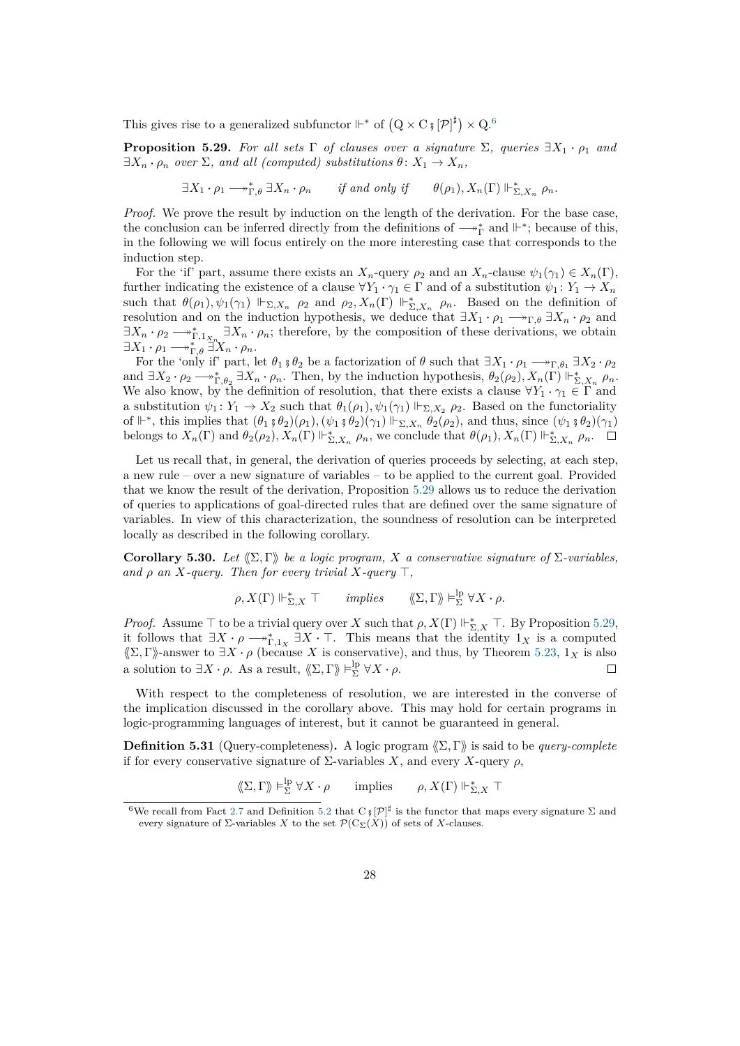This gives rise to a generalized subfunctor $\Vdash^*$ of $\left(\mathrm{Q} \times \mathrm{C} \mathbin{⨾} [\mathcal{P}]^\sharp\right) \times \mathrm{Q}$.[6]

**Proposition 5.29.** *For all sets $\Gamma$ of clauses over a signature $\Sigma$, queries $\exists X_1 \cdot \rho_1$ and $\exists X_n \cdot \rho_n$ over $\Sigma$, and all (computed) substitutions $\theta \colon X_1 \to X_n$,*

$$\exists X_1 \cdot \rho_1 \twoheadrightarrow^*_{\Gamma,\theta} \exists X_n \cdot \rho_n \qquad \textit{if and only if} \qquad \theta(\rho_1), X_n(\Gamma) \Vdash^*_{\Sigma, X_n} \rho_n.$$

*Proof.* We prove the result by induction on the length of the derivation. For the base case, the conclusion can be inferred directly from the definitions of $\twoheadrightarrow^*_\Gamma$ and $\Vdash^*$; because of this, in the following we will focus entirely on the more interesting case that corresponds to the induction step.

For the 'if' part, assume there exists an $X_n$-query $\rho_2$ and an $X_n$-clause $\psi_1(\gamma_1) \in X_n(\Gamma)$, further indicating the existence of a clause $\forall Y_1 \cdot \gamma_1 \in \Gamma$ and of a substitution $\psi_1 \colon Y_1 \to X_n$ such that $\theta(\rho_1), \psi_1(\gamma_1) \Vdash_{\Sigma, X_n} \rho_2$ and $\rho_2, X_n(\Gamma) \Vdash^*_{\Sigma, X_n} \rho_n$. Based on the definition of resolution and on the induction hypothesis, we deduce that $\exists X_1 \cdot \rho_1 \twoheadrightarrow_{\Gamma,\theta} \exists X_n \cdot \rho_2$ and $\exists X_n \cdot \rho_2 \twoheadrightarrow^*_{\Gamma, 1_{X_n}} \exists X_n \cdot \rho_n$; therefore, by the composition of these derivations, we obtain $\exists X_1 \cdot \rho_1 \twoheadrightarrow^*_{\Gamma,\theta} \exists X_n \cdot \rho_n$.

For the 'only if' part, let $\theta_1 \mathbin{⨾} \theta_2$ be a factorization of $\theta$ such that $\exists X_1 \cdot \rho_1 \twoheadrightarrow_{\Gamma,\theta_1} \exists X_2 \cdot \rho_2$ and $\exists X_2 \cdot \rho_2 \twoheadrightarrow^*_{\Gamma,\theta_2} \exists X_n \cdot \rho_n$. Then, by the induction hypothesis, $\theta_2(\rho_2), X_n(\Gamma) \Vdash^*_{\Sigma, X_n} \rho_n$. We also know, by the definition of resolution, that there exists a clause $\forall Y_1 \cdot \gamma_1 \in \Gamma$ and a substitution $\psi_1 \colon Y_1 \to X_2$ such that $\theta_1(\rho_1), \psi_1(\gamma_1) \Vdash_{\Sigma, X_2} \rho_2$. Based on the functoriality of $\Vdash^*$, this implies that $(\theta_1 \mathbin{⨾} \theta_2)(\rho_1), (\psi_1 \mathbin{⨾} \theta_2)(\gamma_1) \Vdash_{\Sigma, X_n} \theta_2(\rho_2)$, and thus, since $(\psi_1 \mathbin{⨾} \theta_2)(\gamma_1)$ belongs to $X_n(\Gamma)$ and $\theta_2(\rho_2), X_n(\Gamma) \Vdash^*_{\Sigma, X_n} \rho_n$, we conclude that $\theta(\rho_1), X_n(\Gamma) \Vdash^*_{\Sigma, X_n} \rho_n$. ◻

Let us recall that, in general, the derivation of queries proceeds by selecting, at each step, a new rule – over a new signature of variables – to be applied to the current goal. Provided that we know the result of the derivation, Proposition 5.29 allows us to reduce the derivation of queries to applications of goal-directed rules that are defined over the same signature of variables. In view of this characterization, the soundness of resolution can be interpreted locally as described in the following corollary.

**Corollary 5.30.** *Let $\langle\!\langle \Sigma, \Gamma \rangle\!\rangle$ be a logic program, $X$ a conservative signature of $\Sigma$-variables, and $\rho$ an $X$-query. Then for every trivial $X$-query $\top$,*

$$\rho, X(\Gamma) \Vdash^*_{\Sigma, X} \top \qquad \textit{implies} \qquad \langle\!\langle \Sigma, \Gamma \rangle\!\rangle \vDash^{\mathrm{lp}}_\Sigma \forall X \cdot \rho.$$

*Proof.* Assume $\top$ to be a trivial query over $X$ such that $\rho, X(\Gamma) \Vdash^*_{\Sigma, X} \top$. By Proposition 5.29, it follows that $\exists X \cdot \rho \twoheadrightarrow^*_{\Gamma, 1_X} \exists X \cdot \top$. This means that the identity $1_X$ is a computed $\langle\!\langle \Sigma, \Gamma \rangle\!\rangle$-answer to $\exists X \cdot \rho$ (because $X$ is conservative), and thus, by Theorem 5.23, $1_X$ is also a solution to $\exists X \cdot \rho$. As a result, $\langle\!\langle \Sigma, \Gamma \rangle\!\rangle \vDash^{\mathrm{lp}}_\Sigma \forall X \cdot \rho$. ◻

With respect to the completeness of resolution, we are interested in the converse of the implication discussed in the corollary above. This may hold for certain programs in logic-programming languages of interest, but it cannot be guaranteed in general.

**Definition 5.31** (Query-completeness)**.** A logic program $\langle\!\langle \Sigma, \Gamma \rangle\!\rangle$ is said to be *query-complete* if for every conservative signature of $\Sigma$-variables $X$, and every $X$-query $\rho$,

$$\langle\!\langle \Sigma, \Gamma \rangle\!\rangle \vDash^{\mathrm{lp}}_\Sigma \forall X \cdot \rho \qquad \text{implies} \qquad \rho, X(\Gamma) \Vdash^*_{\Sigma, X} \top$$

[6] We recall from Fact 2.7 and Definition 5.2 that $\mathrm{C} \mathbin{⨾} [\mathcal{P}]^\sharp$ is the functor that maps every signature $\Sigma$ and every signature of $\Sigma$-variables $X$ to the set $\mathcal{P}(\mathrm{C}_\Sigma(X))$ of sets of $X$-clauses.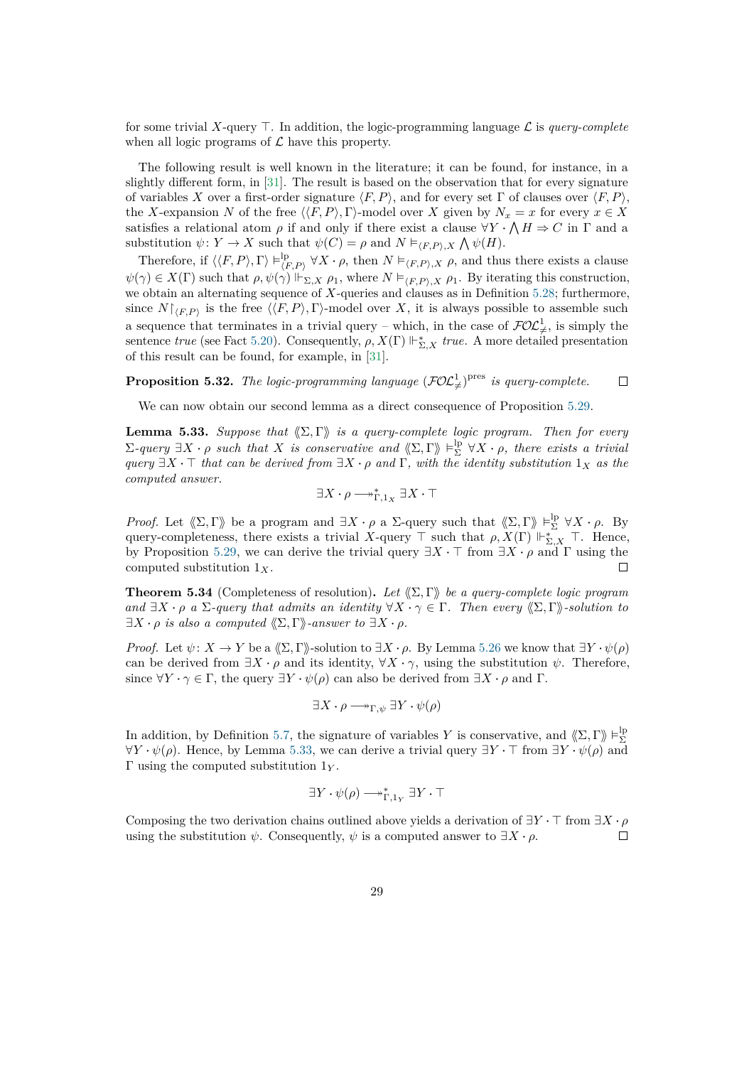for some trivial $X$-query $\top$. In addition, the logic-programming language $\mathcal{L}$ is *query-complete* when all logic programs of $\mathcal{L}$ have this property.

The following result is well known in the literature; it can be found, for instance, in a slightly different form, in [31]. The result is based on the observation that for every signature of variables $X$ over a first-order signature $\langle F, P\rangle$, and for every set $\Gamma$ of clauses over $\langle F, P\rangle$, the $X$-expansion $N$ of the free $\langle\langle F, P\rangle, \Gamma\rangle$-model over $X$ given by $N_x = x$ for every $x \in X$ satisfies a relational atom $\rho$ if and only if there exist a clause $\forall Y \cdot \bigwedge H \Rightarrow C$ in $\Gamma$ and a substitution $\psi \colon Y \to X$ such that $\psi(C) = \rho$ and $N \vDash_{\langle F,P\rangle, X} \bigwedge \psi(H)$.

Therefore, if $\langle\langle F, P\rangle, \Gamma\rangle \vDash^{\mathrm{lp}}_{\langle F,P\rangle} \forall X \cdot \rho$, then $N \vDash_{\langle F,P\rangle,X} \rho$, and thus there exists a clause $\psi(\gamma) \in X(\Gamma)$ such that $\rho, \psi(\gamma) \Vdash_{\Sigma,X} \rho_1$, where $N \vDash_{\langle F,P\rangle,X} \rho_1$. By iterating this construction, we obtain an alternating sequence of $X$-queries and clauses as in Definition 5.28; furthermore, since $N{\restriction}_{\langle F,P\rangle}$ is the free $\langle\langle F, P\rangle, \Gamma\rangle$-model over $X$, it is always possible to assemble such a sequence that terminates in a trivial query – which, in the case of $\mathcal{FOL}^1_{\neq}$, is simply the sentence *true* (see Fact 5.20). Consequently, $\rho, X(\Gamma) \Vdash^*_{\Sigma,X}$ *true*. A more detailed presentation of this result can be found, for example, in [31].

**Proposition 5.32.** *The logic-programming language $(\mathcal{FOL}^1_{\neq})^{\mathrm{pres}}$ is query-complete.* $\square$

We can now obtain our second lemma as a direct consequence of Proposition 5.29.

**Lemma 5.33.** *Suppose that $\langle\!\langle \Sigma, \Gamma\rangle\!\rangle$ is a query-complete logic program. Then for every $\Sigma$-query $\exists X \cdot \rho$ such that $X$ is conservative and $\langle\!\langle \Sigma, \Gamma\rangle\!\rangle \vDash^{\mathrm{lp}}_{\Sigma} \forall X \cdot \rho$, there exists a trivial query $\exists X \cdot \top$ that can be derived from $\exists X \cdot \rho$ and $\Gamma$, with the identity substitution $1_X$ as the computed answer.*

$$\exists X \cdot \rho \longrightarrow^*_{\Gamma, 1_X} \exists X \cdot \top$$

*Proof.* Let $\langle\!\langle \Sigma, \Gamma\rangle\!\rangle$ be a program and $\exists X \cdot \rho$ a $\Sigma$-query such that $\langle\!\langle \Sigma, \Gamma\rangle\!\rangle \vDash^{\mathrm{lp}}_{\Sigma} \forall X \cdot \rho$. By query-completeness, there exists a trivial $X$-query $\top$ such that $\rho, X(\Gamma) \Vdash^*_{\Sigma,X} \top$. Hence, by Proposition 5.29, we can derive the trivial query $\exists X \cdot \top$ from $\exists X \cdot \rho$ and $\Gamma$ using the computed substitution $1_X$. $\square$

**Theorem 5.34** (Completeness of resolution)**.** *Let $\langle\!\langle \Sigma, \Gamma\rangle\!\rangle$ be a query-complete logic program and $\exists X \cdot \rho$ a $\Sigma$-query that admits an identity $\forall X \cdot \gamma \in \Gamma$. Then every $\langle\!\langle \Sigma, \Gamma\rangle\!\rangle$-solution to $\exists X \cdot \rho$ is also a computed $\langle\!\langle \Sigma, \Gamma\rangle\!\rangle$-answer to $\exists X \cdot \rho$.*

*Proof.* Let $\psi \colon X \to Y$ be a $\langle\!\langle \Sigma, \Gamma\rangle\!\rangle$-solution to $\exists X \cdot \rho$. By Lemma 5.26 we know that $\exists Y \cdot \psi(\rho)$ can be derived from $\exists X \cdot \rho$ and its identity, $\forall X \cdot \gamma$, using the substitution $\psi$. Therefore, since $\forall Y \cdot \gamma \in \Gamma$, the query $\exists Y \cdot \psi(\rho)$ can also be derived from $\exists X \cdot \rho$ and $\Gamma$.

$$\exists X \cdot \rho \longrightarrow_{\Gamma, \psi} \exists Y \cdot \psi(\rho)$$

In addition, by Definition 5.7, the signature of variables $Y$ is conservative, and $\langle\!\langle \Sigma, \Gamma\rangle\!\rangle \vDash^{\mathrm{lp}}_{\Sigma} \forall Y \cdot \psi(\rho)$. Hence, by Lemma 5.33, we can derive a trivial query $\exists Y \cdot \top$ from $\exists Y \cdot \psi(\rho)$ and $\Gamma$ using the computed substitution $1_Y$.

$$\exists Y \cdot \psi(\rho) \longrightarrow^*_{\Gamma, 1_Y} \exists Y \cdot \top$$

Composing the two derivation chains outlined above yields a derivation of $\exists Y \cdot \top$ from $\exists X \cdot \rho$ using the substitution $\psi$. Consequently, $\psi$ is a computed answer to $\exists X \cdot \rho$. $\square$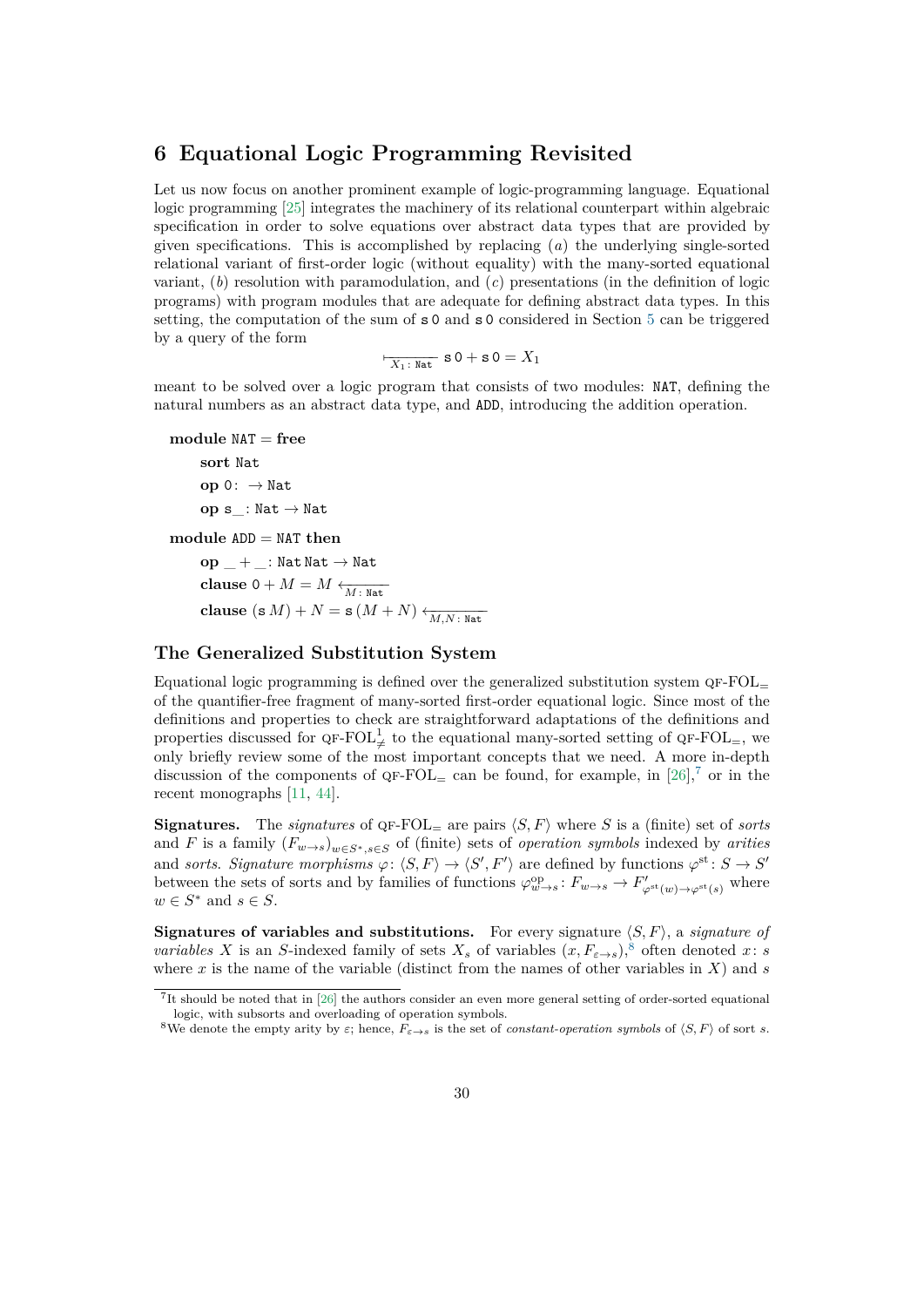# 6 Equational Logic Programming Revisited

Let us now focus on another prominent example of logic-programming language. Equational logic programming [25] integrates the machinery of its relational counterpart within algebraic specification in order to solve equations over abstract data types that are provided by given specifications. This is accomplished by replacing (*a*) the underlying single-sorted relational variant of first-order logic (without equality) with the many-sorted equational variant, (*b*) resolution with paramodulation, and (*c*) presentations (in the definition of logic programs) with program modules that are adequate for defining abstract data types. In this setting, the computation of the sum of $\mathtt{s}\,\mathtt{0}$ and $\mathtt{s}\,\mathtt{0}$ considered in Section 5 can be triggered by a query of the form

$$\vdash_{\overline{X_1 \colon \mathtt{Nat}}} \mathtt{s}\,\mathtt{0} + \mathtt{s}\,\mathtt{0} = X_1$$

meant to be solved over a logic program that consists of two modules: `NAT`, defining the natural numbers as an abstract data type, and `ADD`, introducing the addition operation.

> **module** `NAT` = **free**
>
> > **sort** `Nat`
> >
> > **op** $\mathtt{0} \colon \to \mathtt{Nat}$
> >
> > **op** $\mathtt{s}\_ \colon \mathtt{Nat} \to \mathtt{Nat}$
>
> **module** `ADD` = `NAT` **then**
>
> > **op** $\_ + \_ \colon \mathtt{Nat}\,\mathtt{Nat} \to \mathtt{Nat}$
> >
> > **clause** $\mathtt{0} + M = M \leftarrow_{\overline{M \colon \mathtt{Nat}}}$
> >
> > **clause** $(\mathtt{s}\,M) + N = \mathtt{s}\,(M + N) \leftarrow_{\overline{M, N \colon \mathtt{Nat}}}$

## The Generalized Substitution System

Equational logic programming is defined over the generalized substitution system QF-FOL$_=$ of the quantifier-free fragment of many-sorted first-order equational logic. Since most of the definitions and properties to check are straightforward adaptations of the definitions and properties discussed for QF-FOL$^1_{\neq}$ to the equational many-sorted setting of QF-FOL$_=$, we only briefly review some of the most important concepts that we need. A more in-depth discussion of the components of QF-FOL$_=$ can be found, for example, in [26],[7] or in the recent monographs [11, 44].

**Signatures.** The *signatures* of QF-FOL$_=$ are pairs $\langle S, F \rangle$ where $S$ is a (finite) set of *sorts* and $F$ is a family $(F_{w \to s})_{w \in S^*, s \in S}$ of (finite) sets of *operation symbols* indexed by *arities* and *sorts*. *Signature morphisms* $\varphi \colon \langle S, F \rangle \to \langle S', F' \rangle$ are defined by functions $\varphi^{\mathrm{st}} \colon S \to S'$ between the sets of sorts and by families of functions $\varphi^{\mathrm{op}}_{w \to s} \colon F_{w \to s} \to F'_{\varphi^{\mathrm{st}}(w) \to \varphi^{\mathrm{st}}(s)}$ where $w \in S^*$ and $s \in S$.

**Signatures of variables and substitutions.** For every signature $\langle S, F \rangle$, a *signature of variables* $X$ is an $S$-indexed family of sets $X_s$ of variables $(x, F_{\varepsilon \to s})$,[8] often denoted $x \colon s$ where $x$ is the name of the variable (distinct from the names of other variables in $X$) and $s$

---

[7] It should be noted that in [26] the authors consider an even more general setting of order-sorted equational logic, with subsorts and overloading of operation symbols.

[8] We denote the empty arity by $\varepsilon$; hence, $F_{\varepsilon \to s}$ is the set of *constant-operation symbols* of $\langle S, F \rangle$ of sort $s$.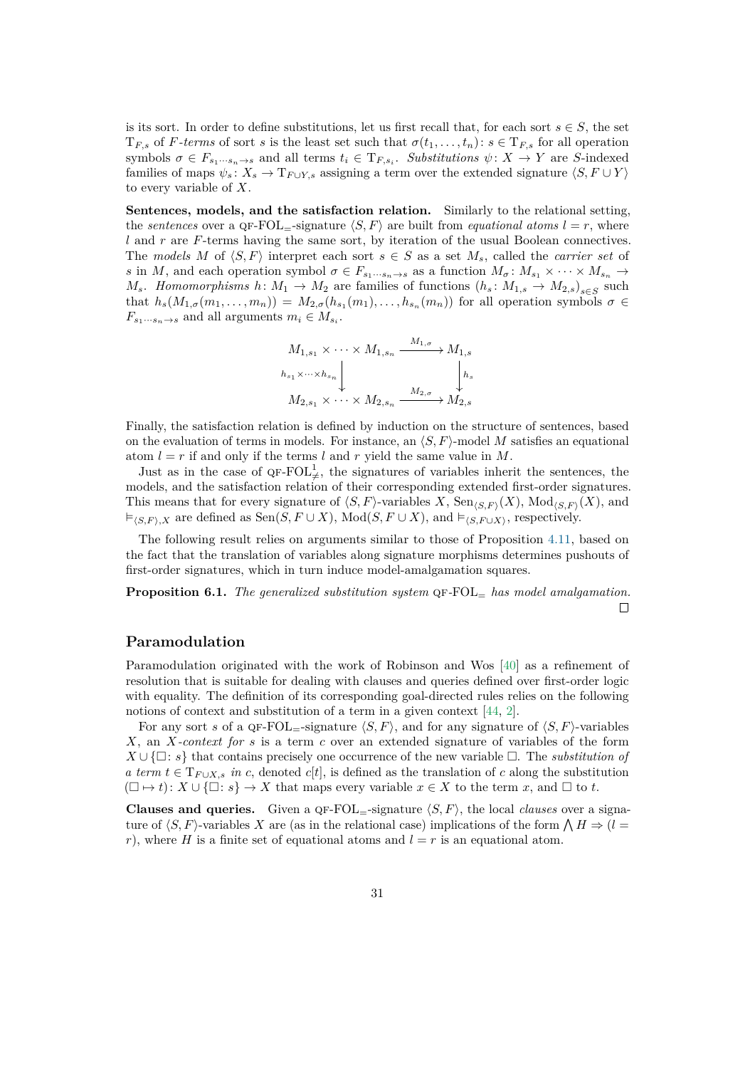is its sort. In order to define substitutions, let us first recall that, for each sort $s \in S$, the set $\mathrm{T}_{F,s}$ of *F-terms* of sort $s$ is the least set such that $\sigma(t_1, \ldots, t_n) \colon s \in \mathrm{T}_{F,s}$ for all operation symbols $\sigma \in F_{s_1 \cdots s_n \to s}$ and all terms $t_i \in \mathrm{T}_{F,s_i}$. *Substitutions* $\psi \colon X \to Y$ are $S$-indexed families of maps $\psi_s \colon X_s \to \mathrm{T}_{F \cup Y, s}$ assigning a term over the extended signature $\langle S, F \cup Y \rangle$ to every variable of $X$.

**Sentences, models, and the satisfaction relation.** Similarly to the relational setting, the *sentences* over a QF-FOL$_=$-signature $\langle S, F \rangle$ are built from *equational atoms* $l = r$, where $l$ and $r$ are $F$-terms having the same sort, by iteration of the usual Boolean connectives. The *models* $M$ of $\langle S, F \rangle$ interpret each sort $s \in S$ as a set $M_s$, called the *carrier set* of $s$ in $M$, and each operation symbol $\sigma \in F_{s_1 \cdots s_n \to s}$ as a function $M_\sigma \colon M_{s_1} \times \cdots \times M_{s_n} \to M_s$. *Homomorphisms* $h \colon M_1 \to M_2$ are families of functions $(h_s \colon M_{1,s} \to M_{2,s})_{s \in S}$ such that $h_s(M_{1,\sigma}(m_1, \ldots, m_n)) = M_{2,\sigma}(h_{s_1}(m_1), \ldots, h_{s_n}(m_n))$ for all operation symbols $\sigma \in F_{s_1 \cdots s_n \to s}$ and all arguments $m_i \in M_{s_i}$.

$$
\begin{array}{ccc}
M_{1,s_1} \times \cdots \times M_{1,s_n} & \xrightarrow{M_{1,\sigma}} & M_{1,s} \\
\big\downarrow {\scriptstyle h_{s_1} \times \cdots \times h_{s_n}} & & \big\downarrow {\scriptstyle h_s} \\
M_{2,s_1} \times \cdots \times M_{2,s_n} & \xrightarrow{M_{2,\sigma}} & M_{2,s}
\end{array}
$$

Finally, the satisfaction relation is defined by induction on the structure of sentences, based on the evaluation of terms in models. For instance, an $\langle S, F \rangle$-model $M$ satisfies an equational atom $l = r$ if and only if the terms $l$ and $r$ yield the same value in $M$.

Just as in the case of QF-FOL$^1_{\neq}$, the signatures of variables inherit the sentences, the models, and the satisfaction relation of their corresponding extended first-order signatures. This means that for every signature of $\langle S, F \rangle$-variables $X$, $\mathrm{Sen}_{\langle S,F \rangle}(X)$, $\mathrm{Mod}_{\langle S,F \rangle}(X)$, and $\vDash_{\langle S,F \rangle, X}$ are defined as $\mathrm{Sen}(S, F \cup X)$, $\mathrm{Mod}(S, F \cup X)$, and $\vDash_{\langle S, F \cup X \rangle}$, respectively.

The following result relies on arguments similar to those of Proposition 4.11, based on the fact that the translation of variables along signature morphisms determines pushouts of first-order signatures, which in turn induce model-amalgamation squares.

**Proposition 6.1.** *The generalized substitution system* QF-FOL$_=$ *has model amalgamation.* □

## Paramodulation

Paramodulation originated with the work of Robinson and Wos [40] as a refinement of resolution that is suitable for dealing with clauses and queries defined over first-order logic with equality. The definition of its corresponding goal-directed rules relies on the following notions of context and substitution of a term in a given context [44, 2].

For any sort $s$ of a QF-FOL$_=$-signature $\langle S, F \rangle$, and for any signature of $\langle S, F \rangle$-variables $X$, an *X-context for s* is a term $c$ over an extended signature of variables of the form $X \cup \{\square \colon s\}$ that contains precisely one occurrence of the new variable $\square$. The *substitution of a term* $t \in \mathrm{T}_{F \cup X, s}$ *in* $c$, denoted $c[t]$, is defined as the translation of $c$ along the substitution $(\square \mapsto t) \colon X \cup \{\square \colon s\} \to X$ that maps every variable $x \in X$ to the term $x$, and $\square$ to $t$.

**Clauses and queries.** Given a QF-FOL$_=$-signature $\langle S, F \rangle$, the local *clauses* over a signature of $\langle S, F \rangle$-variables $X$ are (as in the relational case) implications of the form $\bigwedge H \Rightarrow (l = r)$, where $H$ is a finite set of equational atoms and $l = r$ is an equational atom.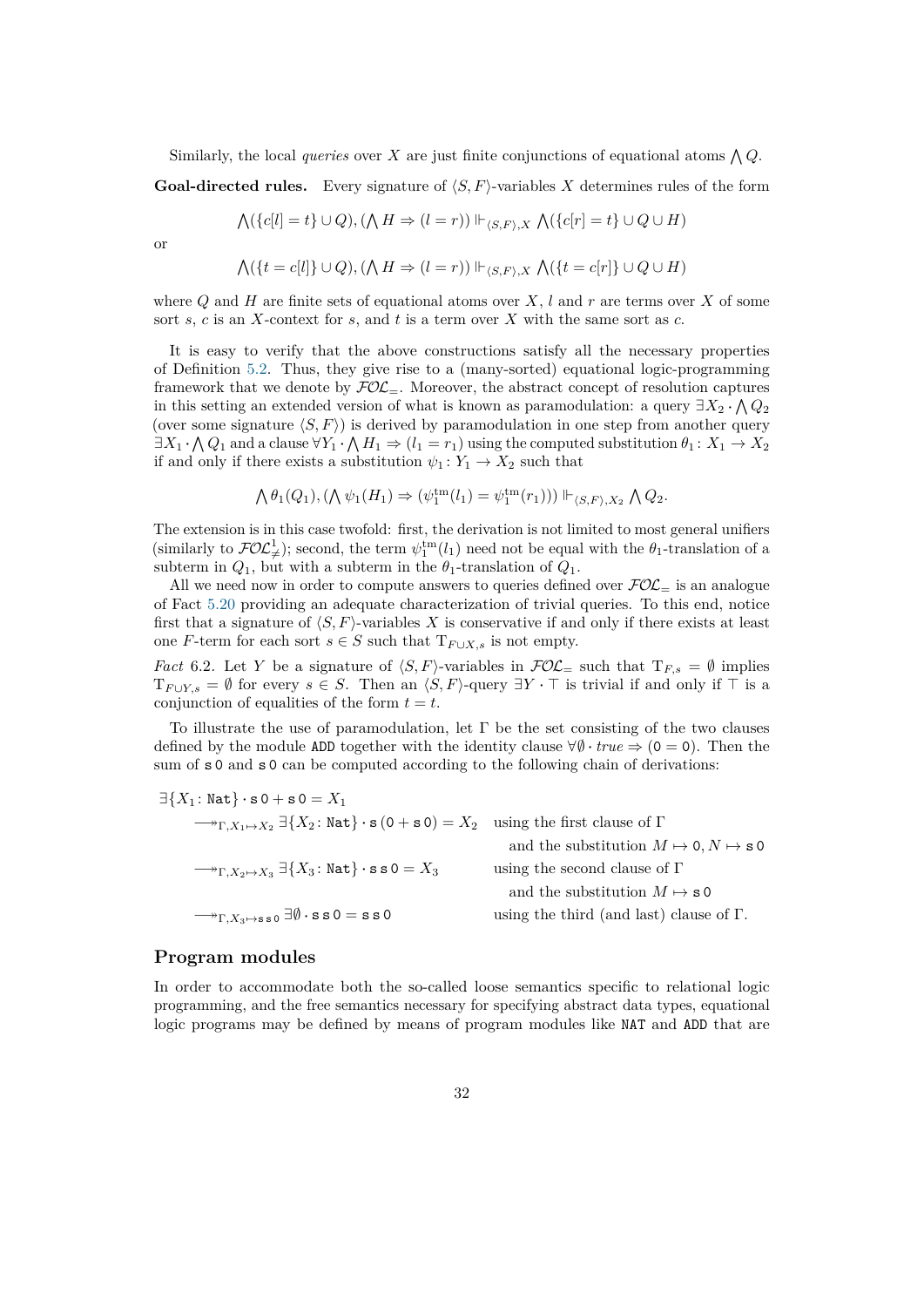Similarly, the local *queries* over $X$ are just finite conjunctions of equational atoms $\bigwedge Q$.

**Goal-directed rules.** Every signature of $\langle S, F\rangle$-variables $X$ determines rules of the form

$$\bigwedge(\{c[l] = t\} \cup Q), (\bigwedge H \Rightarrow (l = r)) \Vdash_{\langle S,F\rangle,X} \bigwedge(\{c[r] = t\} \cup Q \cup H)$$

or

$$\bigwedge(\{t = c[l]\} \cup Q), (\bigwedge H \Rightarrow (l = r)) \Vdash_{\langle S,F\rangle,X} \bigwedge(\{t = c[r]\} \cup Q \cup H)$$

where $Q$ and $H$ are finite sets of equational atoms over $X$, $l$ and $r$ are terms over $X$ of some sort $s$, $c$ is an $X$-context for $s$, and $t$ is a term over $X$ with the same sort as $c$.

It is easy to verify that the above constructions satisfy all the necessary properties of Definition 5.2. Thus, they give rise to a (many-sorted) equational logic-programming framework that we denote by $\mathcal{FOL}_{=}$. Moreover, the abstract concept of resolution captures in this setting an extended version of what is known as paramodulation: a query $\exists X_2 \cdot \bigwedge Q_2$ (over some signature $\langle S, F\rangle$) is derived by paramodulation in one step from another query $\exists X_1 \cdot \bigwedge Q_1$ and a clause $\forall Y_1 \cdot \bigwedge H_1 \Rightarrow (l_1 = r_1)$ using the computed substitution $\theta_1 \colon X_1 \to X_2$ if and only if there exists a substitution $\psi_1 \colon Y_1 \to X_2$ such that

$$\bigwedge \theta_1(Q_1), (\bigwedge \psi_1(H_1) \Rightarrow (\psi_1^{\mathrm{tm}}(l_1) = \psi_1^{\mathrm{tm}}(r_1))) \Vdash_{\langle S,F\rangle,X_2} \bigwedge Q_2.$$

The extension is in this case twofold: first, the derivation is not limited to most general unifiers (similarly to $\mathcal{FOL}^1_{\neq}$); second, the term $\psi_1^{\mathrm{tm}}(l_1)$ need not be equal with the $\theta_1$-translation of a subterm in $Q_1$, but with a subterm in the $\theta_1$-translation of $Q_1$.

All we need now in order to compute answers to queries defined over $\mathcal{FOL}_{=}$ is an analogue of Fact 5.20 providing an adequate characterization of trivial queries. To this end, notice first that a signature of $\langle S, F\rangle$-variables $X$ is conservative if and only if there exists at least one $F$-term for each sort $s \in S$ such that $\mathrm{T}_{F\cup X,s}$ is not empty.

*Fact* 6.2. Let $Y$ be a signature of $\langle S, F\rangle$-variables in $\mathcal{FOL}_{=}$ such that $\mathrm{T}_{F,s} = \emptyset$ implies $\mathrm{T}_{F\cup Y,s} = \emptyset$ for every $s \in S$. Then an $\langle S, F\rangle$-query $\exists Y \cdot \top$ is trivial if and only if $\top$ is a conjunction of equalities of the form $t = t$.

To illustrate the use of paramodulation, let $\Gamma$ be the set consisting of the two clauses defined by the module `ADD` together with the identity clause $\forall\emptyset \cdot \mathit{true} \Rightarrow (\mathtt{0} = \mathtt{0})$. Then the sum of `s 0` and `s 0` can be computed according to the following chain of derivations:

$$\begin{array}{lll}
\exists\{X_1 \colon \mathtt{Nat}\} \cdot \mathtt{s\,0} + \mathtt{s\,0} = X_1 & & \\
\quad \twoheadrightarrow_{\Gamma, X_1 \mapsto X_2} \exists\{X_2 \colon \mathtt{Nat}\} \cdot \mathtt{s}\,(\mathtt{0} + \mathtt{s\,0}) = X_2 & & \text{using the first clause of } \Gamma \\
 & & \quad \text{and the substitution } M \mapsto \mathtt{0}, N \mapsto \mathtt{s\,0} \\
\quad \twoheadrightarrow_{\Gamma, X_2 \mapsto X_3} \exists\{X_3 \colon \mathtt{Nat}\} \cdot \mathtt{s\,s\,0} = X_3 & & \text{using the second clause of } \Gamma \\
 & & \quad \text{and the substitution } M \mapsto \mathtt{s\,0} \\
\quad \twoheadrightarrow_{\Gamma, X_3 \mapsto \mathtt{s\,s\,0}} \exists\emptyset \cdot \mathtt{s\,s\,0} = \mathtt{s\,s\,0} & & \text{using the third (and last) clause of } \Gamma.
\end{array}$$

## Program modules

In order to accommodate both the so-called loose semantics specific to relational logic programming, and the free semantics necessary for specifying abstract data types, equational logic programs may be defined by means of program modules like `NAT` and `ADD` that are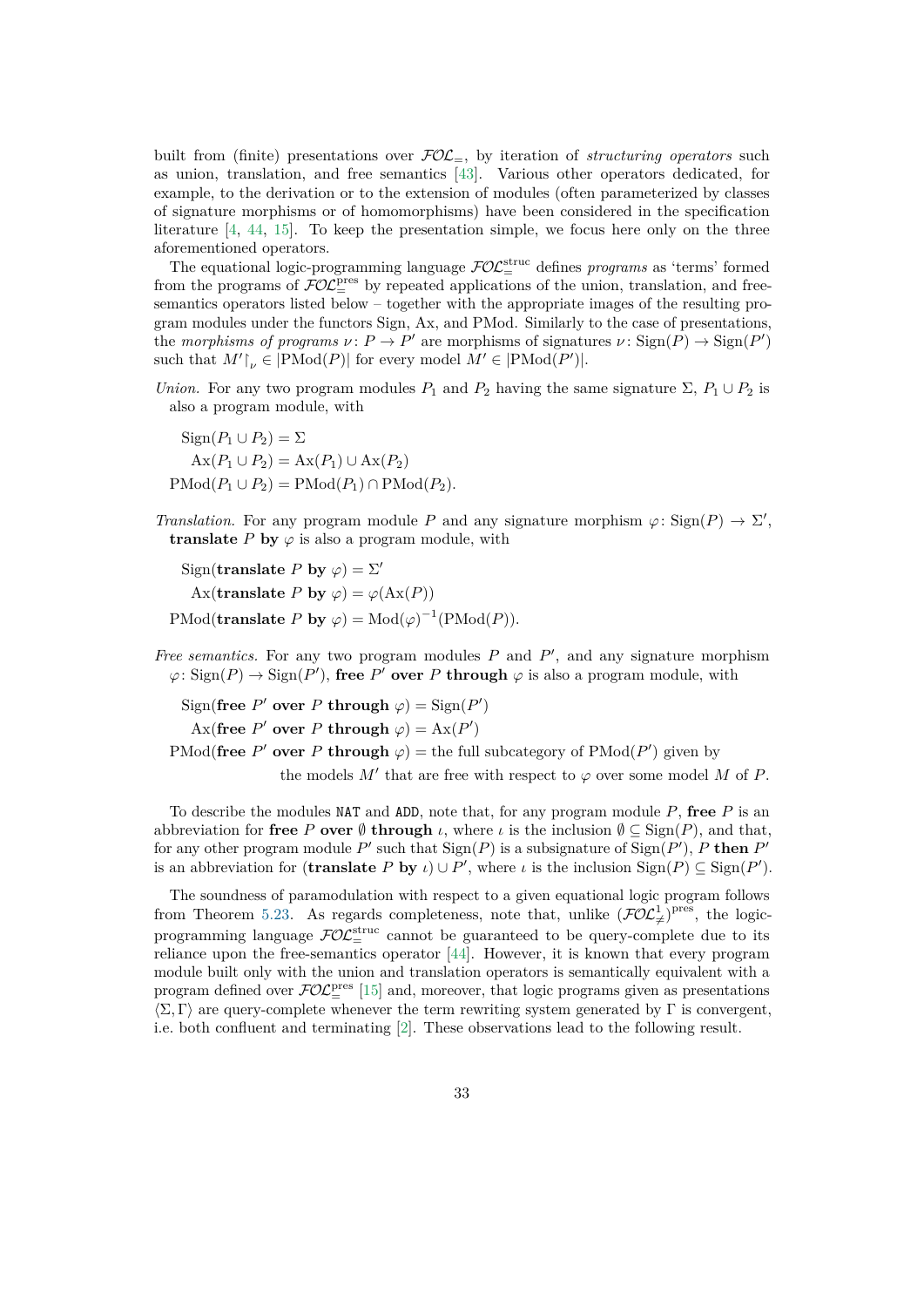built from (finite) presentations over $\mathcal{FOL}_=$, by iteration of *structuring operators* such as union, translation, and free semantics [43]. Various other operators dedicated, for example, to the derivation or to the extension of modules (often parameterized by classes of signature morphisms or of homomorphisms) have been considered in the specification literature [4, 44, 15]. To keep the presentation simple, we focus here only on the three aforementioned operators.

The equational logic-programming language $\mathcal{FOL}_=^{\text{struc}}$ defines *programs* as 'terms' formed from the programs of $\mathcal{FOL}_=^{\text{pres}}$ by repeated applications of the union, translation, and free-semantics operators listed below – together with the appropriate images of the resulting program modules under the functors Sign, Ax, and PMod. Similarly to the case of presentations, the *morphisms of programs* $\nu\colon P \to P'$ are morphisms of signatures $\nu\colon \mathrm{Sign}(P) \to \mathrm{Sign}(P')$ such that $M'{\upharpoonright}_\nu \in |\mathrm{PMod}(P)|$ for every model $M' \in |\mathrm{PMod}(P')|$.

*Union.* For any two program modules $P_1$ and $P_2$ having the same signature $\Sigma$, $P_1 \cup P_2$ is also a program module, with

$$
\begin{aligned}
\mathrm{Sign}(P_1 \cup P_2) &= \Sigma \\
\mathrm{Ax}(P_1 \cup P_2) &= \mathrm{Ax}(P_1) \cup \mathrm{Ax}(P_2) \\
\mathrm{PMod}(P_1 \cup P_2) &= \mathrm{PMod}(P_1) \cap \mathrm{PMod}(P_2).
\end{aligned}
$$

*Translation.* For any program module $P$ and any signature morphism $\varphi\colon \mathrm{Sign}(P) \to \Sigma'$, **translate** $P$ **by** $\varphi$ is also a program module, with

$$
\begin{aligned}
\mathrm{Sign}(\textbf{translate } P \textbf{ by } \varphi) &= \Sigma' \\
\mathrm{Ax}(\textbf{translate } P \textbf{ by } \varphi) &= \varphi(\mathrm{Ax}(P)) \\
\mathrm{PMod}(\textbf{translate } P \textbf{ by } \varphi) &= \mathrm{Mod}(\varphi)^{-1}(\mathrm{PMod}(P)).
\end{aligned}
$$

*Free semantics.* For any two program modules $P$ and $P'$, and any signature morphism $\varphi\colon \mathrm{Sign}(P) \to \mathrm{Sign}(P')$, **free** $P'$ **over** $P$ **through** $\varphi$ is also a program module, with

$$
\begin{aligned}
\mathrm{Sign}(\textbf{free } P' \textbf{ over } P \textbf{ through } \varphi) &= \mathrm{Sign}(P') \\
\mathrm{Ax}(\textbf{free } P' \textbf{ over } P \textbf{ through } \varphi) &= \mathrm{Ax}(P') \\
\mathrm{PMod}(\textbf{free } P' \textbf{ over } P \textbf{ through } \varphi) &= \text{the full subcategory of } \mathrm{PMod}(P') \text{ given by} \\
&\qquad \text{the models } M' \text{ that are free with respect to } \varphi \text{ over some model } M \text{ of } P.
\end{aligned}
$$

To describe the modules `NAT` and `ADD`, note that, for any program module $P$, **free** $P$ is an abbreviation for **free** $P$ **over** $\emptyset$ **through** $\iota$, where $\iota$ is the inclusion $\emptyset \subseteq \mathrm{Sign}(P)$, and that, for any other program module $P'$ such that $\mathrm{Sign}(P)$ is a subsignature of $\mathrm{Sign}(P')$, $P$ **then** $P'$ is an abbreviation for (**translate** $P$ **by** $\iota) \cup P'$, where $\iota$ is the inclusion $\mathrm{Sign}(P) \subseteq \mathrm{Sign}(P')$.

The soundness of paramodulation with respect to a given equational logic program follows from Theorem 5.23. As regards completeness, note that, unlike $(\mathcal{FOL}_{\neq}^1)^{\text{pres}}$, the logic-programming language $\mathcal{FOL}_=^{\text{struc}}$ cannot be guaranteed to be query-complete due to its reliance upon the free-semantics operator [44]. However, it is known that every program module built only with the union and translation operators is semantically equivalent with a program defined over $\mathcal{FOL}_=^{\text{pres}}$ [15] and, moreover, that logic programs given as presentations $\langle \Sigma, \Gamma \rangle$ are query-complete whenever the term rewriting system generated by $\Gamma$ is convergent, i.e. both confluent and terminating [2]. These observations lead to the following result.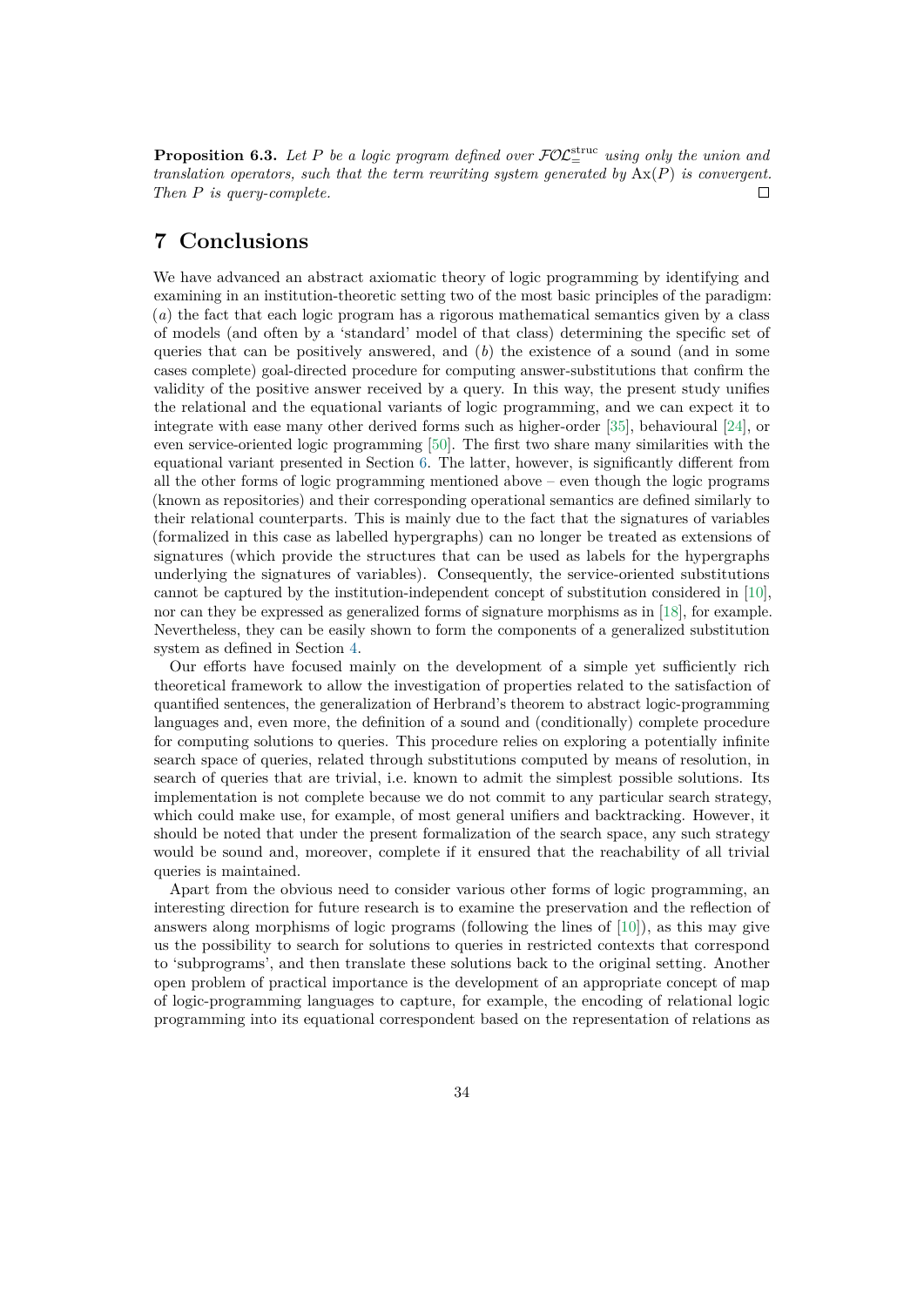**Proposition 6.3.** *Let $P$ be a logic program defined over $\mathcal{FOL}^{\mathrm{struc}}_{=}$ using only the union and translation operators, such that the term rewriting system generated by $\mathrm{Ax}(P)$ is convergent. Then $P$ is query-complete.* □

# 7 Conclusions

We have advanced an abstract axiomatic theory of logic programming by identifying and examining in an institution-theoretic setting two of the most basic principles of the paradigm: ($a$) the fact that each logic program has a rigorous mathematical semantics given by a class of models (and often by a 'standard' model of that class) determining the specific set of queries that can be positively answered, and ($b$) the existence of a sound (and in some cases complete) goal-directed procedure for computing answer-substitutions that confirm the validity of the positive answer received by a query. In this way, the present study unifies the relational and the equational variants of logic programming, and we can expect it to integrate with ease many other derived forms such as higher-order [35], behavioural [24], or even service-oriented logic programming [50]. The first two share many similarities with the equational variant presented in Section 6. The latter, however, is significantly different from all the other forms of logic programming mentioned above – even though the logic programs (known as repositories) and their corresponding operational semantics are defined similarly to their relational counterparts. This is mainly due to the fact that the signatures of variables (formalized in this case as labelled hypergraphs) can no longer be treated as extensions of signatures (which provide the structures that can be used as labels for the hypergraphs underlying the signatures of variables). Consequently, the service-oriented substitutions cannot be captured by the institution-independent concept of substitution considered in [10], nor can they be expressed as generalized forms of signature morphisms as in [18], for example. Nevertheless, they can be easily shown to form the components of a generalized substitution system as defined in Section 4.

Our efforts have focused mainly on the development of a simple yet sufficiently rich theoretical framework to allow the investigation of properties related to the satisfaction of quantified sentences, the generalization of Herbrand's theorem to abstract logic-programming languages and, even more, the definition of a sound and (conditionally) complete procedure for computing solutions to queries. This procedure relies on exploring a potentially infinite search space of queries, related through substitutions computed by means of resolution, in search of queries that are trivial, i.e. known to admit the simplest possible solutions. Its implementation is not complete because we do not commit to any particular search strategy, which could make use, for example, of most general unifiers and backtracking. However, it should be noted that under the present formalization of the search space, any such strategy would be sound and, moreover, complete if it ensured that the reachability of all trivial queries is maintained.

Apart from the obvious need to consider various other forms of logic programming, an interesting direction for future research is to examine the preservation and the reflection of answers along morphisms of logic programs (following the lines of [10]), as this may give us the possibility to search for solutions to queries in restricted contexts that correspond to 'subprograms', and then translate these solutions back to the original setting. Another open problem of practical importance is the development of an appropriate concept of map of logic-programming languages to capture, for example, the encoding of relational logic programming into its equational correspondent based on the representation of relations as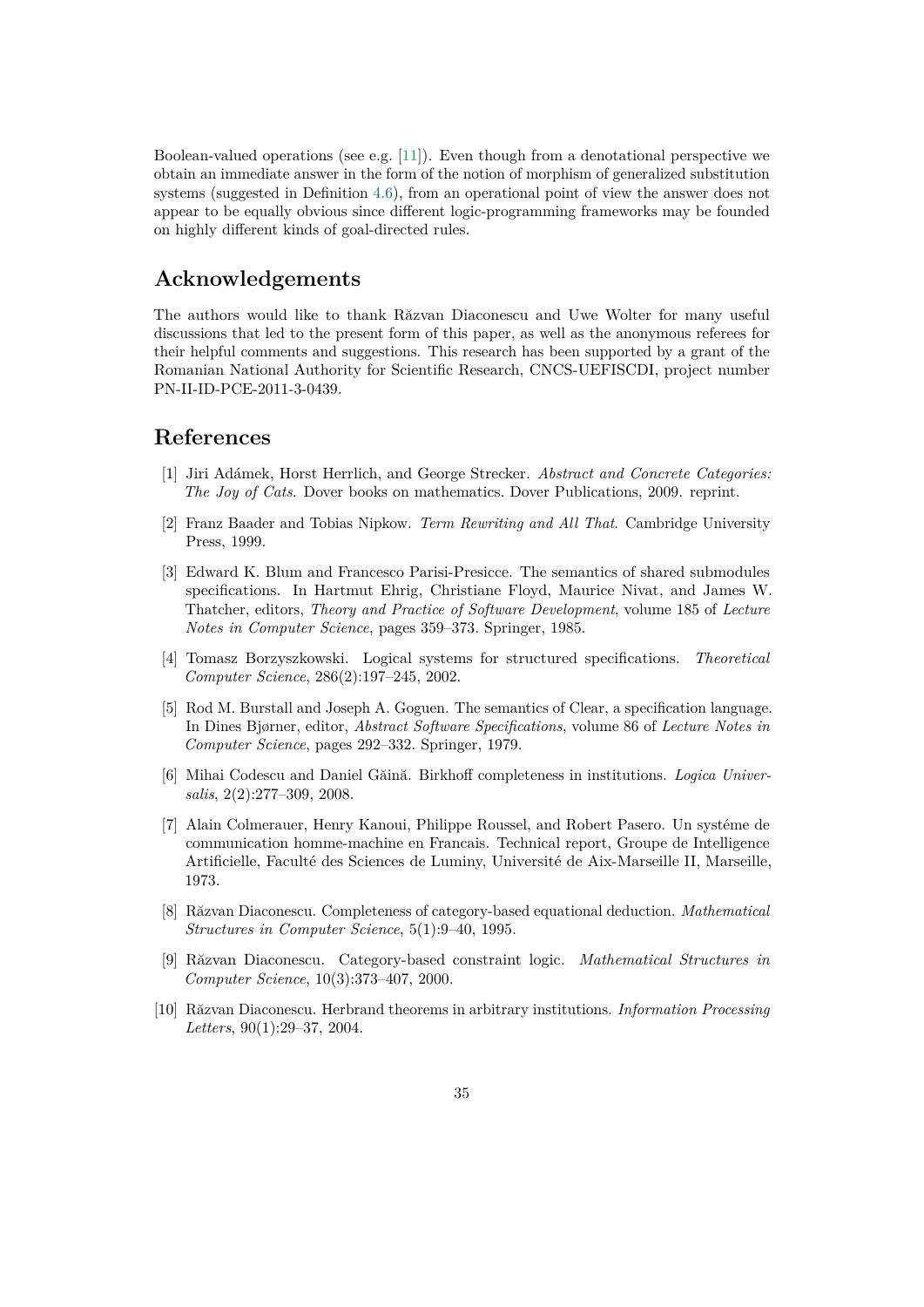Boolean-valued operations (see e.g. [11]). Even though from a denotational perspective we obtain an immediate answer in the form of the notion of morphism of generalized substitution systems (suggested in Definition 4.6), from an operational point of view the answer does not appear to be equally obvious since different logic-programming frameworks may be founded on highly different kinds of goal-directed rules.

## Acknowledgements

The authors would like to thank Răzvan Diaconescu and Uwe Wolter for many useful discussions that led to the present form of this paper, as well as the anonymous referees for their helpful comments and suggestions. This research has been supported by a grant of the Romanian National Authority for Scientific Research, CNCS-UEFISCDI, project number PN-II-ID-PCE-2011-3-0439.

## References

[1] Jiri Adámek, Horst Herrlich, and George Strecker. *Abstract and Concrete Categories: The Joy of Cats*. Dover books on mathematics. Dover Publications, 2009. reprint.

[2] Franz Baader and Tobias Nipkow. *Term Rewriting and All That*. Cambridge University Press, 1999.

[3] Edward K. Blum and Francesco Parisi-Presicce. The semantics of shared submodules specifications. In Hartmut Ehrig, Christiane Floyd, Maurice Nivat, and James W. Thatcher, editors, *Theory and Practice of Software Development*, volume 185 of *Lecture Notes in Computer Science*, pages 359–373. Springer, 1985.

[4] Tomasz Borzyszkowski. Logical systems for structured specifications. *Theoretical Computer Science*, 286(2):197–245, 2002.

[5] Rod M. Burstall and Joseph A. Goguen. The semantics of Clear, a specification language. In Dines Bjørner, editor, *Abstract Software Specifications*, volume 86 of *Lecture Notes in Computer Science*, pages 292–332. Springer, 1979.

[6] Mihai Codescu and Daniel Găină. Birkhoff completeness in institutions. *Logica Universalis*, 2(2):277–309, 2008.

[7] Alain Colmerauer, Henry Kanoui, Philippe Roussel, and Robert Pasero. Un systéme de communication homme-machine en Francais. Technical report, Groupe de Intelligence Artificielle, Faculté des Sciences de Luminy, Université de Aix-Marseille II, Marseille, 1973.

[8] Răzvan Diaconescu. Completeness of category-based equational deduction. *Mathematical Structures in Computer Science*, 5(1):9–40, 1995.

[9] Răzvan Diaconescu. Category-based constraint logic. *Mathematical Structures in Computer Science*, 10(3):373–407, 2000.

[10] Răzvan Diaconescu. Herbrand theorems in arbitrary institutions. *Information Processing Letters*, 90(1):29–37, 2004.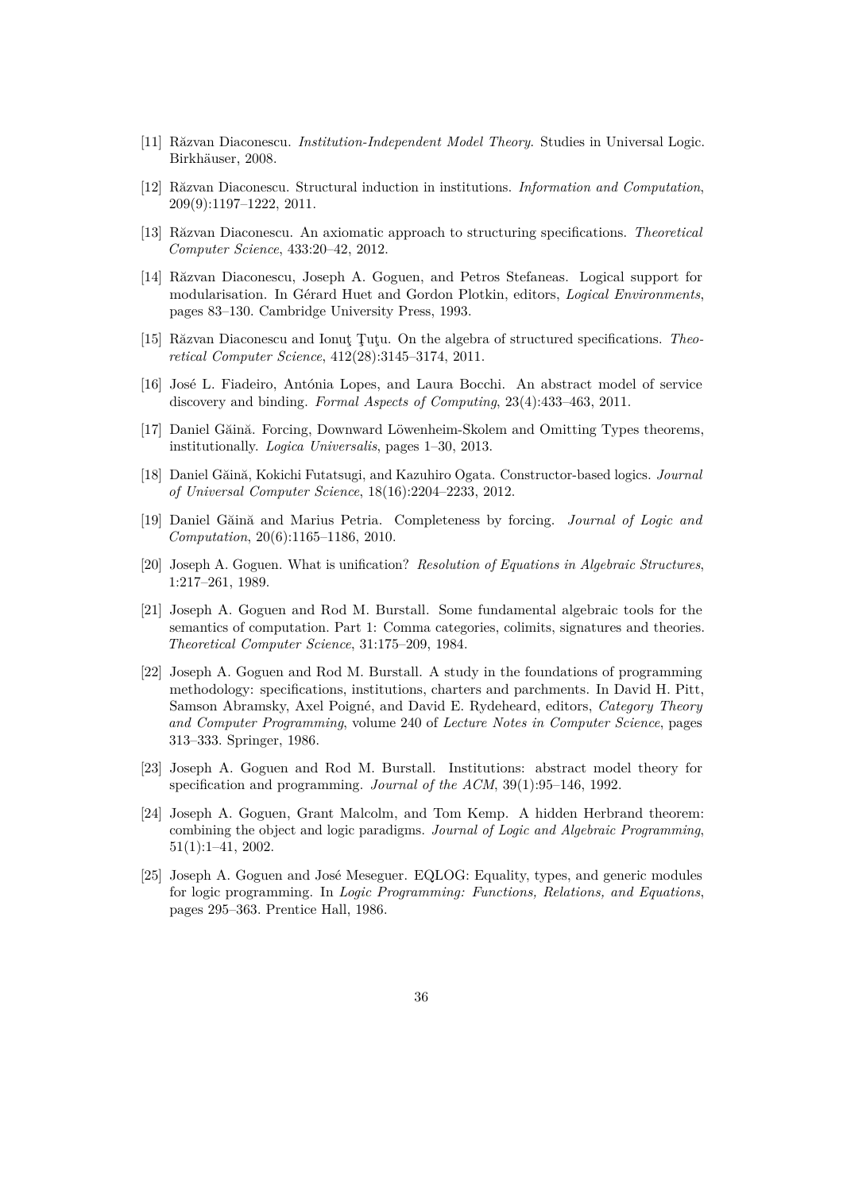[11] Răzvan Diaconescu. *Institution-Independent Model Theory*. Studies in Universal Logic. Birkhäuser, 2008.

[12] Răzvan Diaconescu. Structural induction in institutions. *Information and Computation*, 209(9):1197–1222, 2011.

[13] Răzvan Diaconescu. An axiomatic approach to structuring specifications. *Theoretical Computer Science*, 433:20–42, 2012.

[14] Răzvan Diaconescu, Joseph A. Goguen, and Petros Stefaneas. Logical support for modularisation. In Gérard Huet and Gordon Plotkin, editors, *Logical Environments*, pages 83–130. Cambridge University Press, 1993.

[15] Răzvan Diaconescu and Ionuţ Ţuţu. On the algebra of structured specifications. *Theoretical Computer Science*, 412(28):3145–3174, 2011.

[16] José L. Fiadeiro, Antónia Lopes, and Laura Bocchi. An abstract model of service discovery and binding. *Formal Aspects of Computing*, 23(4):433–463, 2011.

[17] Daniel Găină. Forcing, Downward Löwenheim-Skolem and Omitting Types theorems, institutionally. *Logica Universalis*, pages 1–30, 2013.

[18] Daniel Găină, Kokichi Futatsugi, and Kazuhiro Ogata. Constructor-based logics. *Journal of Universal Computer Science*, 18(16):2204–2233, 2012.

[19] Daniel Găină and Marius Petria. Completeness by forcing. *Journal of Logic and Computation*, 20(6):1165–1186, 2010.

[20] Joseph A. Goguen. What is unification? *Resolution of Equations in Algebraic Structures*, 1:217–261, 1989.

[21] Joseph A. Goguen and Rod M. Burstall. Some fundamental algebraic tools for the semantics of computation. Part 1: Comma categories, colimits, signatures and theories. *Theoretical Computer Science*, 31:175–209, 1984.

[22] Joseph A. Goguen and Rod M. Burstall. A study in the foundations of programming methodology: specifications, institutions, charters and parchments. In David H. Pitt, Samson Abramsky, Axel Poigné, and David E. Rydeheard, editors, *Category Theory and Computer Programming*, volume 240 of *Lecture Notes in Computer Science*, pages 313–333. Springer, 1986.

[23] Joseph A. Goguen and Rod M. Burstall. Institutions: abstract model theory for specification and programming. *Journal of the ACM*, 39(1):95–146, 1992.

[24] Joseph A. Goguen, Grant Malcolm, and Tom Kemp. A hidden Herbrand theorem: combining the object and logic paradigms. *Journal of Logic and Algebraic Programming*, 51(1):1–41, 2002.

[25] Joseph A. Goguen and José Meseguer. EQLOG: Equality, types, and generic modules for logic programming. In *Logic Programming: Functions, Relations, and Equations*, pages 295–363. Prentice Hall, 1986.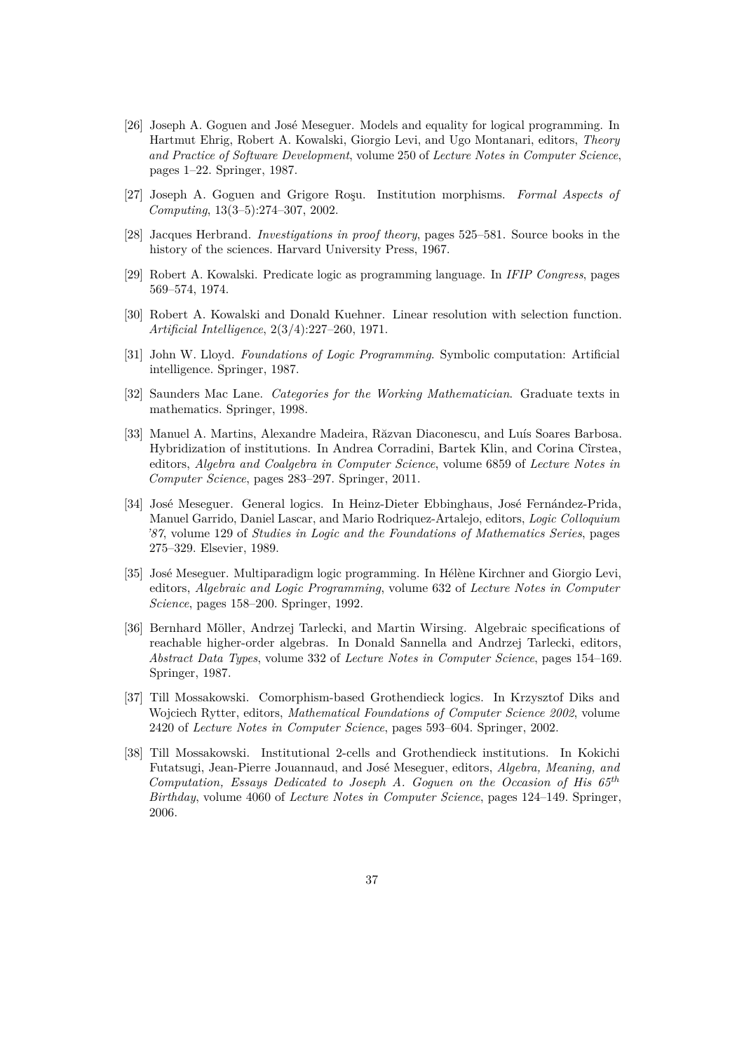[26] Joseph A. Goguen and José Meseguer. Models and equality for logical programming. In Hartmut Ehrig, Robert A. Kowalski, Giorgio Levi, and Ugo Montanari, editors, *Theory and Practice of Software Development*, volume 250 of *Lecture Notes in Computer Science*, pages 1–22. Springer, 1987.

[27] Joseph A. Goguen and Grigore Roşu. Institution morphisms. *Formal Aspects of Computing*, 13(3–5):274–307, 2002.

[28] Jacques Herbrand. *Investigations in proof theory*, pages 525–581. Source books in the history of the sciences. Harvard University Press, 1967.

[29] Robert A. Kowalski. Predicate logic as programming language. In *IFIP Congress*, pages 569–574, 1974.

[30] Robert A. Kowalski and Donald Kuehner. Linear resolution with selection function. *Artificial Intelligence*, 2(3/4):227–260, 1971.

[31] John W. Lloyd. *Foundations of Logic Programming*. Symbolic computation: Artificial intelligence. Springer, 1987.

[32] Saunders Mac Lane. *Categories for the Working Mathematician*. Graduate texts in mathematics. Springer, 1998.

[33] Manuel A. Martins, Alexandre Madeira, Răzvan Diaconescu, and Luís Soares Barbosa. Hybridization of institutions. In Andrea Corradini, Bartek Klin, and Corina Cîrstea, editors, *Algebra and Coalgebra in Computer Science*, volume 6859 of *Lecture Notes in Computer Science*, pages 283–297. Springer, 2011.

[34] José Meseguer. General logics. In Heinz-Dieter Ebbinghaus, José Fernández-Prida, Manuel Garrido, Daniel Lascar, and Mario Rodriquez-Artalejo, editors, *Logic Colloquium '87*, volume 129 of *Studies in Logic and the Foundations of Mathematics Series*, pages 275–329. Elsevier, 1989.

[35] José Meseguer. Multiparadigm logic programming. In Hélène Kirchner and Giorgio Levi, editors, *Algebraic and Logic Programming*, volume 632 of *Lecture Notes in Computer Science*, pages 158–200. Springer, 1992.

[36] Bernhard Möller, Andrzej Tarlecki, and Martin Wirsing. Algebraic specifications of reachable higher-order algebras. In Donald Sannella and Andrzej Tarlecki, editors, *Abstract Data Types*, volume 332 of *Lecture Notes in Computer Science*, pages 154–169. Springer, 1987.

[37] Till Mossakowski. Comorphism-based Grothendieck logics. In Krzysztof Diks and Wojciech Rytter, editors, *Mathematical Foundations of Computer Science 2002*, volume 2420 of *Lecture Notes in Computer Science*, pages 593–604. Springer, 2002.

[38] Till Mossakowski. Institutional 2-cells and Grothendieck institutions. In Kokichi Futatsugi, Jean-Pierre Jouannaud, and José Meseguer, editors, *Algebra, Meaning, and Computation, Essays Dedicated to Joseph A. Goguen on the Occasion of His 65$^{th}$ Birthday*, volume 4060 of *Lecture Notes in Computer Science*, pages 124–149. Springer, 2006.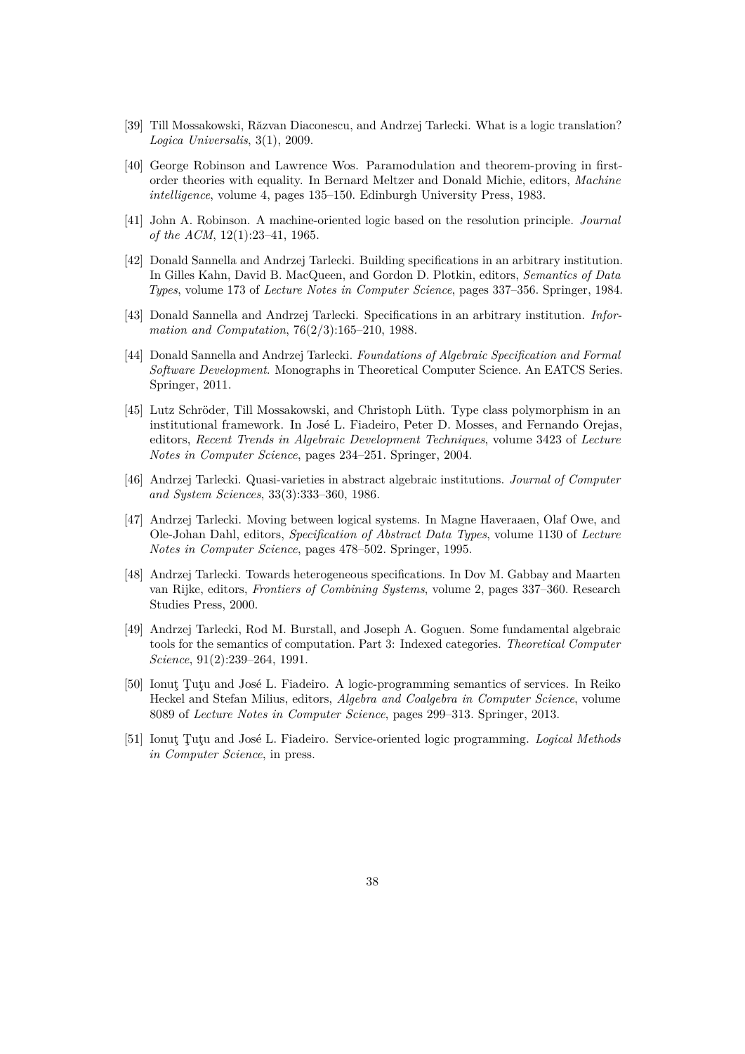[39] Till Mossakowski, Răzvan Diaconescu, and Andrzej Tarlecki. What is a logic translation? *Logica Universalis*, 3(1), 2009.

[40] George Robinson and Lawrence Wos. Paramodulation and theorem-proving in first-order theories with equality. In Bernard Meltzer and Donald Michie, editors, *Machine intelligence*, volume 4, pages 135–150. Edinburgh University Press, 1983.

[41] John A. Robinson. A machine-oriented logic based on the resolution principle. *Journal of the ACM*, 12(1):23–41, 1965.

[42] Donald Sannella and Andrzej Tarlecki. Building specifications in an arbitrary institution. In Gilles Kahn, David B. MacQueen, and Gordon D. Plotkin, editors, *Semantics of Data Types*, volume 173 of *Lecture Notes in Computer Science*, pages 337–356. Springer, 1984.

[43] Donald Sannella and Andrzej Tarlecki. Specifications in an arbitrary institution. *Information and Computation*, 76(2/3):165–210, 1988.

[44] Donald Sannella and Andrzej Tarlecki. *Foundations of Algebraic Specification and Formal Software Development*. Monographs in Theoretical Computer Science. An EATCS Series. Springer, 2011.

[45] Lutz Schröder, Till Mossakowski, and Christoph Lüth. Type class polymorphism in an institutional framework. In José L. Fiadeiro, Peter D. Mosses, and Fernando Orejas, editors, *Recent Trends in Algebraic Development Techniques*, volume 3423 of *Lecture Notes in Computer Science*, pages 234–251. Springer, 2004.

[46] Andrzej Tarlecki. Quasi-varieties in abstract algebraic institutions. *Journal of Computer and System Sciences*, 33(3):333–360, 1986.

[47] Andrzej Tarlecki. Moving between logical systems. In Magne Haveraaen, Olaf Owe, and Ole-Johan Dahl, editors, *Specification of Abstract Data Types*, volume 1130 of *Lecture Notes in Computer Science*, pages 478–502. Springer, 1995.

[48] Andrzej Tarlecki. Towards heterogeneous specifications. In Dov M. Gabbay and Maarten van Rijke, editors, *Frontiers of Combining Systems*, volume 2, pages 337–360. Research Studies Press, 2000.

[49] Andrzej Tarlecki, Rod M. Burstall, and Joseph A. Goguen. Some fundamental algebraic tools for the semantics of computation. Part 3: Indexed categories. *Theoretical Computer Science*, 91(2):239–264, 1991.

[50] Ionuţ Ţuţu and José L. Fiadeiro. A logic-programming semantics of services. In Reiko Heckel and Stefan Milius, editors, *Algebra and Coalgebra in Computer Science*, volume 8089 of *Lecture Notes in Computer Science*, pages 299–313. Springer, 2013.

[51] Ionuţ Ţuţu and José L. Fiadeiro. Service-oriented logic programming. *Logical Methods in Computer Science*, in press.